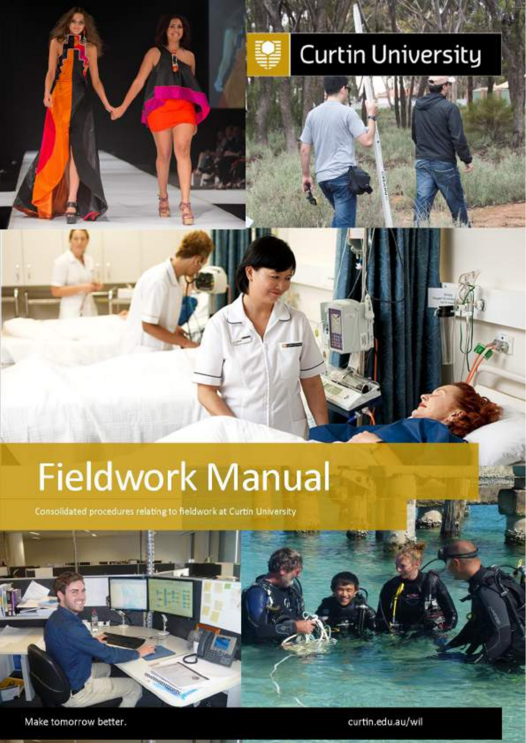Curtin University

# Fieldwork Manual

Consolidated procedures relating to fieldwork at Curtin University

Make tomorrow better.

curtin.edu.au/wil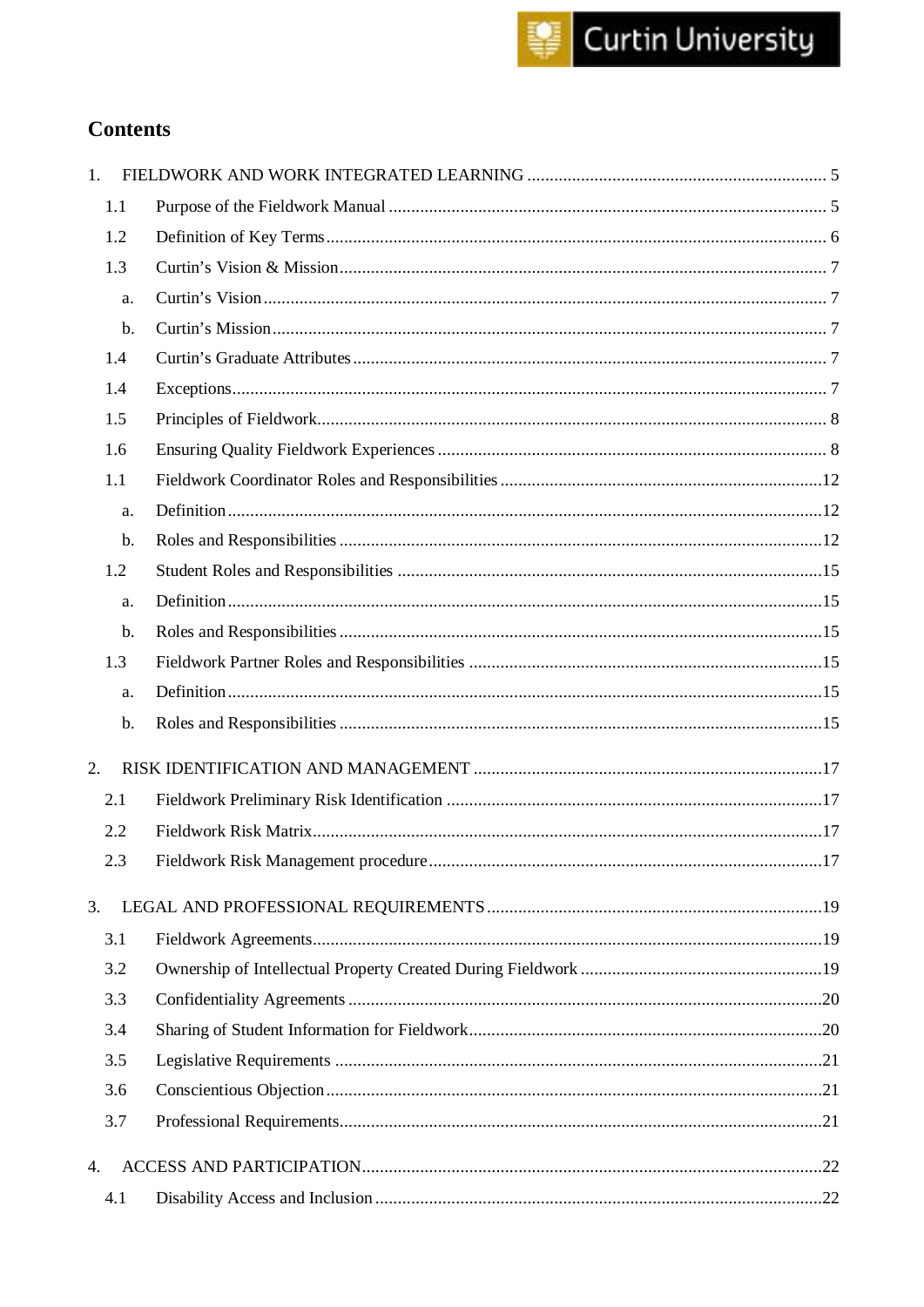## Contents

1. FIELDWORK AND WORK INTEGRATED LEARNING ........................................ 5
    - 1.1 Purpose of the Fieldwork Manual ........................................ 5
    - 1.2 Definition of Key Terms ........................................ 6
    - 1.3 Curtin's Vision & Mission ........................................ 7
        - a. Curtin's Vision ........................................ 7
        - b. Curtin's Mission ........................................ 7
    - 1.4 Curtin's Graduate Attributes ........................................ 7
    - 1.4 Exceptions ........................................ 7
    - 1.5 Principles of Fieldwork ........................................ 8
    - 1.6 Ensuring Quality Fieldwork Experiences ........................................ 8
    - 1.1 Fieldwork Coordinator Roles and Responsibilities ........................................ 12
        - a. Definition ........................................ 12
        - b. Roles and Responsibilities ........................................ 12
    - 1.2 Student Roles and Responsibilities ........................................ 15
        - a. Definition ........................................ 15
        - b. Roles and Responsibilities ........................................ 15
    - 1.3 Fieldwork Partner Roles and Responsibilities ........................................ 15
        - a. Definition ........................................ 15
        - b. Roles and Responsibilities ........................................ 15

2. RISK IDENTIFICATION AND MANAGEMENT ........................................ 17
    - 2.1 Fieldwork Preliminary Risk Identification ........................................ 17
    - 2.2 Fieldwork Risk Matrix ........................................ 17
    - 2.3 Fieldwork Risk Management procedure ........................................ 17

3. LEGAL AND PROFESSIONAL REQUIREMENTS ........................................ 19
    - 3.1 Fieldwork Agreements ........................................ 19
    - 3.2 Ownership of Intellectual Property Created During Fieldwork ........................................ 19
    - 3.3 Confidentiality Agreements ........................................ 20
    - 3.4 Sharing of Student Information for Fieldwork ........................................ 20
    - 3.5 Legislative Requirements ........................................ 21
    - 3.6 Conscientious Objection ........................................ 21
    - 3.7 Professional Requirements ........................................ 21

4. ACCESS AND PARTICIPATION ........................................ 22
    - 4.1 Disability Access and Inclusion ........................................ 22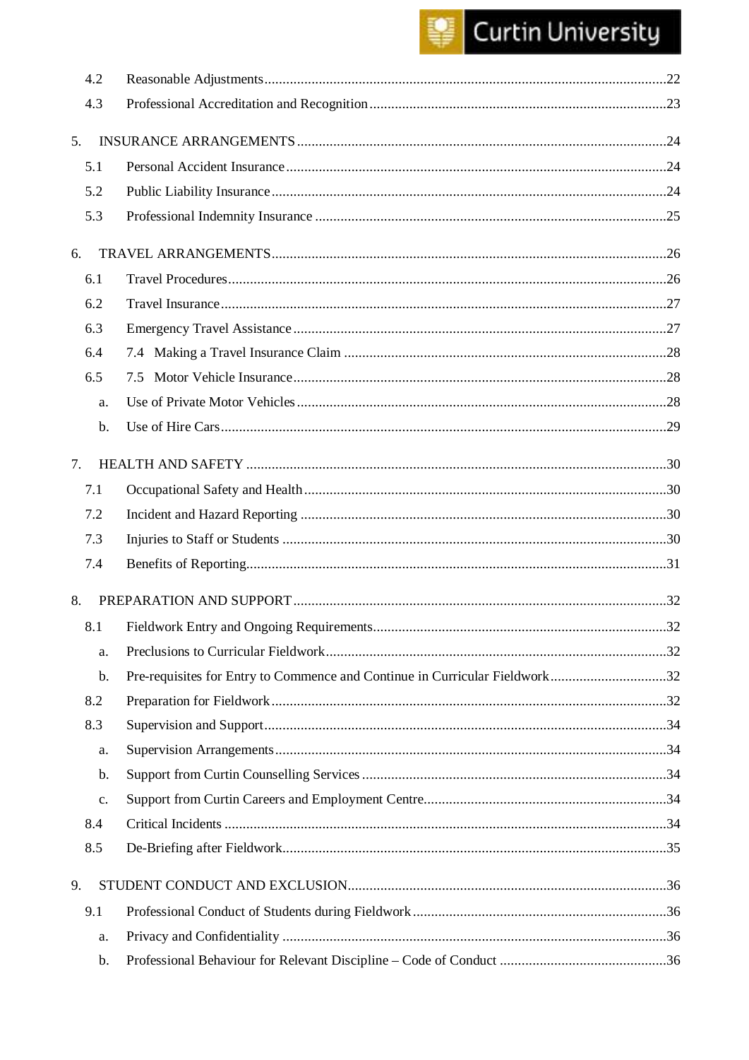4.2 Reasonable Adjustments ..........22

4.3 Professional Accreditation and Recognition ..........23

5. INSURANCE ARRANGEMENTS ..........24

5.1 Personal Accident Insurance ..........24

5.2 Public Liability Insurance ..........24

5.3 Professional Indemnity Insurance ..........25

6. TRAVEL ARRANGEMENTS ..........26

6.1 Travel Procedures ..........26

6.2 Travel Insurance ..........27

6.3 Emergency Travel Assistance ..........27

6.4 7.4 Making a Travel Insurance Claim ..........28

6.5 7.5 Motor Vehicle Insurance ..........28

a. Use of Private Motor Vehicles ..........28

b. Use of Hire Cars ..........29

7. HEALTH AND SAFETY ..........30

7.1 Occupational Safety and Health ..........30

7.2 Incident and Hazard Reporting ..........30

7.3 Injuries to Staff or Students ..........30

7.4 Benefits of Reporting ..........31

8. PREPARATION AND SUPPORT ..........32

8.1 Fieldwork Entry and Ongoing Requirements ..........32

a. Preclusions to Curricular Fieldwork ..........32

b. Pre-requisites for Entry to Commence and Continue in Curricular Fieldwork ..........32

8.2 Preparation for Fieldwork ..........32

8.3 Supervision and Support ..........34

a. Supervision Arrangements ..........34

b. Support from Curtin Counselling Services ..........34

c. Support from Curtin Careers and Employment Centre ..........34

8.4 Critical Incidents ..........34

8.5 De-Briefing after Fieldwork ..........35

9. STUDENT CONDUCT AND EXCLUSION ..........36

9.1 Professional Conduct of Students during Fieldwork ..........36

a. Privacy and Confidentiality ..........36

b. Professional Behaviour for Relevant Discipline – Code of Conduct ..........36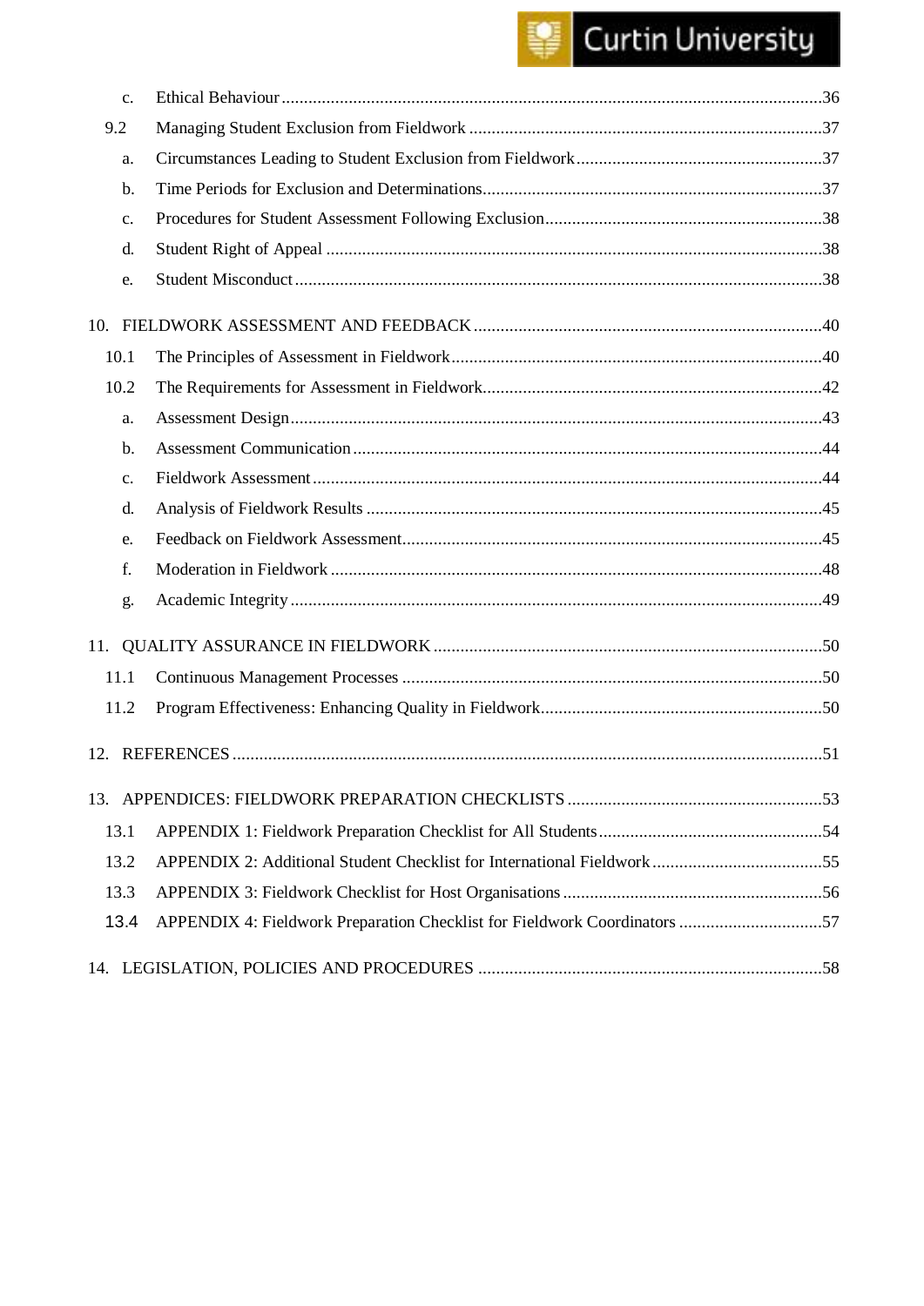c. Ethical Behaviour ........................................................................................................36

9.2 Managing Student Exclusion from Fieldwork ...............................................................37

a. Circumstances Leading to Student Exclusion from Fieldwork .......................................37

b. Time Periods for Exclusion and Determinations............................................................37

c. Procedures for Student Assessment Following Exclusion..............................................38

d. Student Right of Appeal ...............................................................................................38

e. Student Misconduct .....................................................................................................38

10. FIELDWORK ASSESSMENT AND FEEDBACK ..............................................................40

10.1 The Principles of Assessment in Fieldwork...................................................................40

10.2 The Requirements for Assessment in Fieldwork...........................................................42

a. Assessment Design......................................................................................................43

b. Assessment Communication ........................................................................................44

c. Fieldwork Assessment .................................................................................................44

d. Analysis of Fieldwork Results ......................................................................................45

e. Feedback on Fieldwork Assessment..............................................................................45

f. Moderation in Fieldwork ..............................................................................................48

g. Academic Integrity ......................................................................................................49

11. QUALITY ASSURANCE IN FIELDWORK .......................................................................50

11.1 Continuous Management Processes ..............................................................................50

11.2 Program Effectiveness: Enhancing Quality in Fieldwork...............................................50

12. REFERENCES ....................................................................................................................51

13. APPENDICES: FIELDWORK PREPARATION CHECKLISTS .........................................53

13.1 APPENDIX 1: Fieldwork Preparation Checklist for All Students..................................54

13.2 APPENDIX 2: Additional Student Checklist for International Fieldwork......................55

13.3 APPENDIX 3: Fieldwork Checklist for Host Organisations..........................................56

13.4 APPENDIX 4: Fieldwork Preparation Checklist for Fieldwork Coordinators ................57

14. LEGISLATION, POLICIES AND PROCEDURES .............................................................58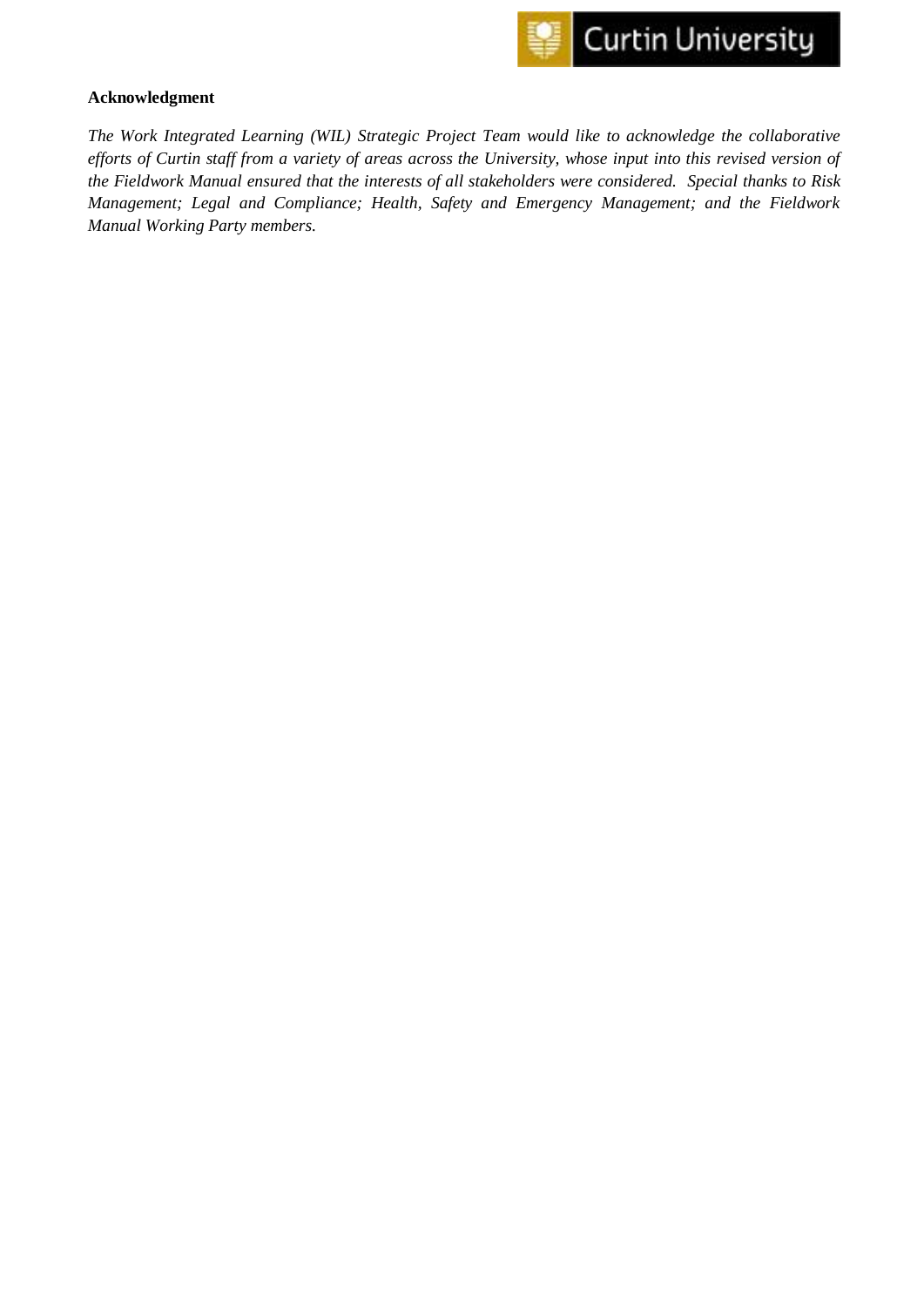**Acknowledgment**

*The Work Integrated Learning (WIL) Strategic Project Team would like to acknowledge the collaborative efforts of Curtin staff from a variety of areas across the University, whose input into this revised version of the Fieldwork Manual ensured that the interests of all stakeholders were considered. Special thanks to Risk Management; Legal and Compliance; Health, Safety and Emergency Management; and the Fieldwork Manual Working Party members.*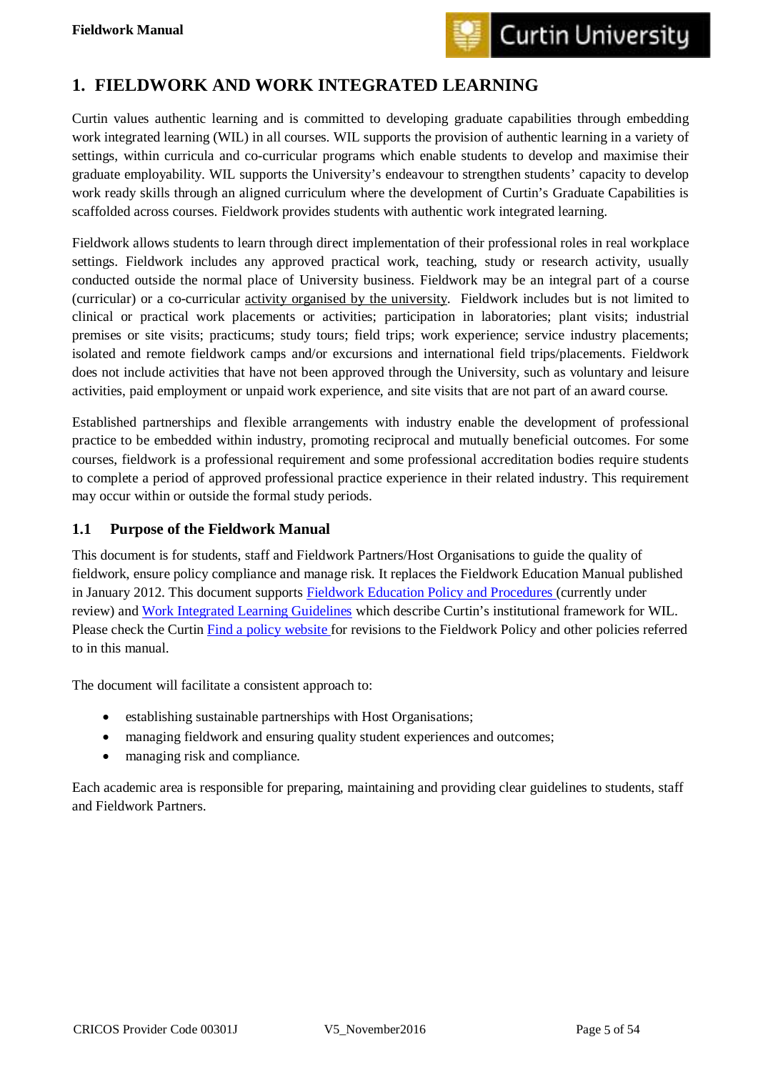# 1. FIELDWORK AND WORK INTEGRATED LEARNING

Curtin values authentic learning and is committed to developing graduate capabilities through embedding work integrated learning (WIL) in all courses. WIL supports the provision of authentic learning in a variety of settings, within curricula and co-curricular programs which enable students to develop and maximise their graduate employability. WIL supports the University's endeavour to strengthen students' capacity to develop work ready skills through an aligned curriculum where the development of Curtin's Graduate Capabilities is scaffolded across courses. Fieldwork provides students with authentic work integrated learning.

Fieldwork allows students to learn through direct implementation of their professional roles in real workplace settings. Fieldwork includes any approved practical work, teaching, study or research activity, usually conducted outside the normal place of University business. Fieldwork may be an integral part of a course (curricular) or a co-curricular activity organised by the university. Fieldwork includes but is not limited to clinical or practical work placements or activities; participation in laboratories; plant visits; industrial premises or site visits; practicums; study tours; field trips; work experience; service industry placements; isolated and remote fieldwork camps and/or excursions and international field trips/placements. Fieldwork does not include activities that have not been approved through the University, such as voluntary and leisure activities, paid employment or unpaid work experience, and site visits that are not part of an award course.

Established partnerships and flexible arrangements with industry enable the development of professional practice to be embedded within industry, promoting reciprocal and mutually beneficial outcomes. For some courses, fieldwork is a professional requirement and some professional accreditation bodies require students to complete a period of approved professional practice experience in their related industry. This requirement may occur within or outside the formal study periods.

## 1.1 Purpose of the Fieldwork Manual

This document is for students, staff and Fieldwork Partners/Host Organisations to guide the quality of fieldwork, ensure policy compliance and manage risk. It replaces the Fieldwork Education Manual published in January 2012. This document supports Fieldwork Education Policy and Procedures (currently under review) and Work Integrated Learning Guidelines which describe Curtin's institutional framework for WIL. Please check the Curtin Find a policy website for revisions to the Fieldwork Policy and other policies referred to in this manual.

The document will facilitate a consistent approach to:

- establishing sustainable partnerships with Host Organisations;
- managing fieldwork and ensuring quality student experiences and outcomes;
- managing risk and compliance.

Each academic area is responsible for preparing, maintaining and providing clear guidelines to students, staff and Fieldwork Partners.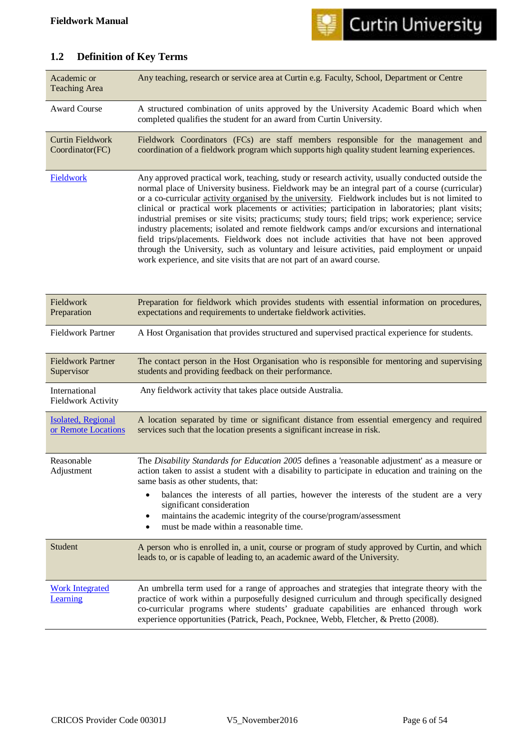## 1.2 Definition of Key Terms

| | |
|---|---|
| Academic or Teaching Area | Any teaching, research or service area at Curtin e.g. Faculty, School, Department or Centre |
| Award Course | A structured combination of units approved by the University Academic Board which when completed qualifies the student for an award from Curtin University. |
| Curtin Fieldwork Coordinator(FC) | Fieldwork Coordinators (FCs) are staff members responsible for the management and coordination of a fieldwork program which supports high quality student learning experiences. |
| Fieldwork | Any approved practical work, teaching, study or research activity, usually conducted outside the normal place of University business. Fieldwork may be an integral part of a course (curricular) or a co-curricular activity organised by the university. Fieldwork includes but is not limited to clinical or practical work placements or activities; participation in laboratories; plant visits; industrial premises or site visits; practicums; study tours; field trips; work experience; service industry placements; isolated and remote fieldwork camps and/or excursions and international field trips/placements. Fieldwork does not include activities that have not been approved through the University, such as voluntary and leisure activities, paid employment or unpaid work experience, and site visits that are not part of an award course. |
| Fieldwork Preparation | Preparation for fieldwork which provides students with essential information on procedures, expectations and requirements to undertake fieldwork activities. |
| Fieldwork Partner | A Host Organisation that provides structured and supervised practical experience for students. |
| Fieldwork Partner Supervisor | The contact person in the Host Organisation who is responsible for mentoring and supervising students and providing feedback on their performance. |
| International Fieldwork Activity | Any fieldwork activity that takes place outside Australia. |
| Isolated, Regional or Remote Locations | A location separated by time or significant distance from essential emergency and required services such that the location presents a significant increase in risk. |
| Reasonable Adjustment | The *Disability Standards for Education 2005* defines a 'reasonable adjustment' as a measure or action taken to assist a student with a disability to participate in education and training on the same basis as other students, that:<br>• balances the interests of all parties, however the interests of the student are a very significant consideration<br>• maintains the academic integrity of the course/program/assessment<br>• must be made within a reasonable time. |
| Student | A person who is enrolled in, a unit, course or program of study approved by Curtin, and which leads to, or is capable of leading to, an academic award of the University. |
| Work Integrated Learning | An umbrella term used for a range of approaches and strategies that integrate theory with the practice of work within a purposefully designed curriculum and through specifically designed co-curricular programs where students' graduate capabilities are enhanced through work experience opportunities (Patrick, Peach, Pocknee, Webb, Fletcher, & Pretto (2008). |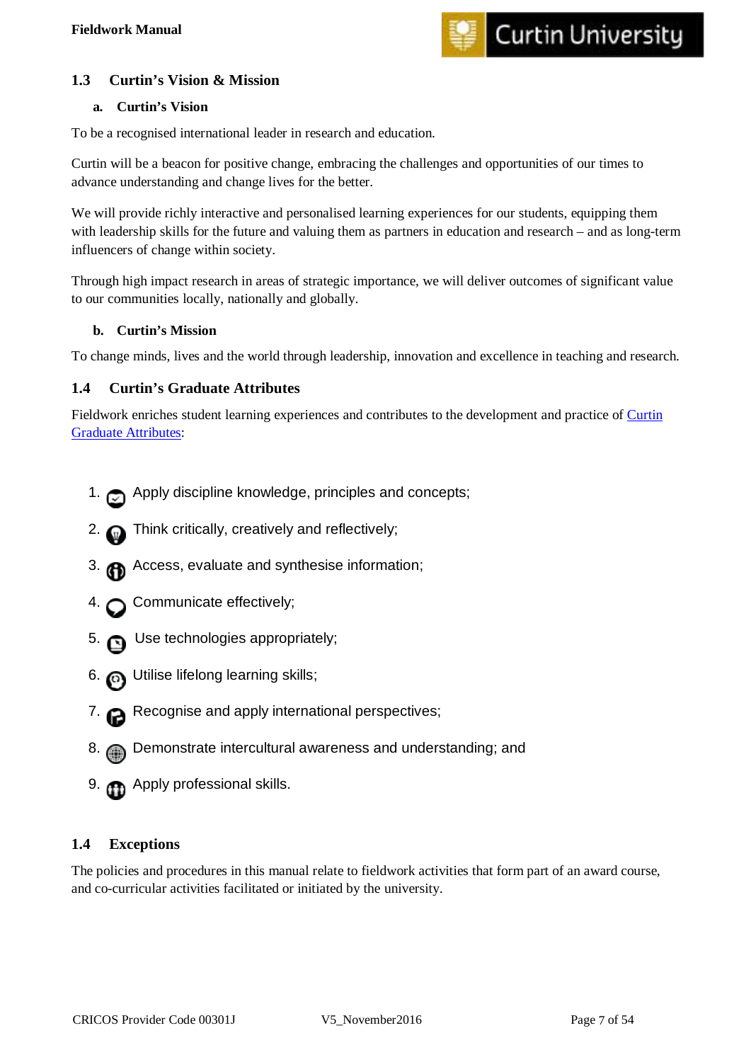## 1.3 Curtin's Vision & Mission

### a. Curtin's Vision

To be a recognised international leader in research and education.

Curtin will be a beacon for positive change, embracing the challenges and opportunities of our times to advance understanding and change lives for the better.

We will provide richly interactive and personalised learning experiences for our students, equipping them with leadership skills for the future and valuing them as partners in education and research – and as long-term influencers of change within society.

Through high impact research in areas of strategic importance, we will deliver outcomes of significant value to our communities locally, nationally and globally.

### b. Curtin's Mission

To change minds, lives and the world through leadership, innovation and excellence in teaching and research.

## 1.4 Curtin's Graduate Attributes

Fieldwork enriches student learning experiences and contributes to the development and practice of Curtin Graduate Attributes:

1. Apply discipline knowledge, principles and concepts;
2. Think critically, creatively and reflectively;
3. Access, evaluate and synthesise information;
4. Communicate effectively;
5. Use technologies appropriately;
6. Utilise lifelong learning skills;
7. Recognise and apply international perspectives;
8. Demonstrate intercultural awareness and understanding; and
9. Apply professional skills.

## 1.4 Exceptions

The policies and procedures in this manual relate to fieldwork activities that form part of an award course, and co-curricular activities facilitated or initiated by the university.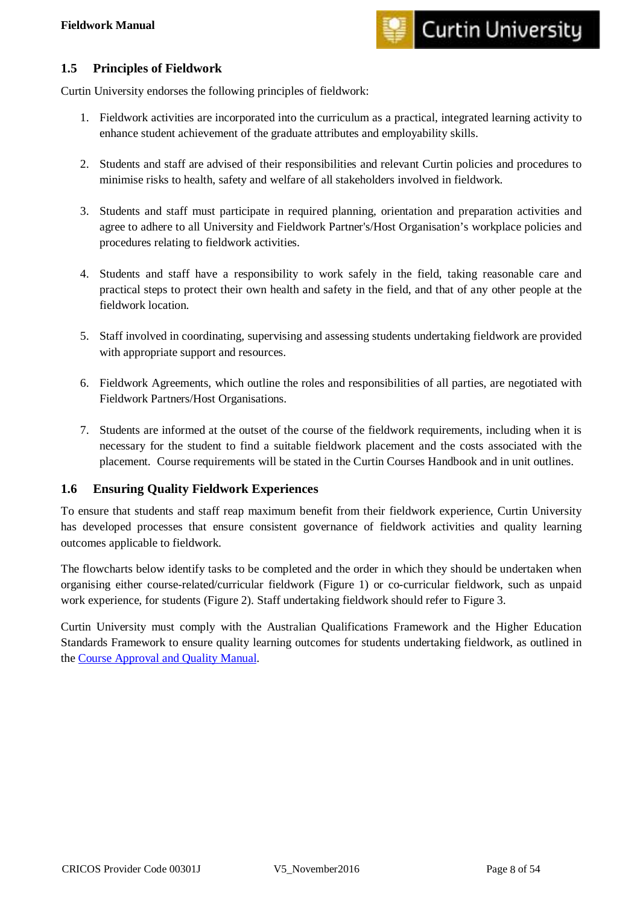## 1.5 Principles of Fieldwork

Curtin University endorses the following principles of fieldwork:

1. Fieldwork activities are incorporated into the curriculum as a practical, integrated learning activity to enhance student achievement of the graduate attributes and employability skills.

2. Students and staff are advised of their responsibilities and relevant Curtin policies and procedures to minimise risks to health, safety and welfare of all stakeholders involved in fieldwork.

3. Students and staff must participate in required planning, orientation and preparation activities and agree to adhere to all University and Fieldwork Partner's/Host Organisation's workplace policies and procedures relating to fieldwork activities.

4. Students and staff have a responsibility to work safely in the field, taking reasonable care and practical steps to protect their own health and safety in the field, and that of any other people at the fieldwork location.

5. Staff involved in coordinating, supervising and assessing students undertaking fieldwork are provided with appropriate support and resources.

6. Fieldwork Agreements, which outline the roles and responsibilities of all parties, are negotiated with Fieldwork Partners/Host Organisations.

7. Students are informed at the outset of the course of the fieldwork requirements, including when it is necessary for the student to find a suitable fieldwork placement and the costs associated with the placement. Course requirements will be stated in the Curtin Courses Handbook and in unit outlines.

## 1.6 Ensuring Quality Fieldwork Experiences

To ensure that students and staff reap maximum benefit from their fieldwork experience, Curtin University has developed processes that ensure consistent governance of fieldwork activities and quality learning outcomes applicable to fieldwork.

The flowcharts below identify tasks to be completed and the order in which they should be undertaken when organising either course-related/curricular fieldwork (Figure 1) or co-curricular fieldwork, such as unpaid work experience, for students (Figure 2). Staff undertaking fieldwork should refer to Figure 3.

Curtin University must comply with the Australian Qualifications Framework and the Higher Education Standards Framework to ensure quality learning outcomes for students undertaking fieldwork, as outlined in the Course Approval and Quality Manual.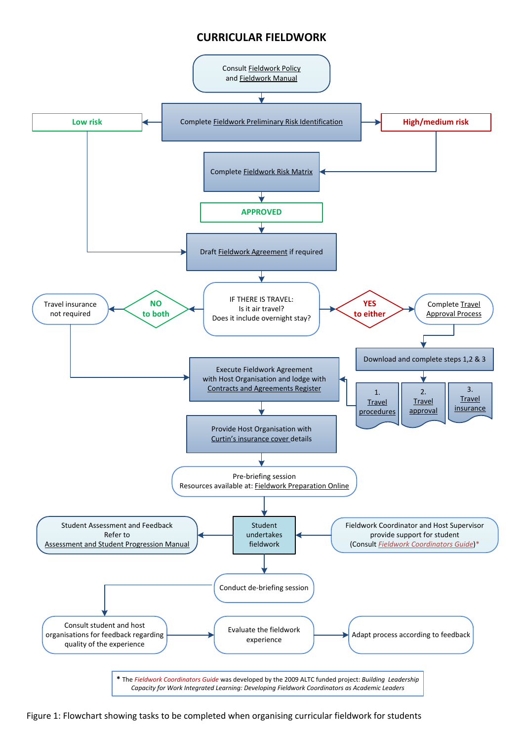# CURRICULAR FIELDWORK

- Consult Fieldwork Policy and Fieldwork Manual
- Complete Fieldwork Preliminary Risk Identification
  - Low risk → Draft Fieldwork Agreement if required
  - High/medium risk → Complete Fieldwork Risk Matrix → APPROVED → Draft Fieldwork Agreement if required
- Draft Fieldwork Agreement if required
- IF THERE IS TRAVEL: Is it air travel? Does it include overnight stay?
  - NO to both → Travel insurance not required → Execute Fieldwork Agreement
  - YES to either → Complete Travel Approval Process → Download and complete steps 1,2 & 3
    1. Travel procedures
    2. Travel approval
    3. Travel insurance
    
    → Execute Fieldwork Agreement
- Execute Fieldwork Agreement with Host Organisation and lodge with Contracts and Agreements Register
- Provide Host Organisation with Curtin's insurance cover details
- Pre-briefing session. Resources available at: Fieldwork Preparation Online
- Student undertakes fieldwork
  - Fieldwork Coordinator and Host Supervisor provide support for student (Consult *Fieldwork Coordinators Guide*)*
  - Student Assessment and Feedback. Refer to Assessment and Student Progression Manual
- Conduct de-briefing session
- Consult student and host organisations for feedback regarding quality of the experience
- Evaluate the fieldwork experience
- Adapt process according to feedback

\* The *Fieldwork Coordinators Guide* was developed by the 2009 ALTC funded project: *Building Leadership Capacity for Work Integrated Learning: Developing Fieldwork Coordinators as Academic Leaders*

Figure 1: Flowchart showing tasks to be completed when organising curricular fieldwork for students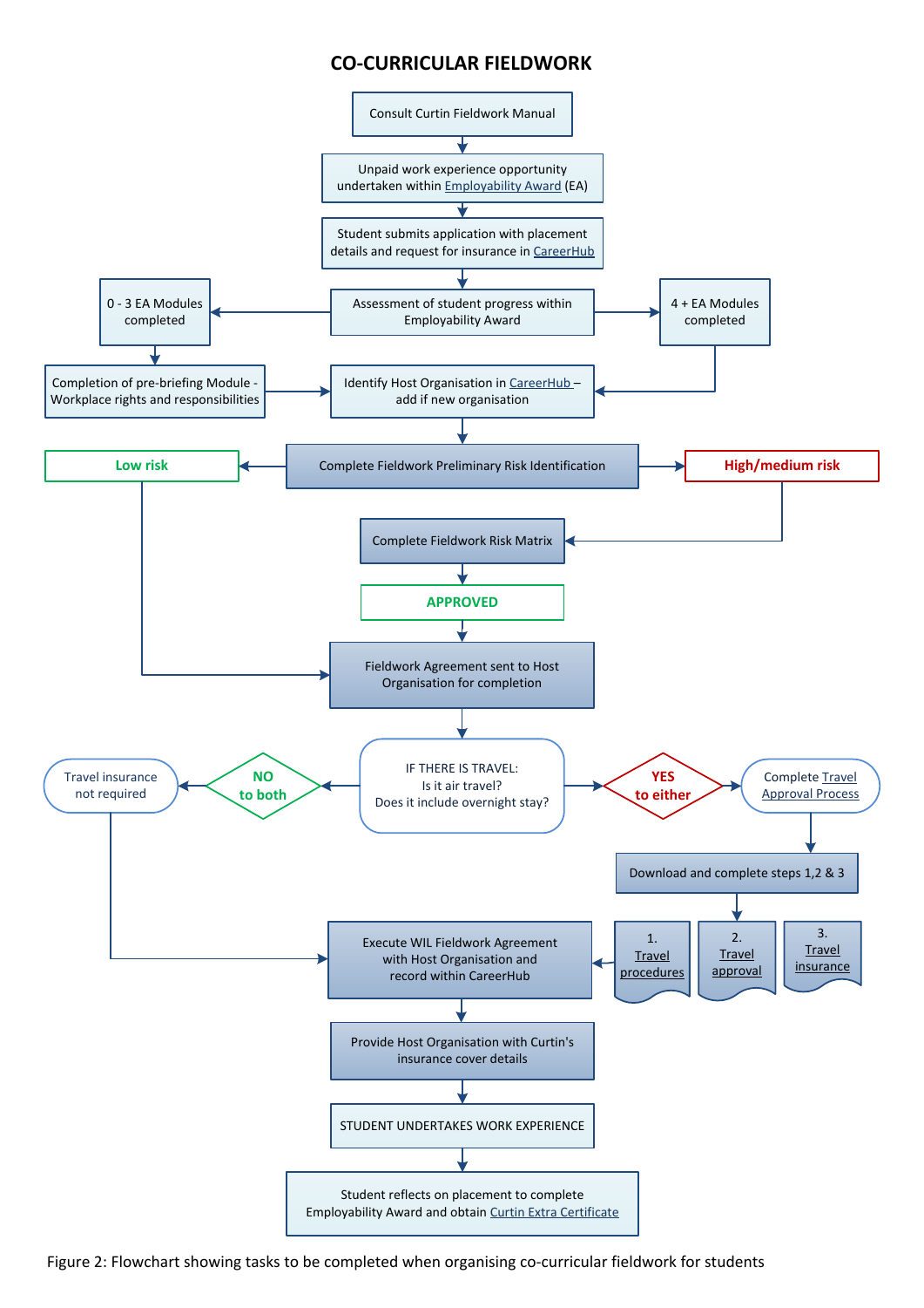# CO-CURRICULAR FIELDWORK

Consult Curtin Fieldwork Manual

↓

Unpaid work experience opportunity undertaken within Employability Award (EA)

↓

Student submits application with placement details and request for insurance in CareerHub

↓

Assessment of student progress within Employability Award

- **0 - 3 EA Modules completed** → Completion of pre-briefing Module - Workplace rights and responsibilities → Identify Host Organisation in CareerHub – add if new organisation
- **4 + EA Modules completed** → Identify Host Organisation in CareerHub – add if new organisation

↓

Complete Fieldwork Preliminary Risk Identification

- **Low risk** → Fieldwork Agreement sent to Host Organisation for completion
- **High/medium risk** → Complete Fieldwork Risk Matrix → **APPROVED** → Fieldwork Agreement sent to Host Organisation for completion

↓

IF THERE IS TRAVEL:
Is it air travel?
Does it include overnight stay?

- **NO to both** → Travel insurance not required → Execute WIL Fieldwork Agreement with Host Organisation and record within CareerHub
- **YES to either** → Complete Travel Approval Process → Download and complete steps 1,2 & 3 (1. Travel procedures; 2. Travel approval; 3. Travel insurance) → Execute WIL Fieldwork Agreement with Host Organisation and record within CareerHub

↓

Provide Host Organisation with Curtin's insurance cover details

↓

STUDENT UNDERTAKES WORK EXPERIENCE

↓

Student reflects on placement to complete Employability Award and obtain Curtin Extra Certificate

Figure 2: Flowchart showing tasks to be completed when organising co-curricular fieldwork for students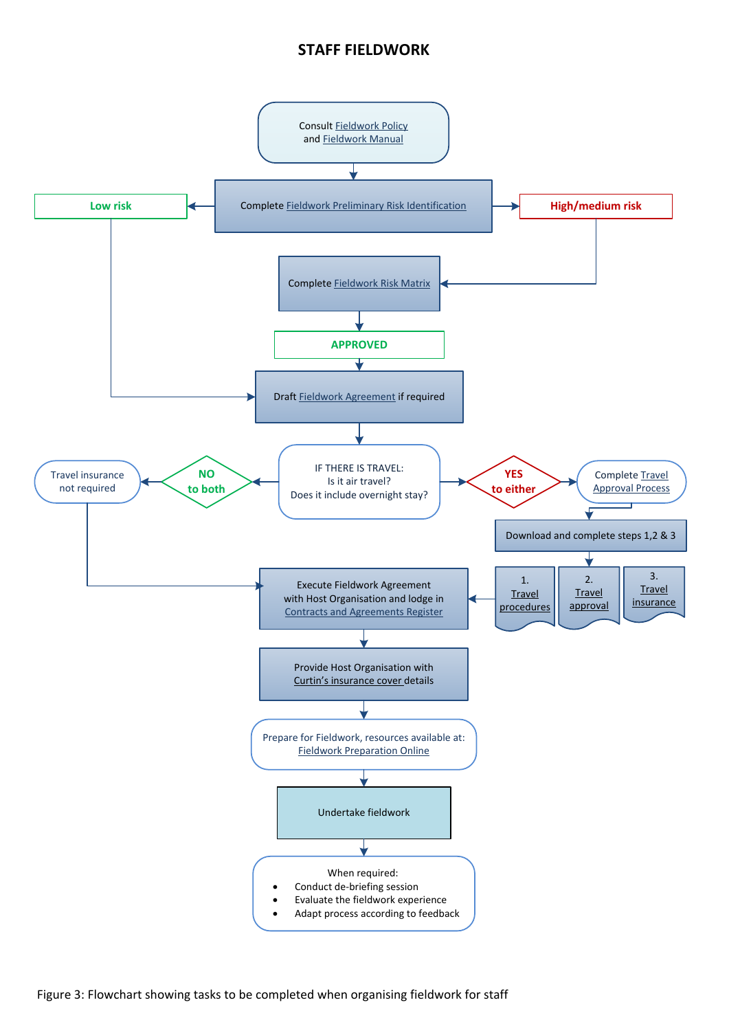# STAFF FIELDWORK

Consult Fieldwork Policy and Fieldwork Manual

Complete Fieldwork Preliminary Risk Identification

Low risk

High/medium risk

Complete Fieldwork Risk Matrix

APPROVED

Draft Fieldwork Agreement if required

IF THERE IS TRAVEL:
Is it air travel?
Does it include overnight stay?

NO to both

Travel insurance not required

YES to either

Complete Travel Approval Process

Download and complete steps 1,2 & 3

1. Travel procedures

2. Travel approval

3. Travel insurance

Execute Fieldwork Agreement with Host Organisation and lodge in Contracts and Agreements Register

Provide Host Organisation with Curtin's insurance cover details

Prepare for Fieldwork, resources available at: Fieldwork Preparation Online

Undertake fieldwork

When required:

- Conduct de-briefing session
- Evaluate the fieldwork experience
- Adapt process according to feedback

Figure 3: Flowchart showing tasks to be completed when organising fieldwork for staff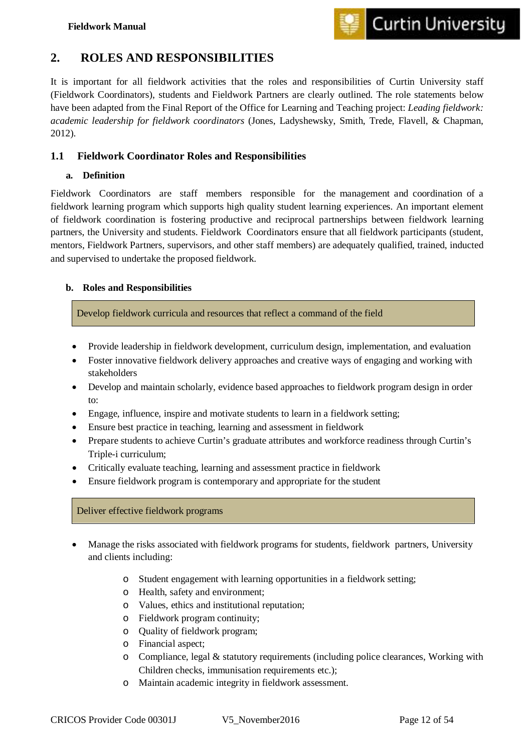## 2. ROLES AND RESPONSIBILITIES

It is important for all fieldwork activities that the roles and responsibilities of Curtin University staff (Fieldwork Coordinators), students and Fieldwork Partners are clearly outlined. The role statements below have been adapted from the Final Report of the Office for Learning and Teaching project: *Leading fieldwork: academic leadership for fieldwork coordinators* (Jones, Ladyshewsky, Smith, Trede, Flavell, & Chapman, 2012).

### 1.1 Fieldwork Coordinator Roles and Responsibilities

**a. Definition**

Fieldwork Coordinators are staff members responsible for the management and coordination of a fieldwork learning program which supports high quality student learning experiences. An important element of fieldwork coordination is fostering productive and reciprocal partnerships between fieldwork learning partners, the University and students. Fieldwork Coordinators ensure that all fieldwork participants (student, mentors, Fieldwork Partners, supervisors, and other staff members) are adequately qualified, trained, inducted and supervised to undertake the proposed fieldwork.

**b. Roles and Responsibilities**

| Develop fieldwork curricula and resources that reflect a command of the field |
|---|

- Provide leadership in fieldwork development, curriculum design, implementation, and evaluation
- Foster innovative fieldwork delivery approaches and creative ways of engaging and working with stakeholders
- Develop and maintain scholarly, evidence based approaches to fieldwork program design in order to:
- Engage, influence, inspire and motivate students to learn in a fieldwork setting;
- Ensure best practice in teaching, learning and assessment in fieldwork
- Prepare students to achieve Curtin's graduate attributes and workforce readiness through Curtin's Triple-i curriculum;
- Critically evaluate teaching, learning and assessment practice in fieldwork
- Ensure fieldwork program is contemporary and appropriate for the student

| Deliver effective fieldwork programs |
|---|

- Manage the risks associated with fieldwork programs for students, fieldwork partners, University and clients including:
  - Student engagement with learning opportunities in a fieldwork setting;
  - Health, safety and environment;
  - Values, ethics and institutional reputation;
  - Fieldwork program continuity;
  - Quality of fieldwork program;
  - Financial aspect;
  - Compliance, legal & statutory requirements (including police clearances, Working with Children checks, immunisation requirements etc.);
  - Maintain academic integrity in fieldwork assessment.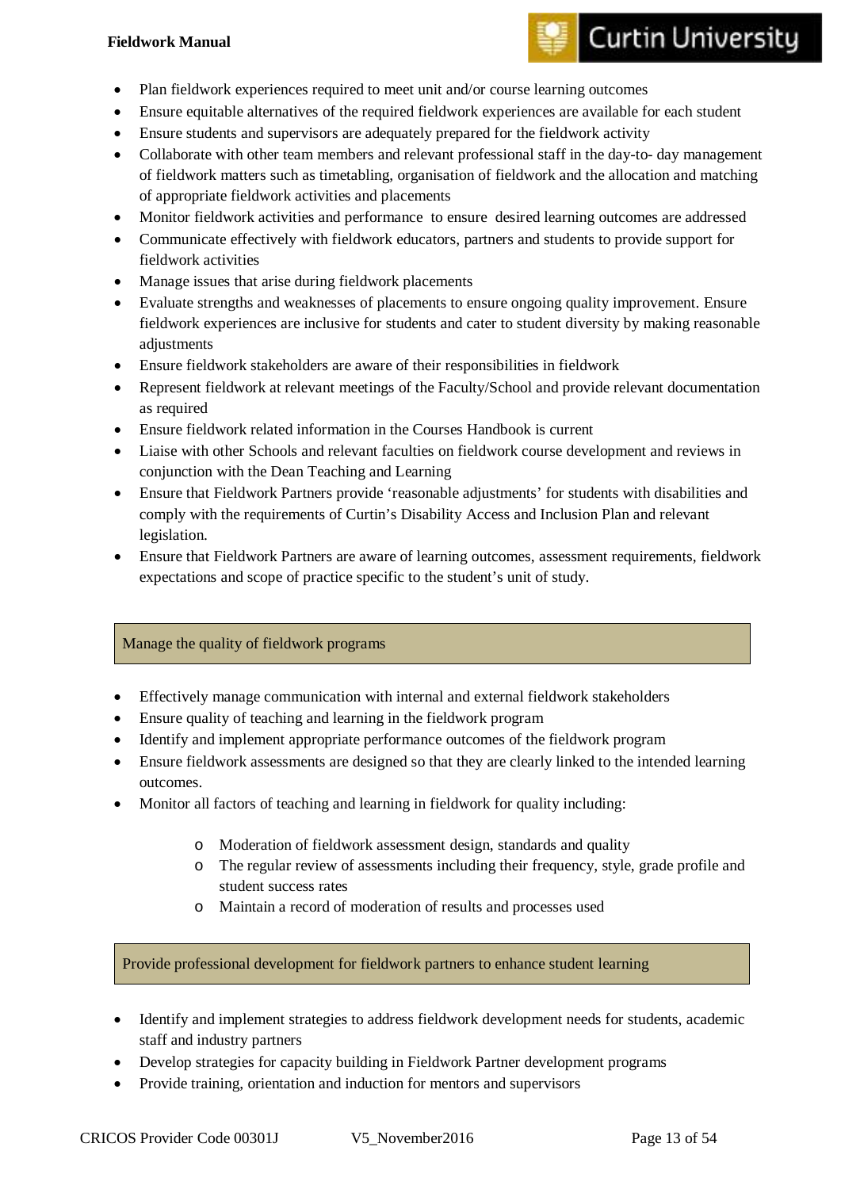- Plan fieldwork experiences required to meet unit and/or course learning outcomes
- Ensure equitable alternatives of the required fieldwork experiences are available for each student
- Ensure students and supervisors are adequately prepared for the fieldwork activity
- Collaborate with other team members and relevant professional staff in the day-to- day management of fieldwork matters such as timetabling, organisation of fieldwork and the allocation and matching of appropriate fieldwork activities and placements
- Monitor fieldwork activities and performance to ensure desired learning outcomes are addressed
- Communicate effectively with fieldwork educators, partners and students to provide support for fieldwork activities
- Manage issues that arise during fieldwork placements
- Evaluate strengths and weaknesses of placements to ensure ongoing quality improvement. Ensure fieldwork experiences are inclusive for students and cater to student diversity by making reasonable adjustments
- Ensure fieldwork stakeholders are aware of their responsibilities in fieldwork
- Represent fieldwork at relevant meetings of the Faculty/School and provide relevant documentation as required
- Ensure fieldwork related information in the Courses Handbook is current
- Liaise with other Schools and relevant faculties on fieldwork course development and reviews in conjunction with the Dean Teaching and Learning
- Ensure that Fieldwork Partners provide 'reasonable adjustments' for students with disabilities and comply with the requirements of Curtin's Disability Access and Inclusion Plan and relevant legislation.
- Ensure that Fieldwork Partners are aware of learning outcomes, assessment requirements, fieldwork expectations and scope of practice specific to the student's unit of study.

### Manage the quality of fieldwork programs

- Effectively manage communication with internal and external fieldwork stakeholders
- Ensure quality of teaching and learning in the fieldwork program
- Identify and implement appropriate performance outcomes of the fieldwork program
- Ensure fieldwork assessments are designed so that they are clearly linked to the intended learning outcomes.
- Monitor all factors of teaching and learning in fieldwork for quality including:
  - Moderation of fieldwork assessment design, standards and quality
  - The regular review of assessments including their frequency, style, grade profile and student success rates
  - Maintain a record of moderation of results and processes used

### Provide professional development for fieldwork partners to enhance student learning

- Identify and implement strategies to address fieldwork development needs for students, academic staff and industry partners
- Develop strategies for capacity building in Fieldwork Partner development programs
- Provide training, orientation and induction for mentors and supervisors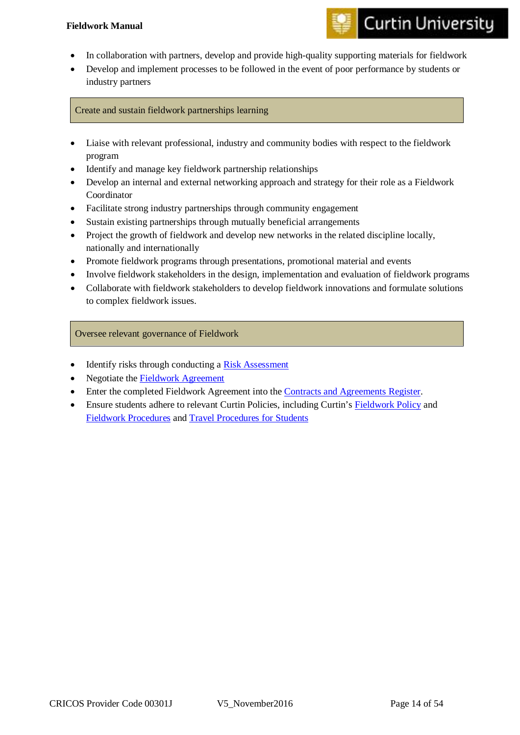- In collaboration with partners, develop and provide high-quality supporting materials for fieldwork
- Develop and implement processes to be followed in the event of poor performance by students or industry partners

### Create and sustain fieldwork partnerships learning

- Liaise with relevant professional, industry and community bodies with respect to the fieldwork program
- Identify and manage key fieldwork partnership relationships
- Develop an internal and external networking approach and strategy for their role as a Fieldwork Coordinator
- Facilitate strong industry partnerships through community engagement
- Sustain existing partnerships through mutually beneficial arrangements
- Project the growth of fieldwork and develop new networks in the related discipline locally, nationally and internationally
- Promote fieldwork programs through presentations, promotional material and events
- Involve fieldwork stakeholders in the design, implementation and evaluation of fieldwork programs
- Collaborate with fieldwork stakeholders to develop fieldwork innovations and formulate solutions to complex fieldwork issues.

### Oversee relevant governance of Fieldwork

- Identify risks through conducting a Risk Assessment
- Negotiate the Fieldwork Agreement
- Enter the completed Fieldwork Agreement into the Contracts and Agreements Register.
- Ensure students adhere to relevant Curtin Policies, including Curtin's Fieldwork Policy and Fieldwork Procedures and Travel Procedures for Students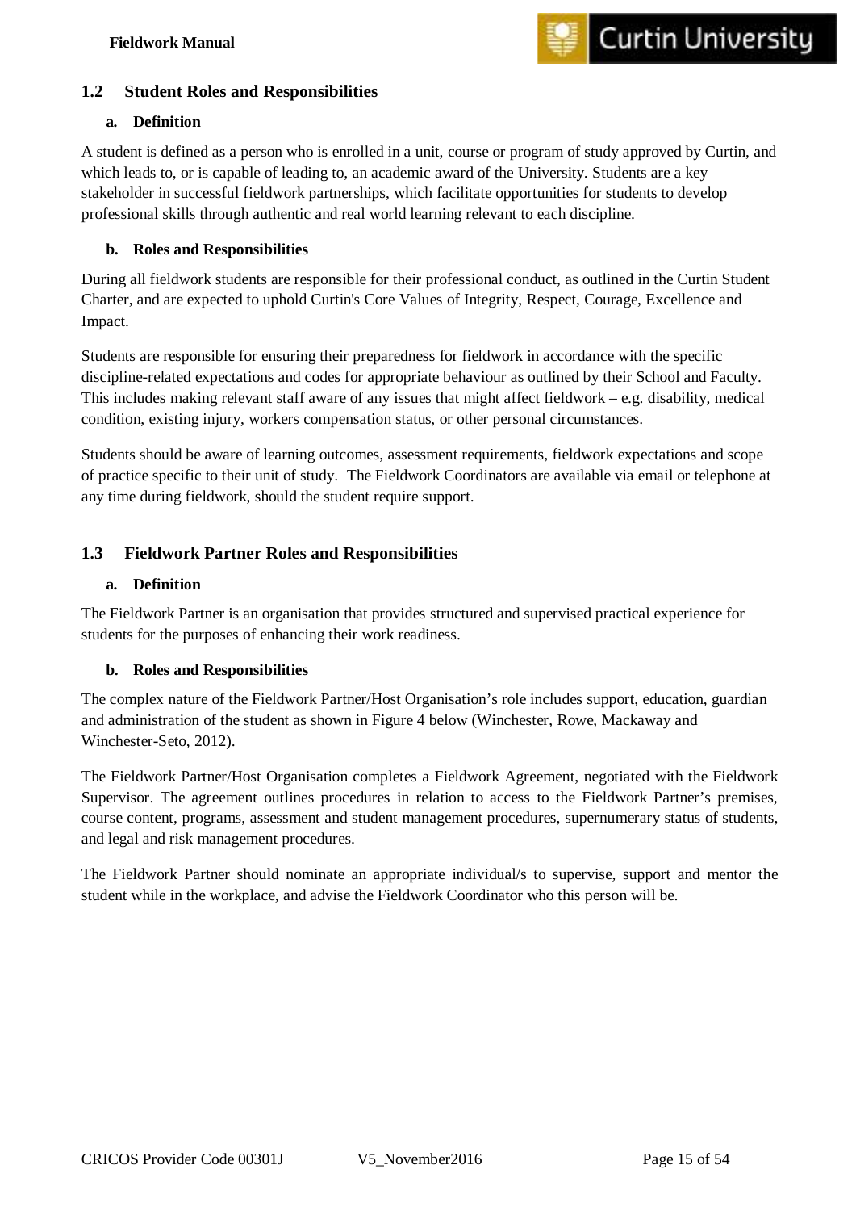## 1.2 Student Roles and Responsibilities

### a. Definition

A student is defined as a person who is enrolled in a unit, course or program of study approved by Curtin, and which leads to, or is capable of leading to, an academic award of the University. Students are a key stakeholder in successful fieldwork partnerships, which facilitate opportunities for students to develop professional skills through authentic and real world learning relevant to each discipline.

### b. Roles and Responsibilities

During all fieldwork students are responsible for their professional conduct, as outlined in the Curtin Student Charter, and are expected to uphold Curtin's Core Values of Integrity, Respect, Courage, Excellence and Impact.

Students are responsible for ensuring their preparedness for fieldwork in accordance with the specific discipline-related expectations and codes for appropriate behaviour as outlined by their School and Faculty. This includes making relevant staff aware of any issues that might affect fieldwork – e.g. disability, medical condition, existing injury, workers compensation status, or other personal circumstances.

Students should be aware of learning outcomes, assessment requirements, fieldwork expectations and scope of practice specific to their unit of study. The Fieldwork Coordinators are available via email or telephone at any time during fieldwork, should the student require support.

## 1.3 Fieldwork Partner Roles and Responsibilities

### a. Definition

The Fieldwork Partner is an organisation that provides structured and supervised practical experience for students for the purposes of enhancing their work readiness.

### b. Roles and Responsibilities

The complex nature of the Fieldwork Partner/Host Organisation's role includes support, education, guardian and administration of the student as shown in Figure 4 below (Winchester, Rowe, Mackaway and Winchester-Seto, 2012).

The Fieldwork Partner/Host Organisation completes a Fieldwork Agreement, negotiated with the Fieldwork Supervisor. The agreement outlines procedures in relation to access to the Fieldwork Partner's premises, course content, programs, assessment and student management procedures, supernumerary status of students, and legal and risk management procedures.

The Fieldwork Partner should nominate an appropriate individual/s to supervise, support and mentor the student while in the workplace, and advise the Fieldwork Coordinator who this person will be.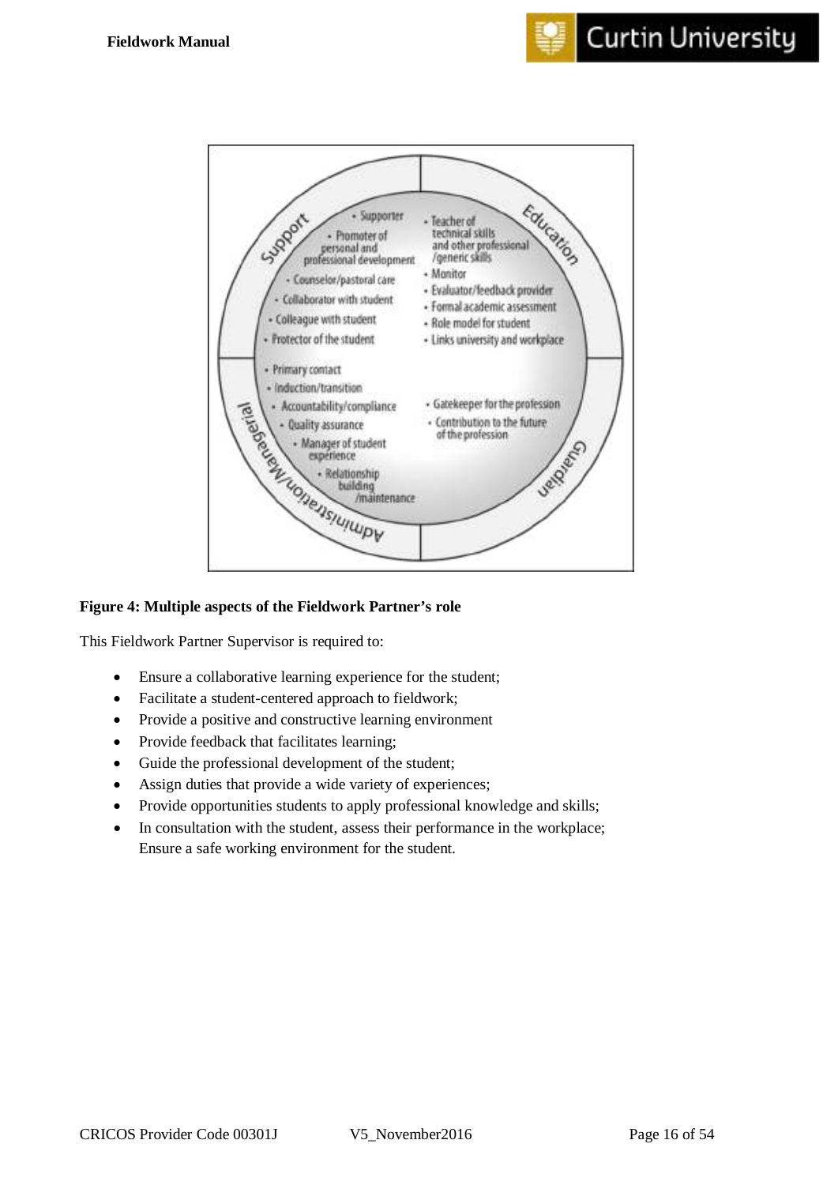**Support**

- Supporter
- Promoter of personal and professional development
- Counselor/pastoral care
- Collaborator with student
- Colleague with student
- Protector of the student

**Education**

- Teacher of technical skills and other professional /generic skills
- Monitor
- Evaluator/feedback provider
- Formal academic assessment
- Role model for student
- Links university and workplace

**Administration/Managerial**

- Primary contact
- Induction/transition
- Accountability/compliance
- Quality assurance
- Manager of student experience
- Relationship building /maintenance

**Guardian**

- Gatekeeper for the profession
- Contribution to the future of the profession

**Figure 4: Multiple aspects of the Fieldwork Partner's role**

This Fieldwork Partner Supervisor is required to:

- Ensure a collaborative learning experience for the student;
- Facilitate a student-centered approach to fieldwork;
- Provide a positive and constructive learning environment
- Provide feedback that facilitates learning;
- Guide the professional development of the student;
- Assign duties that provide a wide variety of experiences;
- Provide opportunities students to apply professional knowledge and skills;
- In consultation with the student, assess their performance in the workplace; Ensure a safe working environment for the student.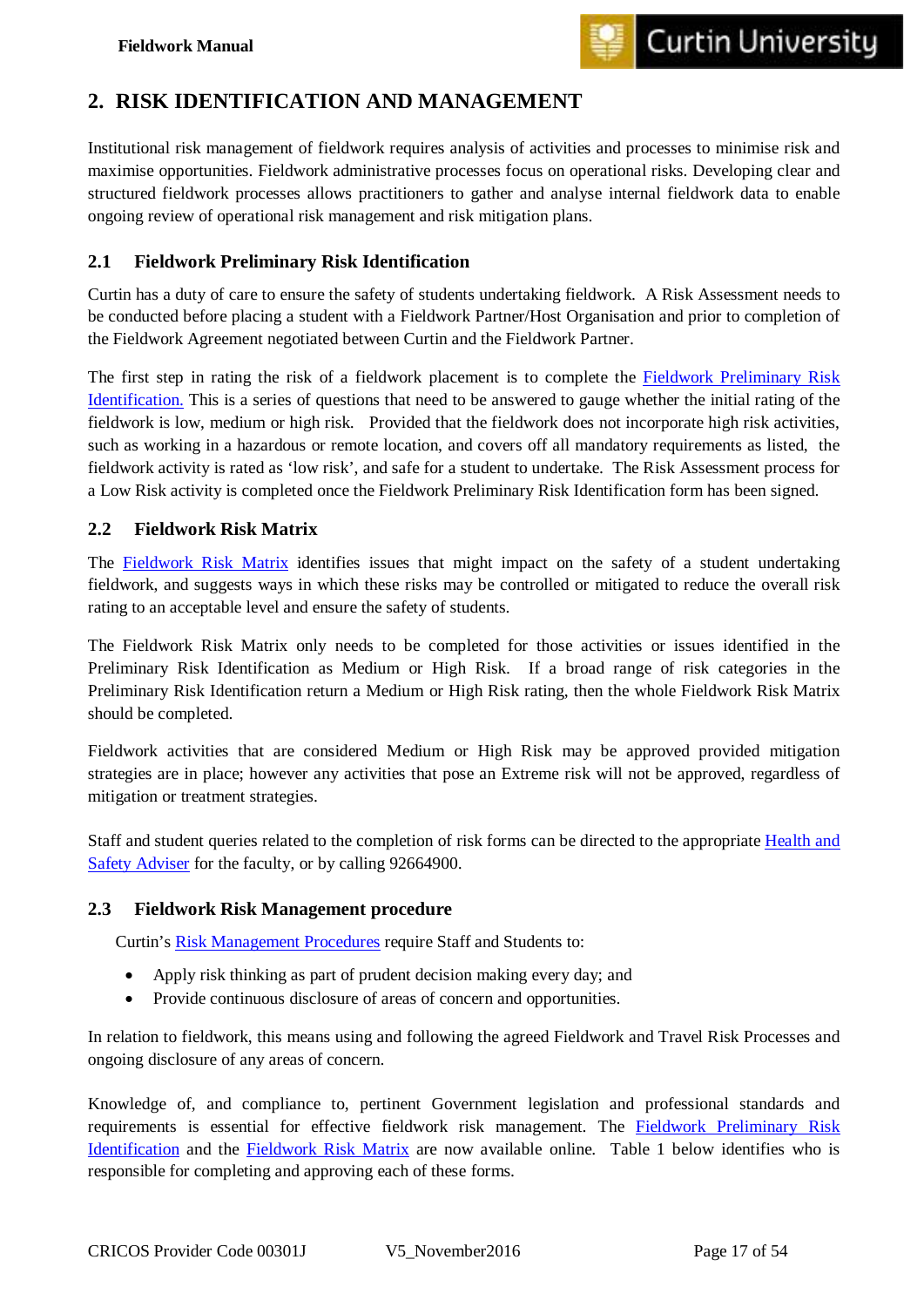## 2. RISK IDENTIFICATION AND MANAGEMENT

Institutional risk management of fieldwork requires analysis of activities and processes to minimise risk and maximise opportunities. Fieldwork administrative processes focus on operational risks. Developing clear and structured fieldwork processes allows practitioners to gather and analyse internal fieldwork data to enable ongoing review of operational risk management and risk mitigation plans.

### 2.1 Fieldwork Preliminary Risk Identification

Curtin has a duty of care to ensure the safety of students undertaking fieldwork. A Risk Assessment needs to be conducted before placing a student with a Fieldwork Partner/Host Organisation and prior to completion of the Fieldwork Agreement negotiated between Curtin and the Fieldwork Partner.

The first step in rating the risk of a fieldwork placement is to complete the Fieldwork Preliminary Risk Identification. This is a series of questions that need to be answered to gauge whether the initial rating of the fieldwork is low, medium or high risk. Provided that the fieldwork does not incorporate high risk activities, such as working in a hazardous or remote location, and covers off all mandatory requirements as listed, the fieldwork activity is rated as 'low risk', and safe for a student to undertake. The Risk Assessment process for a Low Risk activity is completed once the Fieldwork Preliminary Risk Identification form has been signed.

### 2.2 Fieldwork Risk Matrix

The Fieldwork Risk Matrix identifies issues that might impact on the safety of a student undertaking fieldwork, and suggests ways in which these risks may be controlled or mitigated to reduce the overall risk rating to an acceptable level and ensure the safety of students.

The Fieldwork Risk Matrix only needs to be completed for those activities or issues identified in the Preliminary Risk Identification as Medium or High Risk. If a broad range of risk categories in the Preliminary Risk Identification return a Medium or High Risk rating, then the whole Fieldwork Risk Matrix should be completed.

Fieldwork activities that are considered Medium or High Risk may be approved provided mitigation strategies are in place; however any activities that pose an Extreme risk will not be approved, regardless of mitigation or treatment strategies.

Staff and student queries related to the completion of risk forms can be directed to the appropriate Health and Safety Adviser for the faculty, or by calling 92664900.

### 2.3 Fieldwork Risk Management procedure

Curtin's Risk Management Procedures require Staff and Students to:

- Apply risk thinking as part of prudent decision making every day; and
- Provide continuous disclosure of areas of concern and opportunities.

In relation to fieldwork, this means using and following the agreed Fieldwork and Travel Risk Processes and ongoing disclosure of any areas of concern.

Knowledge of, and compliance to, pertinent Government legislation and professional standards and requirements is essential for effective fieldwork risk management. The Fieldwork Preliminary Risk Identification and the Fieldwork Risk Matrix are now available online. Table 1 below identifies who is responsible for completing and approving each of these forms.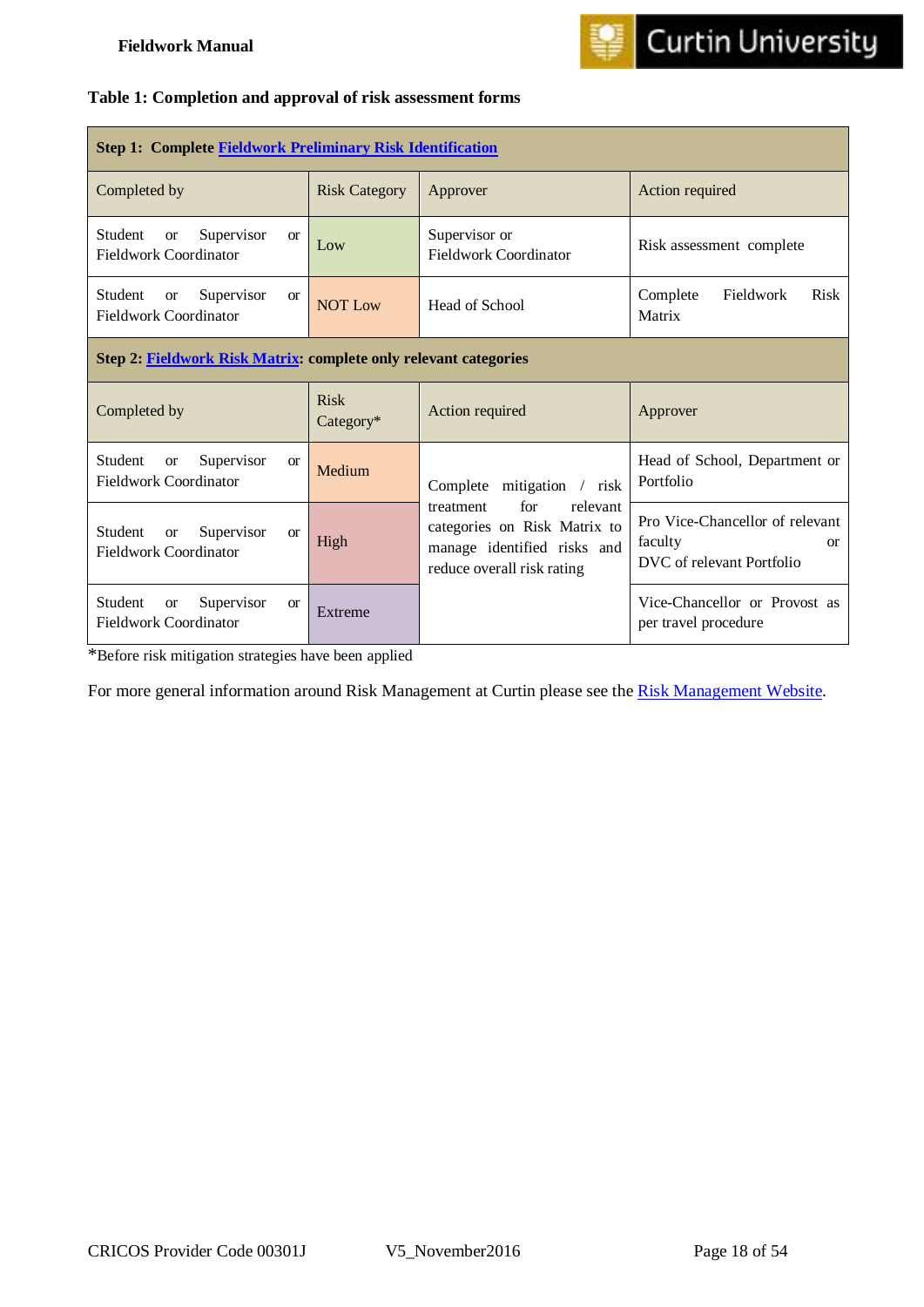**Table 1: Completion and approval of risk assessment forms**

| Step 1: Complete [Fieldwork Preliminary Risk Identification] | | | |
|---|---|---|---|
| Completed by | Risk Category | Approver | Action required |
| Student or Supervisor or Fieldwork Coordinator | Low | Supervisor or Fieldwork Coordinator | Risk assessment complete |
| Student or Supervisor or Fieldwork Coordinator | NOT Low | Head of School | Complete Fieldwork Risk Matrix |
| **Step 2: [Fieldwork Risk Matrix]: complete only relevant categories** | | | |
| Completed by | Risk Category* | Action required | Approver |
| Student or Supervisor or Fieldwork Coordinator | Medium | Complete mitigation / risk treatment for relevant categories on Risk Matrix to manage identified risks and reduce overall risk rating | Head of School, Department or Portfolio |
| Student or Supervisor or Fieldwork Coordinator | High | | Pro Vice-Chancellor of relevant faculty or DVC of relevant Portfolio |
| Student or Supervisor or Fieldwork Coordinator | Extreme | | Vice-Chancellor or Provost as per travel procedure |

*Before risk mitigation strategies have been applied

For more general information around Risk Management at Curtin please see the Risk Management Website.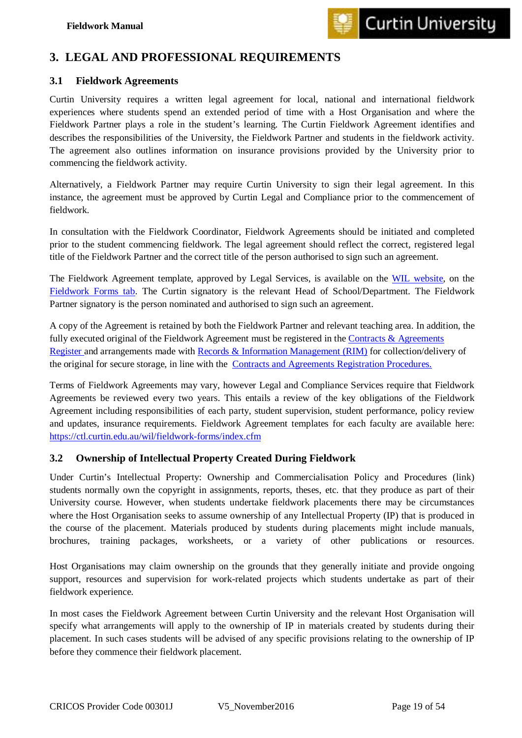# 3. LEGAL AND PROFESSIONAL REQUIREMENTS

## 3.1 Fieldwork Agreements

Curtin University requires a written legal agreement for local, national and international fieldwork experiences where students spend an extended period of time with a Host Organisation and where the Fieldwork Partner plays a role in the student's learning. The Curtin Fieldwork Agreement identifies and describes the responsibilities of the University, the Fieldwork Partner and students in the fieldwork activity. The agreement also outlines information on insurance provisions provided by the University prior to commencing the fieldwork activity.

Alternatively, a Fieldwork Partner may require Curtin University to sign their legal agreement. In this instance, the agreement must be approved by Curtin Legal and Compliance prior to the commencement of fieldwork.

In consultation with the Fieldwork Coordinator, Fieldwork Agreements should be initiated and completed prior to the student commencing fieldwork. The legal agreement should reflect the correct, registered legal title of the Fieldwork Partner and the correct title of the person authorised to sign such an agreement.

The Fieldwork Agreement template, approved by Legal Services, is available on the WIL website, on the Fieldwork Forms tab. The Curtin signatory is the relevant Head of School/Department. The Fieldwork Partner signatory is the person nominated and authorised to sign such an agreement.

A copy of the Agreement is retained by both the Fieldwork Partner and relevant teaching area. In addition, the fully executed original of the Fieldwork Agreement must be registered in the Contracts & Agreements Register and arrangements made with Records & Information Management (RIM) for collection/delivery of the original for secure storage, in line with the Contracts and Agreements Registration Procedures.

Terms of Fieldwork Agreements may vary, however Legal and Compliance Services require that Fieldwork Agreements be reviewed every two years. This entails a review of the key obligations of the Fieldwork Agreement including responsibilities of each party, student supervision, student performance, policy review and updates, insurance requirements. Fieldwork Agreement templates for each faculty are available here: https://ctl.curtin.edu.au/wil/fieldwork-forms/index.cfm

## 3.2 Ownership of Intellectual Property Created During Fieldwork

Under Curtin's Intellectual Property: Ownership and Commercialisation Policy and Procedures (link) students normally own the copyright in assignments, reports, theses, etc. that they produce as part of their University course. However, when students undertake fieldwork placements there may be circumstances where the Host Organisation seeks to assume ownership of any Intellectual Property (IP) that is produced in the course of the placement. Materials produced by students during placements might include manuals, brochures, training packages, worksheets, or a variety of other publications or resources.

Host Organisations may claim ownership on the grounds that they generally initiate and provide ongoing support, resources and supervision for work-related projects which students undertake as part of their fieldwork experience.

In most cases the Fieldwork Agreement between Curtin University and the relevant Host Organisation will specify what arrangements will apply to the ownership of IP in materials created by students during their placement. In such cases students will be advised of any specific provisions relating to the ownership of IP before they commence their fieldwork placement.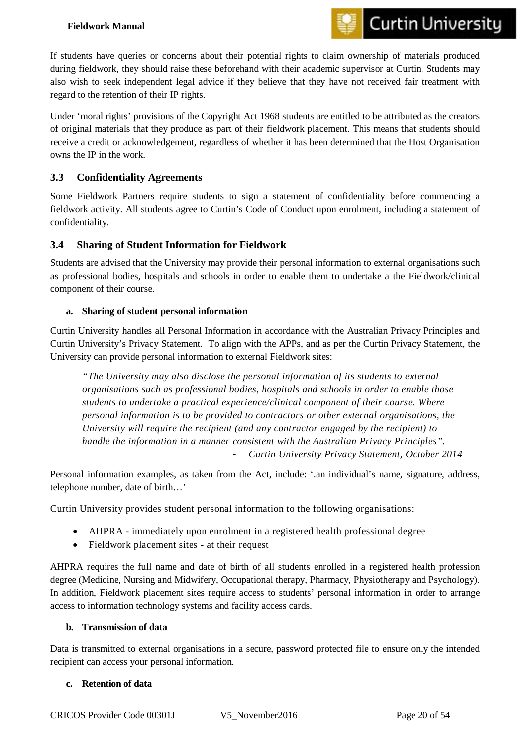If students have queries or concerns about their potential rights to claim ownership of materials produced during fieldwork, they should raise these beforehand with their academic supervisor at Curtin. Students may also wish to seek independent legal advice if they believe that they have not received fair treatment with regard to the retention of their IP rights.

Under 'moral rights' provisions of the Copyright Act 1968 students are entitled to be attributed as the creators of original materials that they produce as part of their fieldwork placement. This means that students should receive a credit or acknowledgement, regardless of whether it has been determined that the Host Organisation owns the IP in the work.

## 3.3 Confidentiality Agreements

Some Fieldwork Partners require students to sign a statement of confidentiality before commencing a fieldwork activity. All students agree to Curtin's Code of Conduct upon enrolment, including a statement of confidentiality.

## 3.4 Sharing of Student Information for Fieldwork

Students are advised that the University may provide their personal information to external organisations such as professional bodies, hospitals and schools in order to enable them to undertake a the Fieldwork/clinical component of their course.

### a. Sharing of student personal information

Curtin University handles all Personal Information in accordance with the Australian Privacy Principles and Curtin University's Privacy Statement. To align with the APPs, and as per the Curtin Privacy Statement, the University can provide personal information to external Fieldwork sites:

> *"The University may also disclose the personal information of its students to external organisations such as professional bodies, hospitals and schools in order to enable those students to undertake a practical experience/clinical component of their course. Where personal information is to be provided to contractors or other external organisations, the University will require the recipient (and any contractor engaged by the recipient) to handle the information in a manner consistent with the Australian Privacy Principles".*
>
> - *Curtin University Privacy Statement, October 2014*

Personal information examples, as taken from the Act, include: '.an individual's name, signature, address, telephone number, date of birth…'

Curtin University provides student personal information to the following organisations:

- AHPRA - immediately upon enrolment in a registered health professional degree
- Fieldwork placement sites - at their request

AHPRA requires the full name and date of birth of all students enrolled in a registered health profession degree (Medicine, Nursing and Midwifery, Occupational therapy, Pharmacy, Physiotherapy and Psychology). In addition, Fieldwork placement sites require access to students' personal information in order to arrange access to information technology systems and facility access cards.

### b. Transmission of data

Data is transmitted to external organisations in a secure, password protected file to ensure only the intended recipient can access your personal information.

### c. Retention of data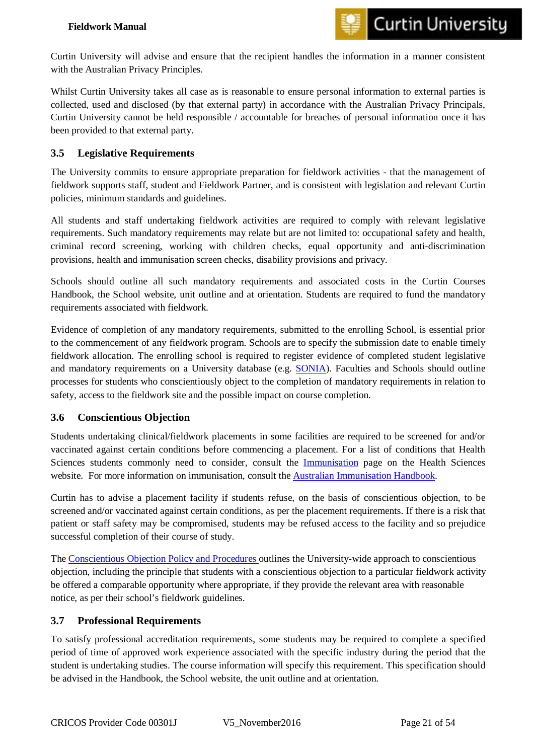Curtin University will advise and ensure that the recipient handles the information in a manner consistent with the Australian Privacy Principles.

Whilst Curtin University takes all case as is reasonable to ensure personal information to external parties is collected, used and disclosed (by that external party) in accordance with the Australian Privacy Principals, Curtin University cannot be held responsible / accountable for breaches of personal information once it has been provided to that external party.

### 3.5 Legislative Requirements

The University commits to ensure appropriate preparation for fieldwork activities - that the management of fieldwork supports staff, student and Fieldwork Partner, and is consistent with legislation and relevant Curtin policies, minimum standards and guidelines.

All students and staff undertaking fieldwork activities are required to comply with relevant legislative requirements. Such mandatory requirements may relate but are not limited to: occupational safety and health, criminal record screening, working with children checks, equal opportunity and anti-discrimination provisions, health and immunisation screen checks, disability provisions and privacy.

Schools should outline all such mandatory requirements and associated costs in the Curtin Courses Handbook, the School website, unit outline and at orientation. Students are required to fund the mandatory requirements associated with fieldwork.

Evidence of completion of any mandatory requirements, submitted to the enrolling School, is essential prior to the commencement of any fieldwork program. Schools are to specify the submission date to enable timely fieldwork allocation. The enrolling school is required to register evidence of completed student legislative and mandatory requirements on a University database (e.g. SONIA). Faculties and Schools should outline processes for students who conscientiously object to the completion of mandatory requirements in relation to safety, access to the fieldwork site and the possible impact on course completion.

### 3.6 Conscientious Objection

Students undertaking clinical/fieldwork placements in some facilities are required to be screened for and/or vaccinated against certain conditions before commencing a placement. For a list of conditions that Health Sciences students commonly need to consider, consult the Immunisation page on the Health Sciences website. For more information on immunisation, consult the Australian Immunisation Handbook.

Curtin has to advise a placement facility if students refuse, on the basis of conscientious objection, to be screened and/or vaccinated against certain conditions, as per the placement requirements. If there is a risk that patient or staff safety may be compromised, students may be refused access to the facility and so prejudice successful completion of their course of study.

The Conscientious Objection Policy and Procedures outlines the University-wide approach to conscientious objection, including the principle that students with a conscientious objection to a particular fieldwork activity be offered a comparable opportunity where appropriate, if they provide the relevant area with reasonable notice, as per their school's fieldwork guidelines.

### 3.7 Professional Requirements

To satisfy professional accreditation requirements, some students may be required to complete a specified period of time of approved work experience associated with the specific industry during the period that the student is undertaking studies. The course information will specify this requirement. This specification should be advised in the Handbook, the School website, the unit outline and at orientation.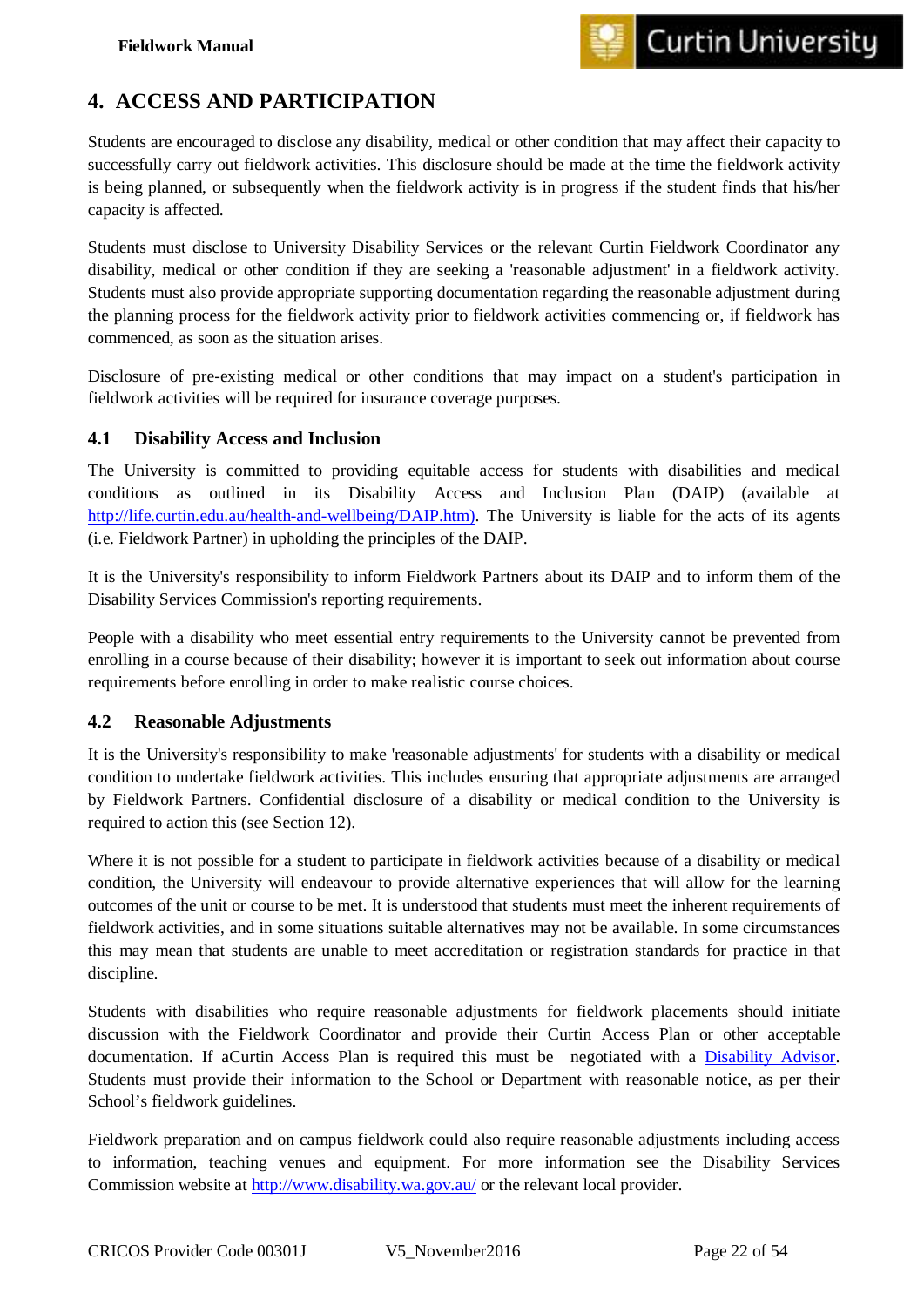# 4. ACCESS AND PARTICIPATION

Students are encouraged to disclose any disability, medical or other condition that may affect their capacity to successfully carry out fieldwork activities. This disclosure should be made at the time the fieldwork activity is being planned, or subsequently when the fieldwork activity is in progress if the student finds that his/her capacity is affected.

Students must disclose to University Disability Services or the relevant Curtin Fieldwork Coordinator any disability, medical or other condition if they are seeking a 'reasonable adjustment' in a fieldwork activity. Students must also provide appropriate supporting documentation regarding the reasonable adjustment during the planning process for the fieldwork activity prior to fieldwork activities commencing or, if fieldwork has commenced, as soon as the situation arises.

Disclosure of pre-existing medical or other conditions that may impact on a student's participation in fieldwork activities will be required for insurance coverage purposes.

## 4.1 Disability Access and Inclusion

The University is committed to providing equitable access for students with disabilities and medical conditions as outlined in its Disability Access and Inclusion Plan (DAIP) (available at http://life.curtin.edu.au/health-and-wellbeing/DAIP.htm). The University is liable for the acts of its agents (i.e. Fieldwork Partner) in upholding the principles of the DAIP.

It is the University's responsibility to inform Fieldwork Partners about its DAIP and to inform them of the Disability Services Commission's reporting requirements.

People with a disability who meet essential entry requirements to the University cannot be prevented from enrolling in a course because of their disability; however it is important to seek out information about course requirements before enrolling in order to make realistic course choices.

## 4.2 Reasonable Adjustments

It is the University's responsibility to make 'reasonable adjustments' for students with a disability or medical condition to undertake fieldwork activities. This includes ensuring that appropriate adjustments are arranged by Fieldwork Partners. Confidential disclosure of a disability or medical condition to the University is required to action this (see Section 12).

Where it is not possible for a student to participate in fieldwork activities because of a disability or medical condition, the University will endeavour to provide alternative experiences that will allow for the learning outcomes of the unit or course to be met. It is understood that students must meet the inherent requirements of fieldwork activities, and in some situations suitable alternatives may not be available. In some circumstances this may mean that students are unable to meet accreditation or registration standards for practice in that discipline.

Students with disabilities who require reasonable adjustments for fieldwork placements should initiate discussion with the Fieldwork Coordinator and provide their Curtin Access Plan or other acceptable documentation. If aCurtin Access Plan is required this must be negotiated with a Disability Advisor. Students must provide their information to the School or Department with reasonable notice, as per their School's fieldwork guidelines.

Fieldwork preparation and on campus fieldwork could also require reasonable adjustments including access to information, teaching venues and equipment. For more information see the Disability Services Commission website at http://www.disability.wa.gov.au/ or the relevant local provider.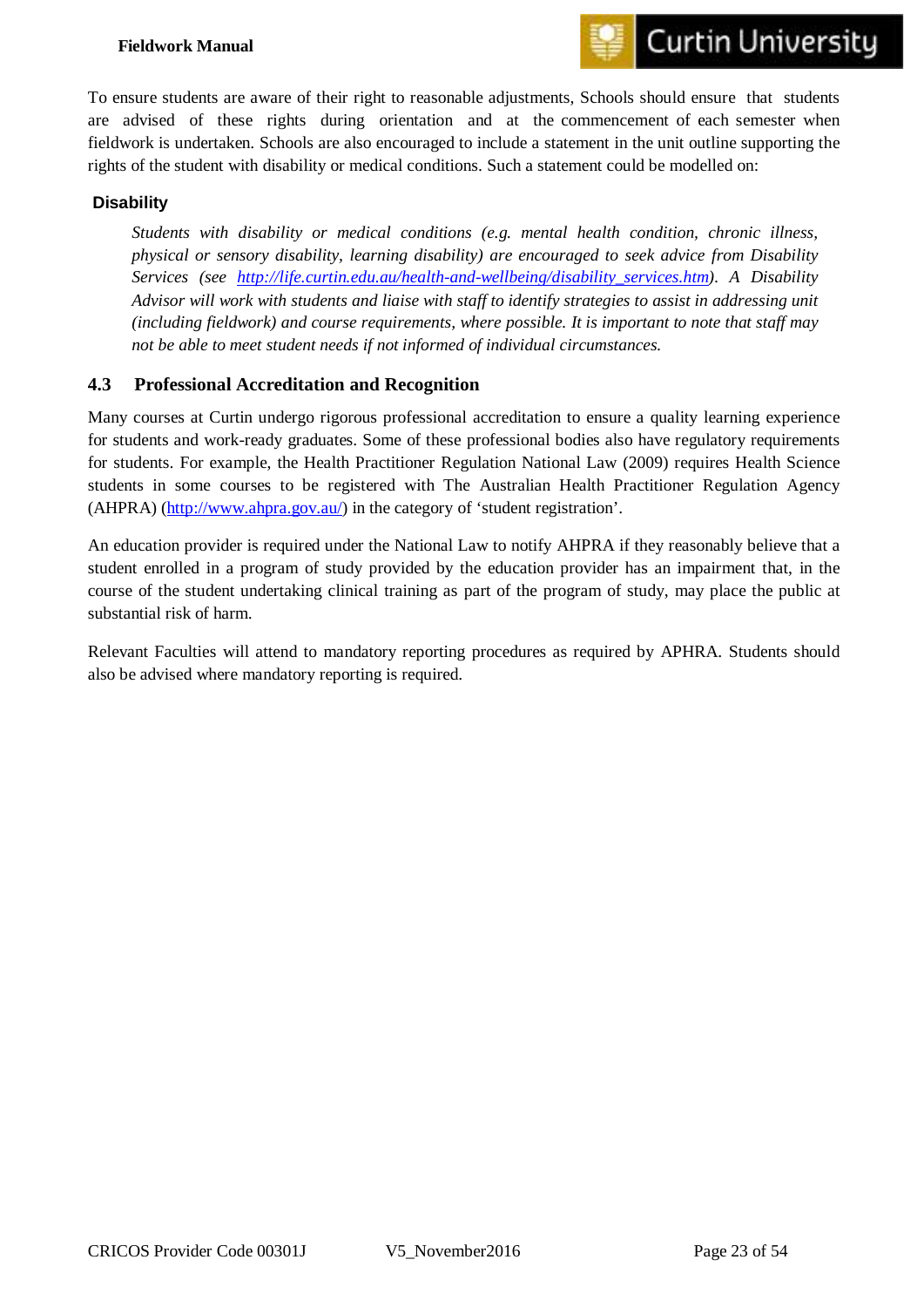To ensure students are aware of their right to reasonable adjustments, Schools should ensure that students are advised of these rights during orientation and at the commencement of each semester when fieldwork is undertaken. Schools are also encouraged to include a statement in the unit outline supporting the rights of the student with disability or medical conditions. Such a statement could be modelled on:

**Disability**

> *Students with disability or medical conditions (e.g. mental health condition, chronic illness, physical or sensory disability, learning disability) are encouraged to seek advice from Disability Services (see [http://life.curtin.edu.au/health-and-wellbeing/disability_services.htm](http://life.curtin.edu.au/health-and-wellbeing/disability_services.htm)). A Disability Advisor will work with students and liaise with staff to identify strategies to assist in addressing unit (including fieldwork) and course requirements, where possible. It is important to note that staff may not be able to meet student needs if not informed of individual circumstances.*

## 4.3 Professional Accreditation and Recognition

Many courses at Curtin undergo rigorous professional accreditation to ensure a quality learning experience for students and work-ready graduates. Some of these professional bodies also have regulatory requirements for students. For example, the Health Practitioner Regulation National Law (2009) requires Health Science students in some courses to be registered with The Australian Health Practitioner Regulation Agency (AHPRA) ([http://www.ahpra.gov.au/](http://www.ahpra.gov.au/)) in the category of 'student registration'.

An education provider is required under the National Law to notify AHPRA if they reasonably believe that a student enrolled in a program of study provided by the education provider has an impairment that, in the course of the student undertaking clinical training as part of the program of study, may place the public at substantial risk of harm.

Relevant Faculties will attend to mandatory reporting procedures as required by APHRA. Students should also be advised where mandatory reporting is required.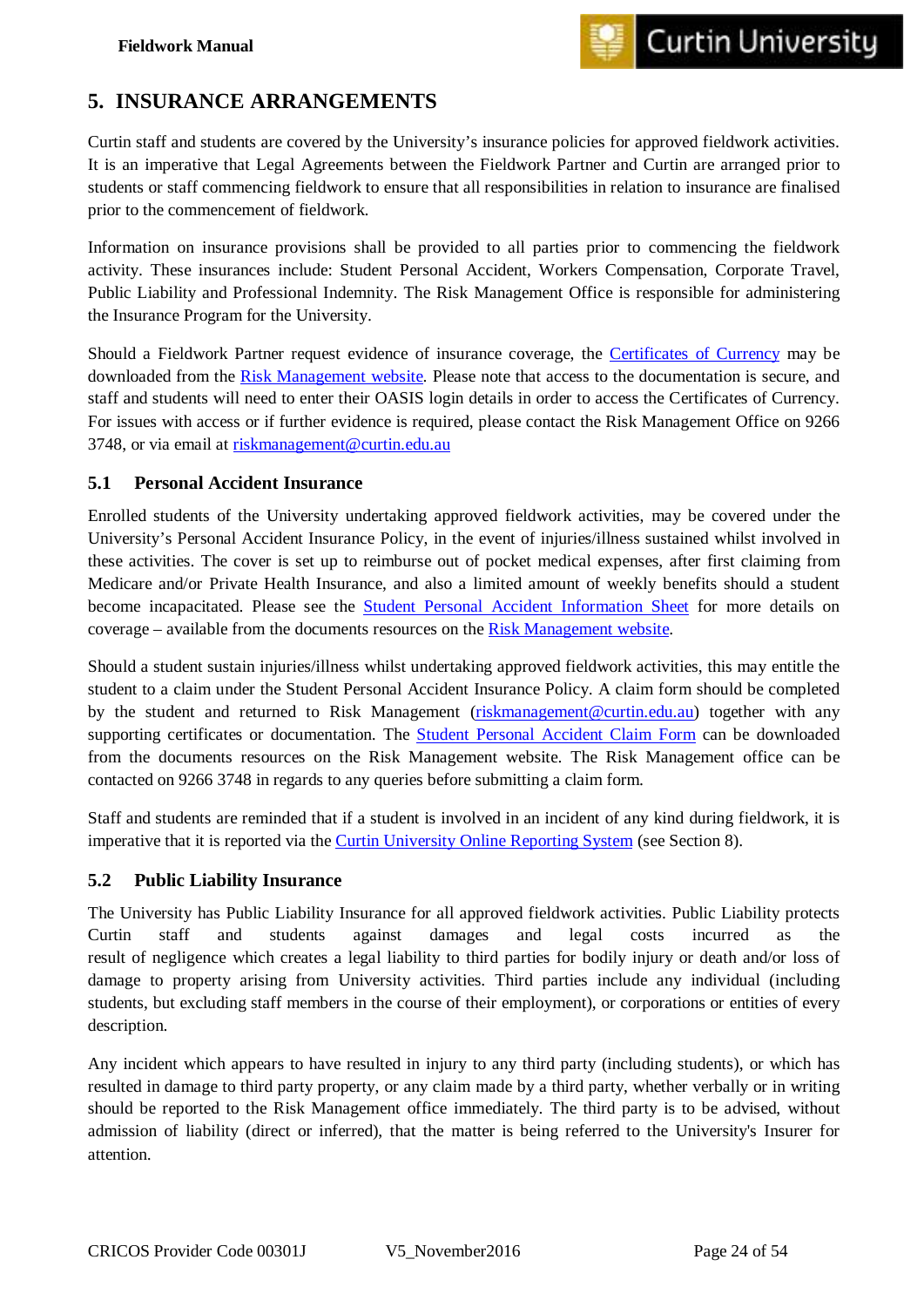## 5. INSURANCE ARRANGEMENTS

Curtin staff and students are covered by the University's insurance policies for approved fieldwork activities. It is an imperative that Legal Agreements between the Fieldwork Partner and Curtin are arranged prior to students or staff commencing fieldwork to ensure that all responsibilities in relation to insurance are finalised prior to the commencement of fieldwork.

Information on insurance provisions shall be provided to all parties prior to commencing the fieldwork activity. These insurances include: Student Personal Accident, Workers Compensation, Corporate Travel, Public Liability and Professional Indemnity. The Risk Management Office is responsible for administering the Insurance Program for the University.

Should a Fieldwork Partner request evidence of insurance coverage, the Certificates of Currency may be downloaded from the Risk Management website. Please note that access to the documentation is secure, and staff and students will need to enter their OASIS login details in order to access the Certificates of Currency. For issues with access or if further evidence is required, please contact the Risk Management Office on 9266 3748, or via email at riskmanagement@curtin.edu.au

### 5.1 Personal Accident Insurance

Enrolled students of the University undertaking approved fieldwork activities, may be covered under the University's Personal Accident Insurance Policy, in the event of injuries/illness sustained whilst involved in these activities. The cover is set up to reimburse out of pocket medical expenses, after first claiming from Medicare and/or Private Health Insurance, and also a limited amount of weekly benefits should a student become incapacitated. Please see the Student Personal Accident Information Sheet for more details on coverage – available from the documents resources on the Risk Management website.

Should a student sustain injuries/illness whilst undertaking approved fieldwork activities, this may entitle the student to a claim under the Student Personal Accident Insurance Policy. A claim form should be completed by the student and returned to Risk Management (riskmanagement@curtin.edu.au) together with any supporting certificates or documentation. The Student Personal Accident Claim Form can be downloaded from the documents resources on the Risk Management website. The Risk Management office can be contacted on 9266 3748 in regards to any queries before submitting a claim form.

Staff and students are reminded that if a student is involved in an incident of any kind during fieldwork, it is imperative that it is reported via the Curtin University Online Reporting System (see Section 8).

### 5.2 Public Liability Insurance

The University has Public Liability Insurance for all approved fieldwork activities. Public Liability protects Curtin staff and students against damages and legal costs incurred as the result of negligence which creates a legal liability to third parties for bodily injury or death and/or loss of damage to property arising from University activities. Third parties include any individual (including students, but excluding staff members in the course of their employment), or corporations or entities of every description.

Any incident which appears to have resulted in injury to any third party (including students), or which has resulted in damage to third party property, or any claim made by a third party, whether verbally or in writing should be reported to the Risk Management office immediately. The third party is to be advised, without admission of liability (direct or inferred), that the matter is being referred to the University's Insurer for attention.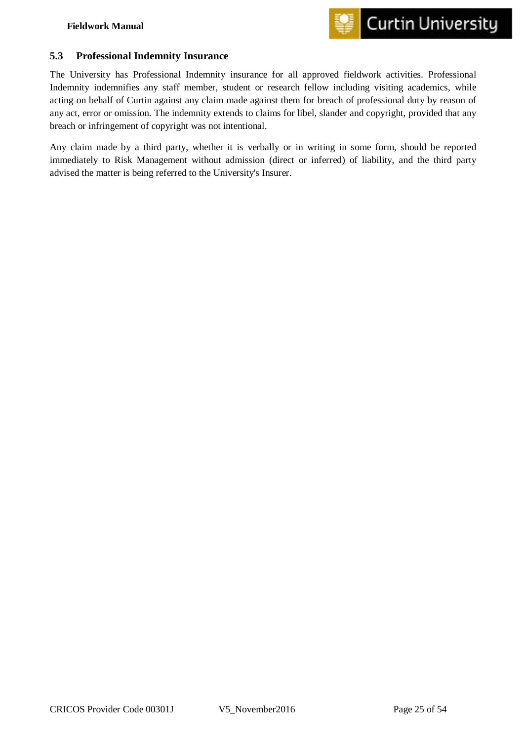## 5.3 Professional Indemnity Insurance

The University has Professional Indemnity insurance for all approved fieldwork activities. Professional Indemnity indemnifies any staff member, student or research fellow including visiting academics, while acting on behalf of Curtin against any claim made against them for breach of professional duty by reason of any act, error or omission. The indemnity extends to claims for libel, slander and copyright, provided that any breach or infringement of copyright was not intentional.

Any claim made by a third party, whether it is verbally or in writing in some form, should be reported immediately to Risk Management without admission (direct or inferred) of liability, and the third party advised the matter is being referred to the University's Insurer.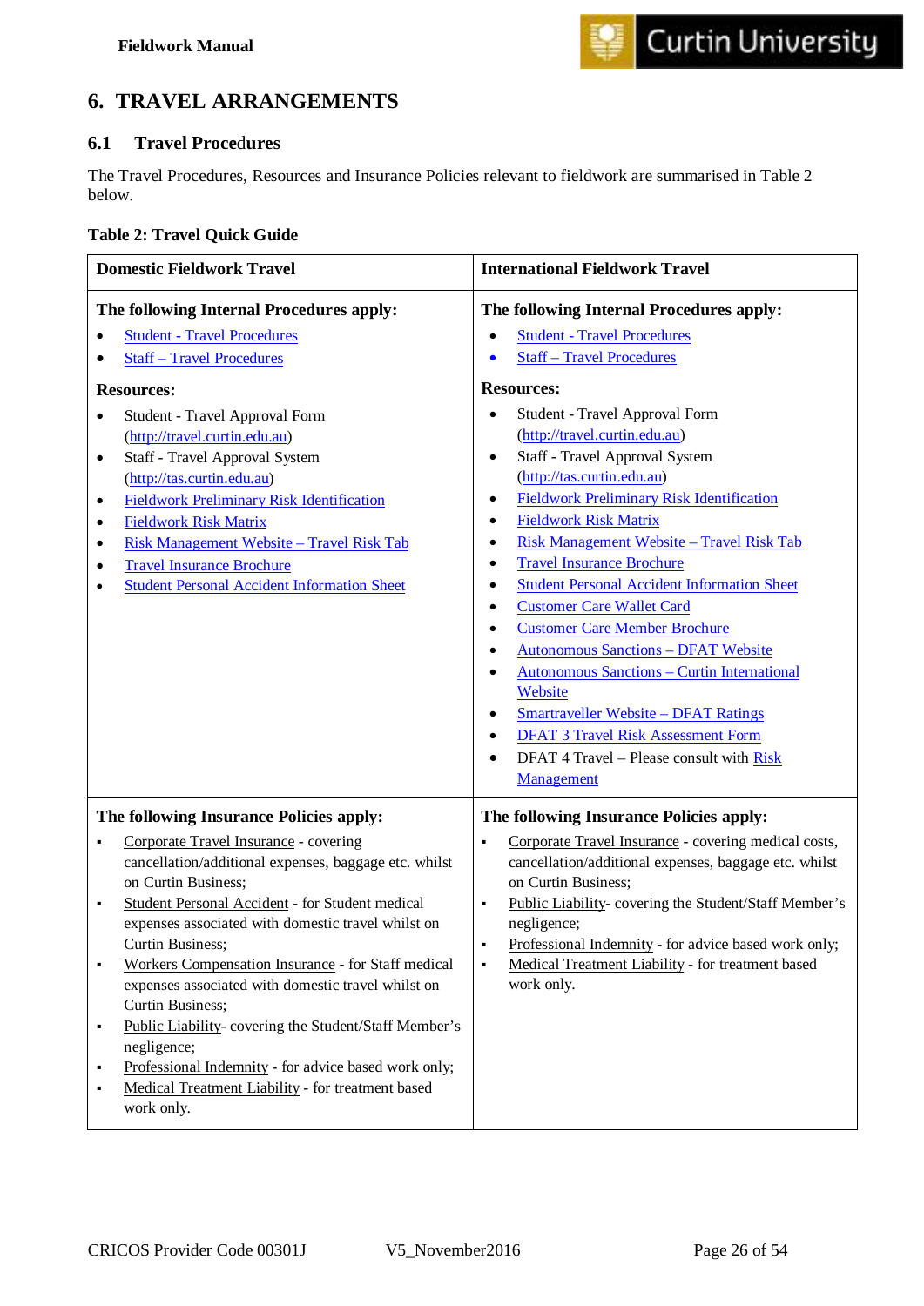# 6. TRAVEL ARRANGEMENTS

## 6.1 Travel Procedures

The Travel Procedures, Resources and Insurance Policies relevant to fieldwork are summarised in Table 2 below.

**Table 2: Travel Quick Guide**

| Domestic Fieldwork Travel | International Fieldwork Travel |
|---|---|
| **The following Internal Procedures apply:**<br>• Student - Travel Procedures<br>• Staff – Travel Procedures<br><br>**Resources:**<br>• Student - Travel Approval Form (http://travel.curtin.edu.au)<br>• Staff - Travel Approval System (http://tas.curtin.edu.au)<br>• Fieldwork Preliminary Risk Identification<br>• Fieldwork Risk Matrix<br>• Risk Management Website – Travel Risk Tab<br>• Travel Insurance Brochure<br>• Student Personal Accident Information Sheet | **The following Internal Procedures apply:**<br>• Student - Travel Procedures<br>• Staff – Travel Procedures<br><br>**Resources:**<br>• Student - Travel Approval Form (http://travel.curtin.edu.au)<br>• Staff - Travel Approval System (http://tas.curtin.edu.au)<br>• Fieldwork Preliminary Risk Identification<br>• Fieldwork Risk Matrix<br>• Risk Management Website – Travel Risk Tab<br>• Travel Insurance Brochure<br>• Student Personal Accident Information Sheet<br>• Customer Care Wallet Card<br>• Customer Care Member Brochure<br>• Autonomous Sanctions – DFAT Website<br>• Autonomous Sanctions – Curtin International Website<br>• Smartraveller Website – DFAT Ratings<br>• DFAT 3 Travel Risk Assessment Form<br>• DFAT 4 Travel – Please consult with Risk Management |
| **The following Insurance Policies apply:**<br>▪ Corporate Travel Insurance - covering cancellation/additional expenses, baggage etc. whilst on Curtin Business;<br>▪ Student Personal Accident - for Student medical expenses associated with domestic travel whilst on Curtin Business;<br>▪ Workers Compensation Insurance - for Staff medical expenses associated with domestic travel whilst on Curtin Business;<br>▪ Public Liability- covering the Student/Staff Member's negligence;<br>▪ Professional Indemnity - for advice based work only;<br>▪ Medical Treatment Liability - for treatment based work only. | **The following Insurance Policies apply:**<br>▪ Corporate Travel Insurance - covering medical costs, cancellation/additional expenses, baggage etc. whilst on Curtin Business;<br>▪ Public Liability- covering the Student/Staff Member's negligence;<br>▪ Professional Indemnity - for advice based work only;<br>▪ Medical Treatment Liability - for treatment based work only. |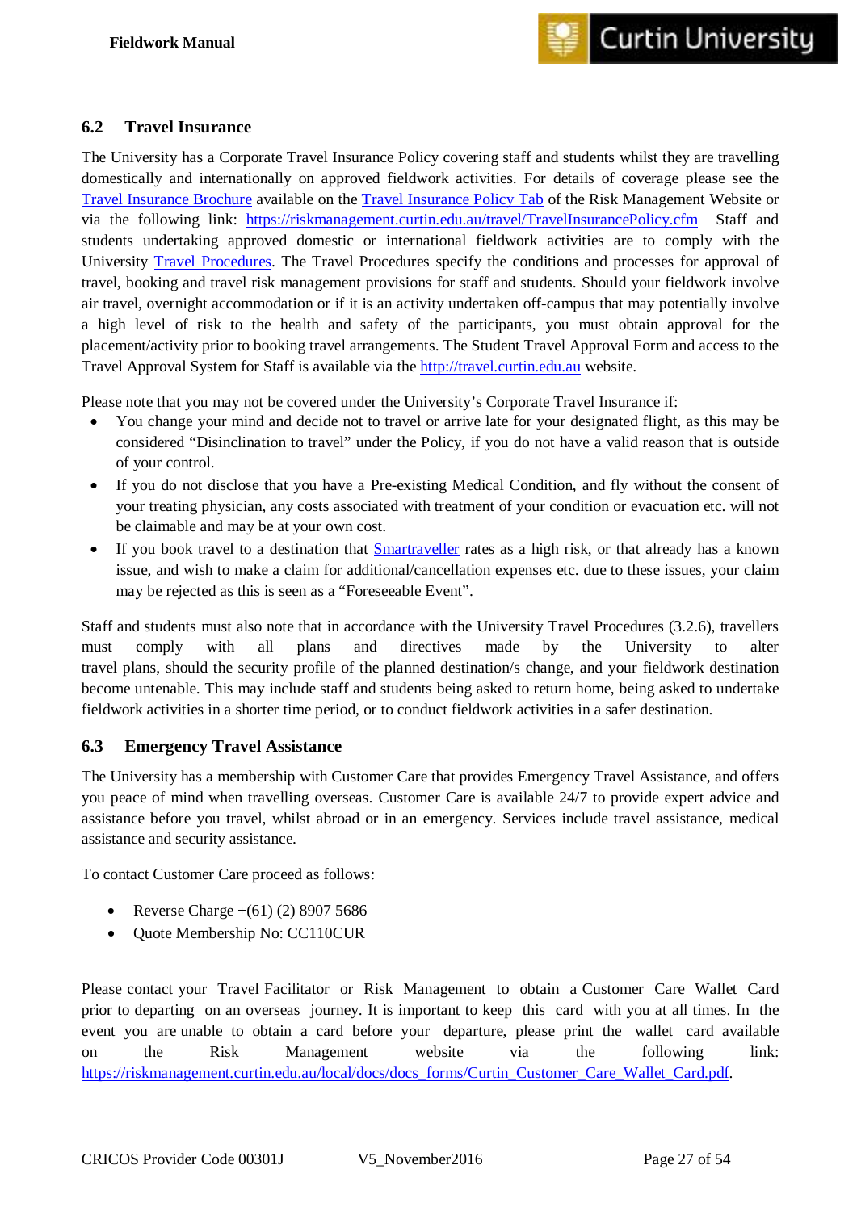## 6.2 Travel Insurance

The University has a Corporate Travel Insurance Policy covering staff and students whilst they are travelling domestically and internationally on approved fieldwork activities. For details of coverage please see the Travel Insurance Brochure available on the Travel Insurance Policy Tab of the Risk Management Website or via the following link: https://riskmanagement.curtin.edu.au/travel/TravelInsurancePolicy.cfm Staff and students undertaking approved domestic or international fieldwork activities are to comply with the University Travel Procedures. The Travel Procedures specify the conditions and processes for approval of travel, booking and travel risk management provisions for staff and students. Should your fieldwork involve air travel, overnight accommodation or if it is an activity undertaken off-campus that may potentially involve a high level of risk to the health and safety of the participants, you must obtain approval for the placement/activity prior to booking travel arrangements. The Student Travel Approval Form and access to the Travel Approval System for Staff is available via the http://travel.curtin.edu.au website.

Please note that you may not be covered under the University's Corporate Travel Insurance if:

- You change your mind and decide not to travel or arrive late for your designated flight, as this may be considered "Disinclination to travel" under the Policy, if you do not have a valid reason that is outside of your control.
- If you do not disclose that you have a Pre-existing Medical Condition, and fly without the consent of your treating physician, any costs associated with treatment of your condition or evacuation etc. will not be claimable and may be at your own cost.
- If you book travel to a destination that Smartraveller rates as a high risk, or that already has a known issue, and wish to make a claim for additional/cancellation expenses etc. due to these issues, your claim may be rejected as this is seen as a "Foreseeable Event".

Staff and students must also note that in accordance with the University Travel Procedures (3.2.6), travellers must comply with all plans and directives made by the University to alter travel plans, should the security profile of the planned destination/s change, and your fieldwork destination become untenable. This may include staff and students being asked to return home, being asked to undertake fieldwork activities in a shorter time period, or to conduct fieldwork activities in a safer destination.

## 6.3 Emergency Travel Assistance

The University has a membership with Customer Care that provides Emergency Travel Assistance, and offers you peace of mind when travelling overseas. Customer Care is available 24/7 to provide expert advice and assistance before you travel, whilst abroad or in an emergency. Services include travel assistance, medical assistance and security assistance.

To contact Customer Care proceed as follows:

- Reverse Charge +(61) (2) 8907 5686
- Quote Membership No: CC110CUR

Please contact your Travel Facilitator or Risk Management to obtain a Customer Care Wallet Card prior to departing on an overseas journey. It is important to keep this card with you at all times. In the event you are unable to obtain a card before your departure, please print the wallet card available on the Risk Management website via the following link: https://riskmanagement.curtin.edu.au/local/docs/docs_forms/Curtin_Customer_Care_Wallet_Card.pdf.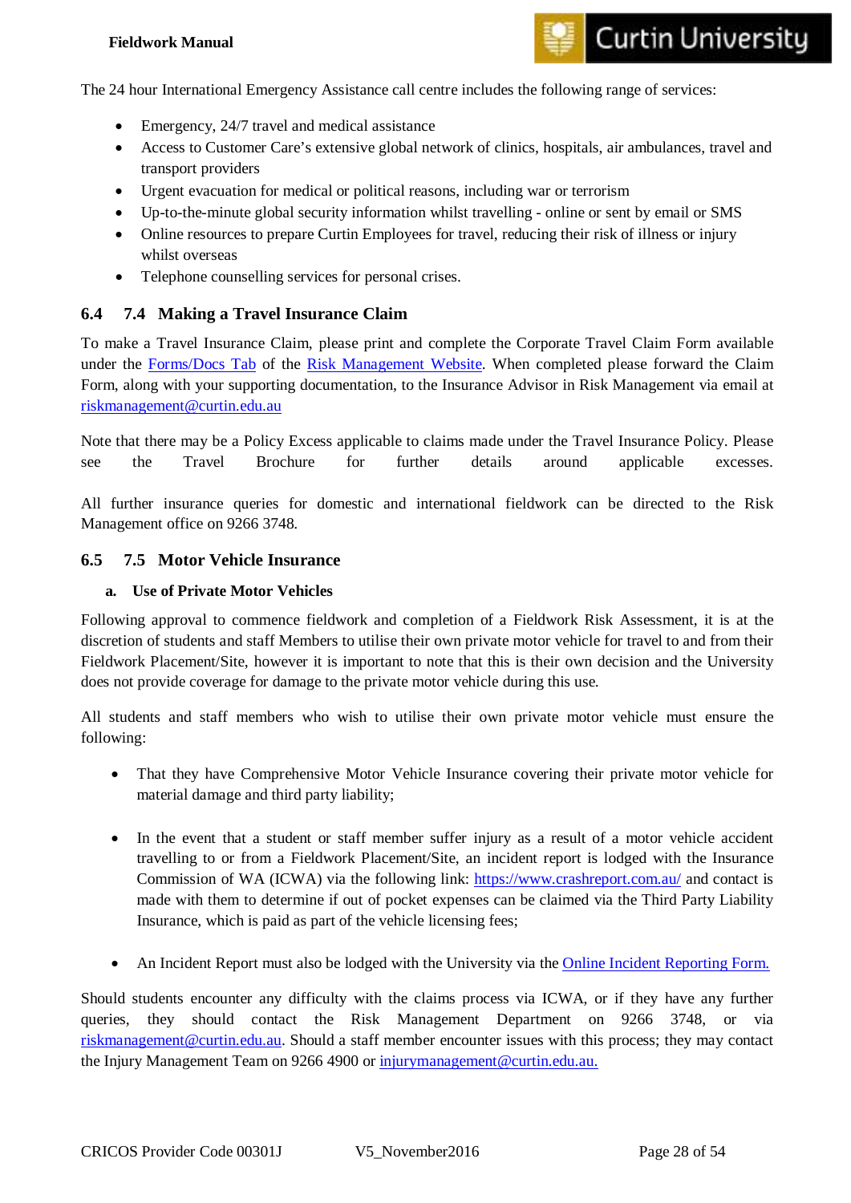The 24 hour International Emergency Assistance call centre includes the following range of services:

- Emergency, 24/7 travel and medical assistance
- Access to Customer Care's extensive global network of clinics, hospitals, air ambulances, travel and transport providers
- Urgent evacuation for medical or political reasons, including war or terrorism
- Up-to-the-minute global security information whilst travelling - online or sent by email or SMS
- Online resources to prepare Curtin Employees for travel, reducing their risk of illness or injury whilst overseas
- Telephone counselling services for personal crises.

## 6.4 7.4 Making a Travel Insurance Claim

To make a Travel Insurance Claim, please print and complete the Corporate Travel Claim Form available under the Forms/Docs Tab of the Risk Management Website. When completed please forward the Claim Form, along with your supporting documentation, to the Insurance Advisor in Risk Management via email at riskmanagement@curtin.edu.au

Note that there may be a Policy Excess applicable to claims made under the Travel Insurance Policy. Please see the Travel Brochure for further details around applicable excesses.

All further insurance queries for domestic and international fieldwork can be directed to the Risk Management office on 9266 3748.

## 6.5 7.5 Motor Vehicle Insurance

### a. Use of Private Motor Vehicles

Following approval to commence fieldwork and completion of a Fieldwork Risk Assessment, it is at the discretion of students and staff Members to utilise their own private motor vehicle for travel to and from their Fieldwork Placement/Site, however it is important to note that this is their own decision and the University does not provide coverage for damage to the private motor vehicle during this use.

All students and staff members who wish to utilise their own private motor vehicle must ensure the following:

- That they have Comprehensive Motor Vehicle Insurance covering their private motor vehicle for material damage and third party liability;

- In the event that a student or staff member suffer injury as a result of a motor vehicle accident travelling to or from a Fieldwork Placement/Site, an incident report is lodged with the Insurance Commission of WA (ICWA) via the following link: https://www.crashreport.com.au/ and contact is made with them to determine if out of pocket expenses can be claimed via the Third Party Liability Insurance, which is paid as part of the vehicle licensing fees;

- An Incident Report must also be lodged with the University via the Online Incident Reporting Form.

Should students encounter any difficulty with the claims process via ICWA, or if they have any further queries, they should contact the Risk Management Department on 9266 3748, or via riskmanagement@curtin.edu.au. Should a staff member encounter issues with this process; they may contact the Injury Management Team on 9266 4900 or injurymanagement@curtin.edu.au.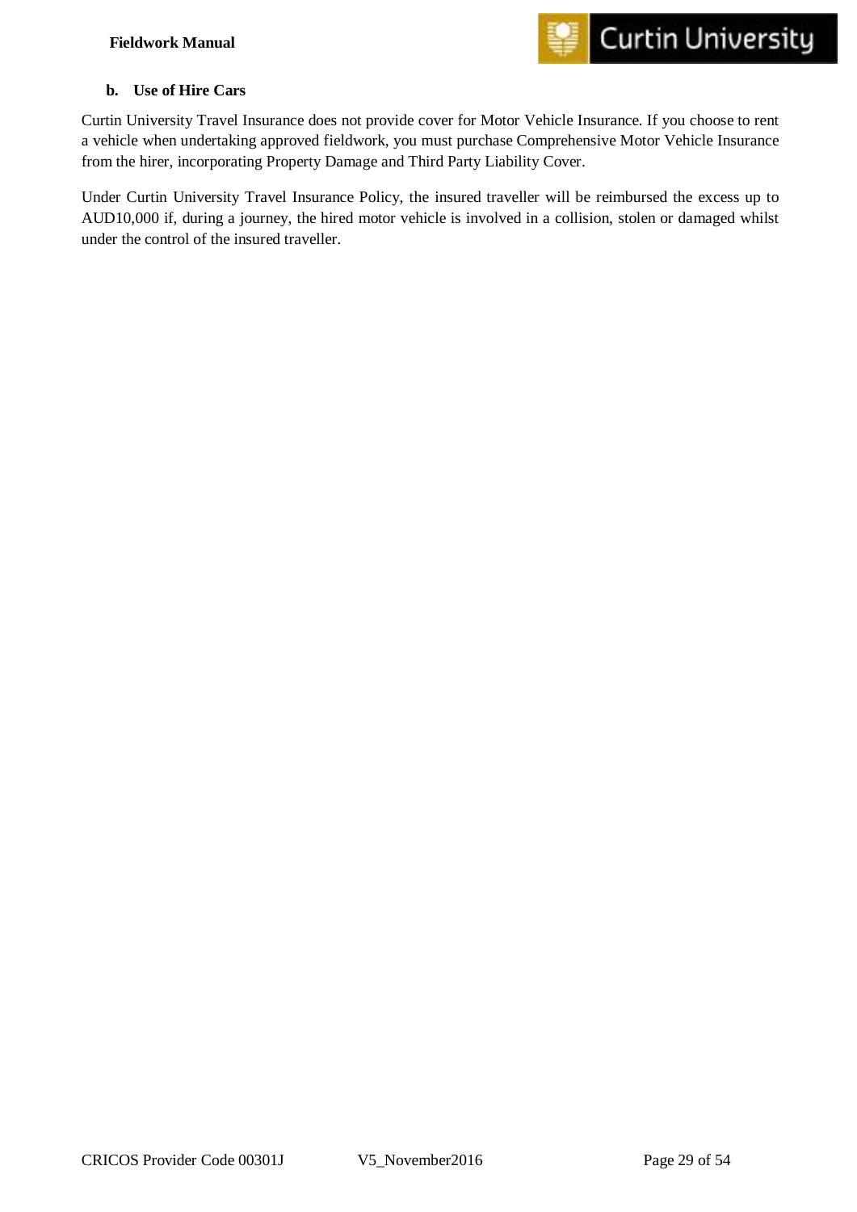### b. Use of Hire Cars

Curtin University Travel Insurance does not provide cover for Motor Vehicle Insurance. If you choose to rent a vehicle when undertaking approved fieldwork, you must purchase Comprehensive Motor Vehicle Insurance from the hirer, incorporating Property Damage and Third Party Liability Cover.

Under Curtin University Travel Insurance Policy, the insured traveller will be reimbursed the excess up to AUD10,000 if, during a journey, the hired motor vehicle is involved in a collision, stolen or damaged whilst under the control of the insured traveller.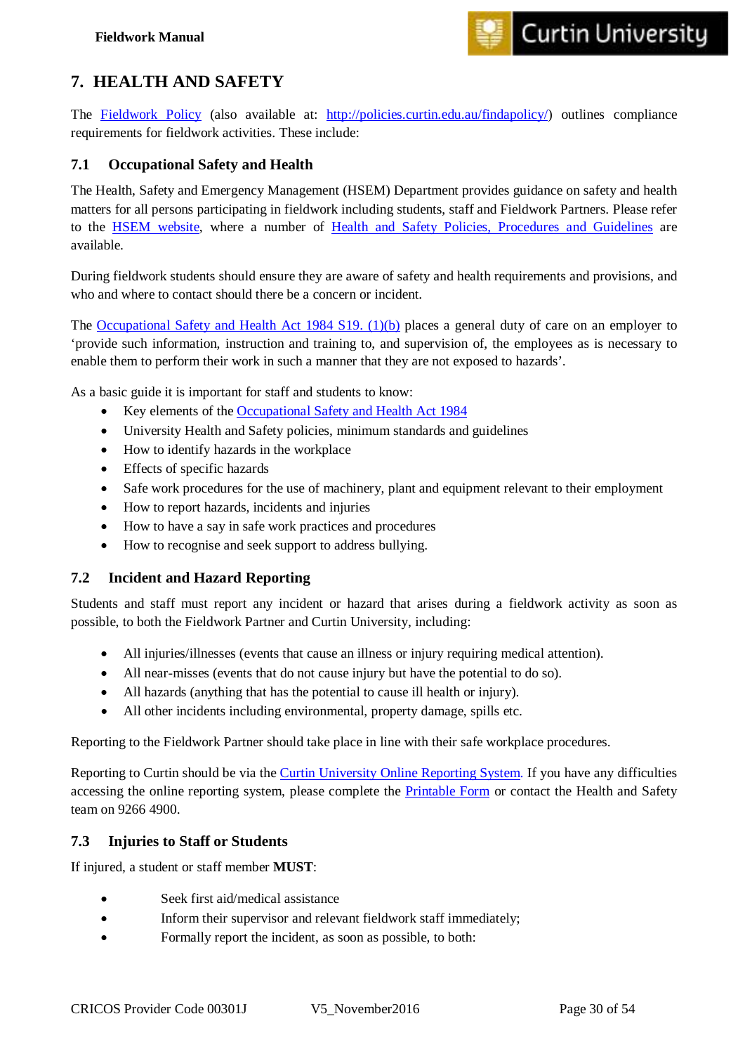# 7. HEALTH AND SAFETY

The Fieldwork Policy (also available at: http://policies.curtin.edu.au/findapolicy/) outlines compliance requirements for fieldwork activities. These include:

## 7.1 Occupational Safety and Health

The Health, Safety and Emergency Management (HSEM) Department provides guidance on safety and health matters for all persons participating in fieldwork including students, staff and Fieldwork Partners. Please refer to the HSEM website, where a number of Health and Safety Policies, Procedures and Guidelines are available.

During fieldwork students should ensure they are aware of safety and health requirements and provisions, and who and where to contact should there be a concern or incident.

The Occupational Safety and Health Act 1984 S19. (1)(b) places a general duty of care on an employer to 'provide such information, instruction and training to, and supervision of, the employees as is necessary to enable them to perform their work in such a manner that they are not exposed to hazards'.

As a basic guide it is important for staff and students to know:

- Key elements of the Occupational Safety and Health Act 1984
- University Health and Safety policies, minimum standards and guidelines
- How to identify hazards in the workplace
- Effects of specific hazards
- Safe work procedures for the use of machinery, plant and equipment relevant to their employment
- How to report hazards, incidents and injuries
- How to have a say in safe work practices and procedures
- How to recognise and seek support to address bullying.

## 7.2 Incident and Hazard Reporting

Students and staff must report any incident or hazard that arises during a fieldwork activity as soon as possible, to both the Fieldwork Partner and Curtin University, including:

- All injuries/illnesses (events that cause an illness or injury requiring medical attention).
- All near-misses (events that do not cause injury but have the potential to do so).
- All hazards (anything that has the potential to cause ill health or injury).
- All other incidents including environmental, property damage, spills etc.

Reporting to the Fieldwork Partner should take place in line with their safe workplace procedures.

Reporting to Curtin should be via the Curtin University Online Reporting System. If you have any difficulties accessing the online reporting system, please complete the Printable Form or contact the Health and Safety team on 9266 4900.

## 7.3 Injuries to Staff or Students

If injured, a student or staff member **MUST**:

- Seek first aid/medical assistance
- Inform their supervisor and relevant fieldwork staff immediately;
- Formally report the incident, as soon as possible, to both: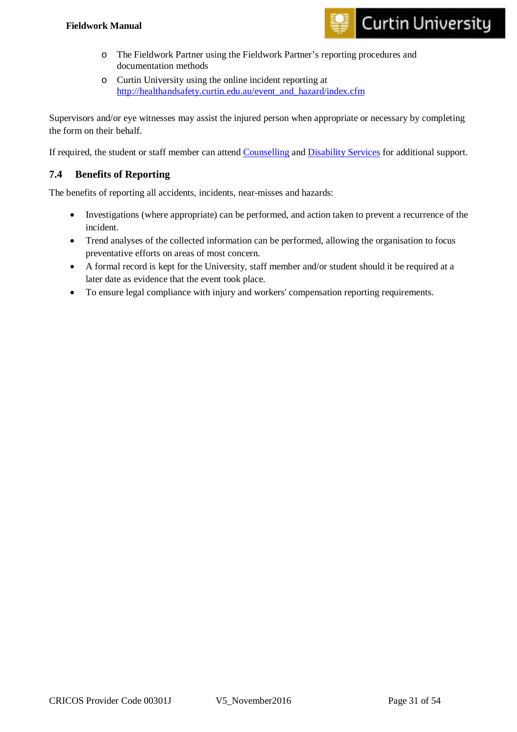- The Fieldwork Partner using the Fieldwork Partner's reporting procedures and documentation methods
    - Curtin University using the online incident reporting at [http://healthandsafety.curtin.edu.au/event_and_hazard/index.cfm](http://healthandsafety.curtin.edu.au/event_and_hazard/index.cfm)

Supervisors and/or eye witnesses may assist the injured person when appropriate or necessary by completing the form on their behalf.

If required, the student or staff member can attend Counselling and Disability Services for additional support.

## 7.4 Benefits of Reporting

The benefits of reporting all accidents, incidents, near-misses and hazards:

- Investigations (where appropriate) can be performed, and action taken to prevent a recurrence of the incident.
- Trend analyses of the collected information can be performed, allowing the organisation to focus preventative efforts on areas of most concern.
- A formal record is kept for the University, staff member and/or student should it be required at a later date as evidence that the event took place.
- To ensure legal compliance with injury and workers' compensation reporting requirements.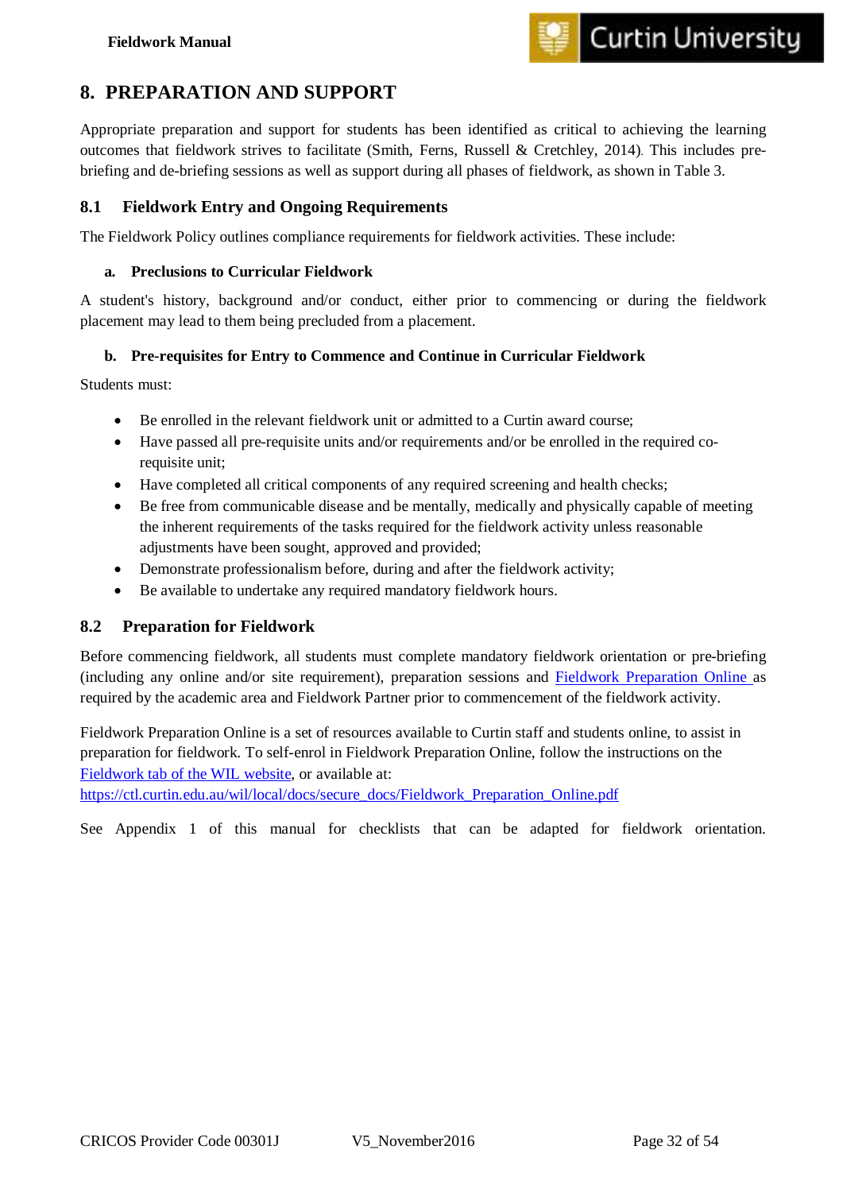# 8. PREPARATION AND SUPPORT

Appropriate preparation and support for students has been identified as critical to achieving the learning outcomes that fieldwork strives to facilitate (Smith, Ferns, Russell & Cretchley, 2014). This includes pre-briefing and de-briefing sessions as well as support during all phases of fieldwork, as shown in Table 3.

## 8.1 Fieldwork Entry and Ongoing Requirements

The Fieldwork Policy outlines compliance requirements for fieldwork activities. These include:

### a. Preclusions to Curricular Fieldwork

A student's history, background and/or conduct, either prior to commencing or during the fieldwork placement may lead to them being precluded from a placement.

### b. Pre-requisites for Entry to Commence and Continue in Curricular Fieldwork

Students must:

- Be enrolled in the relevant fieldwork unit or admitted to a Curtin award course;
- Have passed all pre-requisite units and/or requirements and/or be enrolled in the required co-requisite unit;
- Have completed all critical components of any required screening and health checks;
- Be free from communicable disease and be mentally, medically and physically capable of meeting the inherent requirements of the tasks required for the fieldwork activity unless reasonable adjustments have been sought, approved and provided;
- Demonstrate professionalism before, during and after the fieldwork activity;
- Be available to undertake any required mandatory fieldwork hours.

## 8.2 Preparation for Fieldwork

Before commencing fieldwork, all students must complete mandatory fieldwork orientation or pre-briefing (including any online and/or site requirement), preparation sessions and Fieldwork Preparation Online as required by the academic area and Fieldwork Partner prior to commencement of the fieldwork activity.

Fieldwork Preparation Online is a set of resources available to Curtin staff and students online, to assist in preparation for fieldwork. To self-enrol in Fieldwork Preparation Online, follow the instructions on the Fieldwork tab of the WIL website, or available at:
https://ctl.curtin.edu.au/wil/local/docs/secure_docs/Fieldwork_Preparation_Online.pdf

See Appendix 1 of this manual for checklists that can be adapted for fieldwork orientation.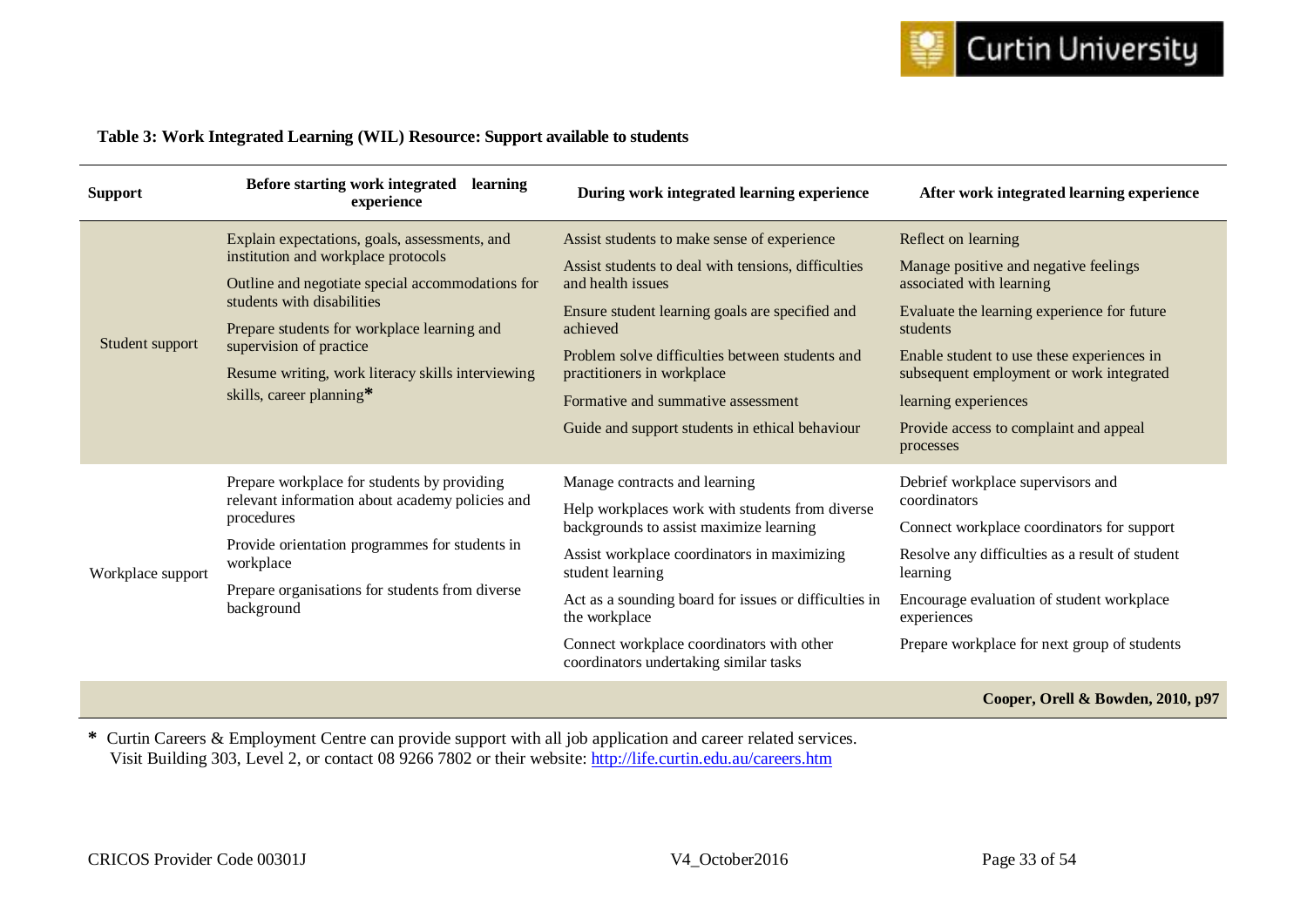**Table 3: Work Integrated Learning (WIL) Resource: Support available to students**

| Support | Before starting work integrated learning experience | During work integrated learning experience | After work integrated learning experience |
|---|---|---|---|
| Student support | Explain expectations, goals, assessments, and institution and workplace protocols<br>Outline and negotiate special accommodations for students with disabilities<br>Prepare students for workplace learning and supervision of practice<br>Resume writing, work literacy skills interviewing skills, career planning* | Assist students to make sense of experience<br>Assist students to deal with tensions, difficulties and health issues<br>Ensure student learning goals are specified and achieved<br>Problem solve difficulties between students and practitioners in workplace<br>Formative and summative assessment<br>Guide and support students in ethical behaviour | Reflect on learning<br>Manage positive and negative feelings associated with learning<br>Evaluate the learning experience for future students<br>Enable student to use these experiences in subsequent employment or work integrated learning experiences<br>Provide access to complaint and appeal processes |
| Workplace support | Prepare workplace for students by providing relevant information about academy policies and procedures<br>Provide orientation programmes for students in workplace<br>Prepare organisations for students from diverse background | Manage contracts and learning<br>Help workplaces work with students from diverse backgrounds to assist maximize learning<br>Assist workplace coordinators in maximizing student learning<br>Act as a sounding board for issues or difficulties in the workplace<br>Connect workplace coordinators with other coordinators undertaking similar tasks | Debrief workplace supervisors and coordinators<br>Connect workplace coordinators for support<br>Resolve any difficulties as a result of student learning<br>Encourage evaluation of student workplace experiences<br>Prepare workplace for next group of students |

**Cooper, Orell & Bowden, 2010, p97**

**\*** Curtin Careers & Employment Centre can provide support with all job application and career related services. Visit Building 303, Level 2, or contact 08 9266 7802 or their website: http://life.curtin.edu.au/careers.htm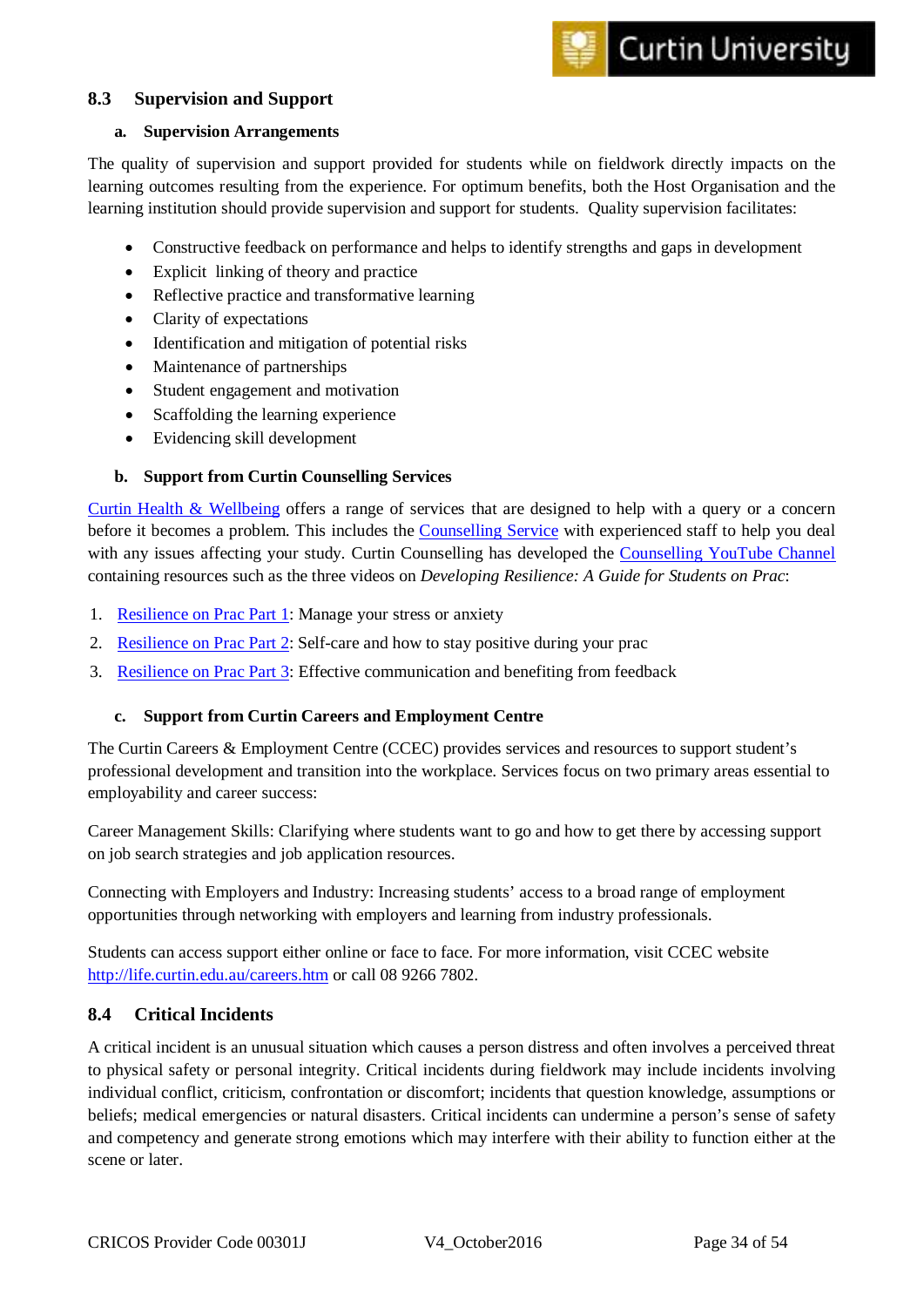## 8.3 Supervision and Support

### a. Supervision Arrangements

The quality of supervision and support provided for students while on fieldwork directly impacts on the learning outcomes resulting from the experience. For optimum benefits, both the Host Organisation and the learning institution should provide supervision and support for students. Quality supervision facilitates:

- Constructive feedback on performance and helps to identify strengths and gaps in development
- Explicit linking of theory and practice
- Reflective practice and transformative learning
- Clarity of expectations
- Identification and mitigation of potential risks
- Maintenance of partnerships
- Student engagement and motivation
- Scaffolding the learning experience
- Evidencing skill development

### b. Support from Curtin Counselling Services

Curtin Health & Wellbeing offers a range of services that are designed to help with a query or a concern before it becomes a problem. This includes the Counselling Service with experienced staff to help you deal with any issues affecting your study. Curtin Counselling has developed the Counselling YouTube Channel containing resources such as the three videos on *Developing Resilience: A Guide for Students on Prac*:

1. Resilience on Prac Part 1: Manage your stress or anxiety
2. Resilience on Prac Part 2: Self-care and how to stay positive during your prac
3. Resilience on Prac Part 3: Effective communication and benefiting from feedback

### c. Support from Curtin Careers and Employment Centre

The Curtin Careers & Employment Centre (CCEC) provides services and resources to support student's professional development and transition into the workplace. Services focus on two primary areas essential to employability and career success:

Career Management Skills: Clarifying where students want to go and how to get there by accessing support on job search strategies and job application resources.

Connecting with Employers and Industry: Increasing students' access to a broad range of employment opportunities through networking with employers and learning from industry professionals.

Students can access support either online or face to face. For more information, visit CCEC website http://life.curtin.edu.au/careers.htm or call 08 9266 7802.

## 8.4 Critical Incidents

A critical incident is an unusual situation which causes a person distress and often involves a perceived threat to physical safety or personal integrity. Critical incidents during fieldwork may include incidents involving individual conflict, criticism, confrontation or discomfort; incidents that question knowledge, assumptions or beliefs; medical emergencies or natural disasters. Critical incidents can undermine a person's sense of safety and competency and generate strong emotions which may interfere with their ability to function either at the scene or later.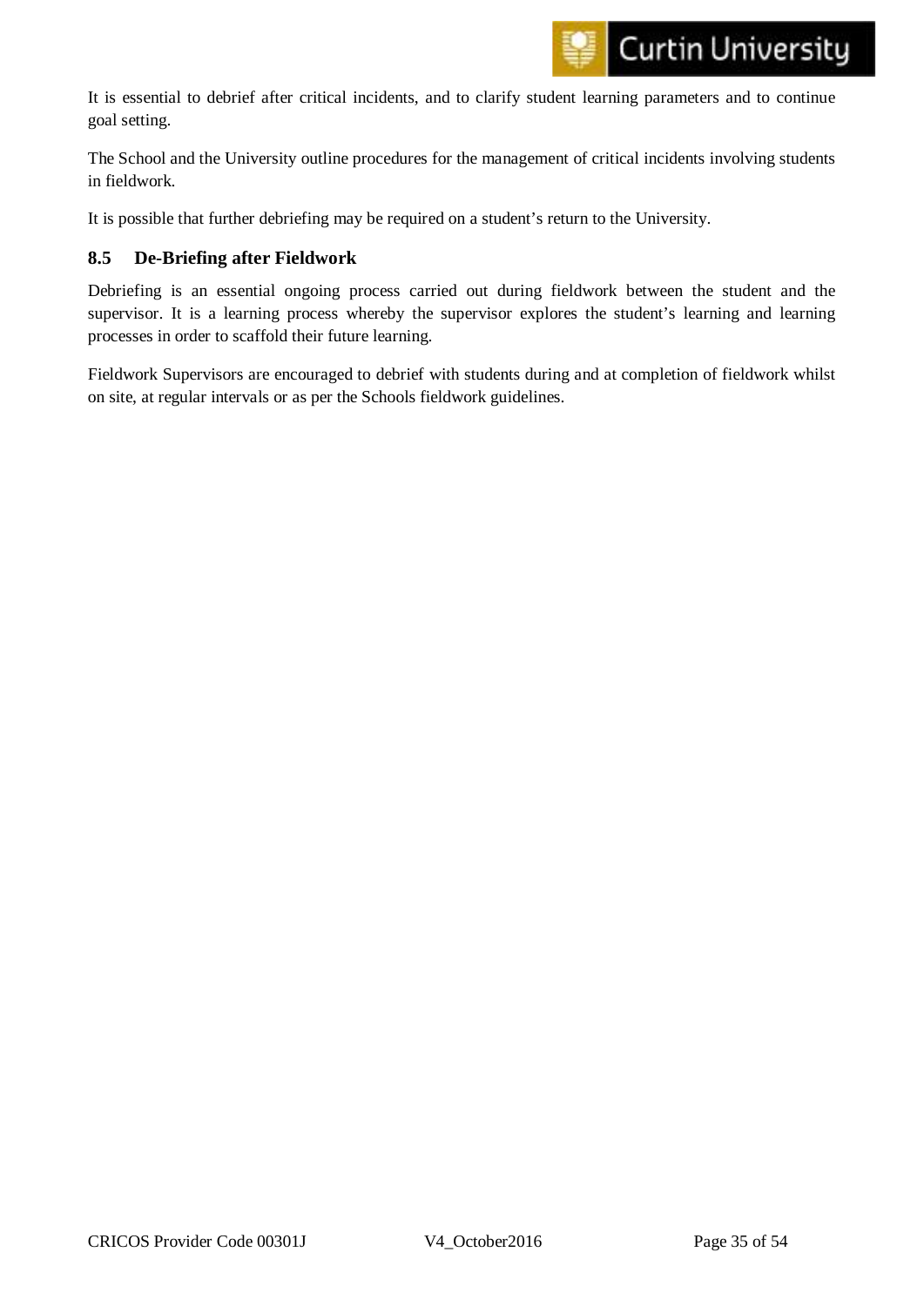It is essential to debrief after critical incidents, and to clarify student learning parameters and to continue goal setting.

The School and the University outline procedures for the management of critical incidents involving students in fieldwork.

It is possible that further debriefing may be required on a student's return to the University.

### 8.5 De-Briefing after Fieldwork

Debriefing is an essential ongoing process carried out during fieldwork between the student and the supervisor. It is a learning process whereby the supervisor explores the student's learning and learning processes in order to scaffold their future learning.

Fieldwork Supervisors are encouraged to debrief with students during and at completion of fieldwork whilst on site, at regular intervals or as per the Schools fieldwork guidelines.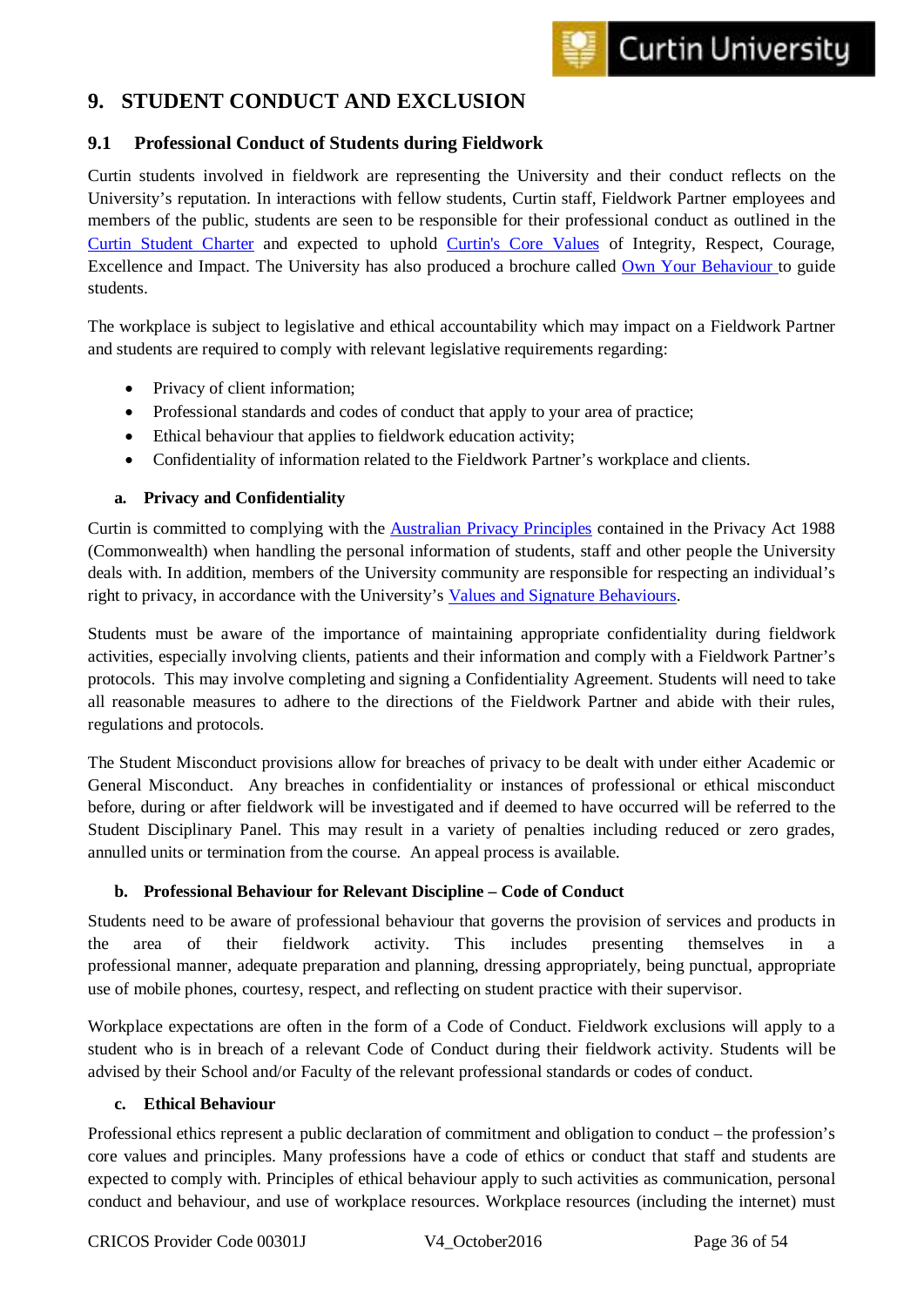# 9. STUDENT CONDUCT AND EXCLUSION

## 9.1 Professional Conduct of Students during Fieldwork

Curtin students involved in fieldwork are representing the University and their conduct reflects on the University's reputation. In interactions with fellow students, Curtin staff, Fieldwork Partner employees and members of the public, students are seen to be responsible for their professional conduct as outlined in the Curtin Student Charter and expected to uphold Curtin's Core Values of Integrity, Respect, Courage, Excellence and Impact. The University has also produced a brochure called Own Your Behaviour to guide students.

The workplace is subject to legislative and ethical accountability which may impact on a Fieldwork Partner and students are required to comply with relevant legislative requirements regarding:

- Privacy of client information;
- Professional standards and codes of conduct that apply to your area of practice;
- Ethical behaviour that applies to fieldwork education activity;
- Confidentiality of information related to the Fieldwork Partner's workplace and clients.

### a. Privacy and Confidentiality

Curtin is committed to complying with the Australian Privacy Principles contained in the Privacy Act 1988 (Commonwealth) when handling the personal information of students, staff and other people the University deals with. In addition, members of the University community are responsible for respecting an individual's right to privacy, in accordance with the University's Values and Signature Behaviours.

Students must be aware of the importance of maintaining appropriate confidentiality during fieldwork activities, especially involving clients, patients and their information and comply with a Fieldwork Partner's protocols. This may involve completing and signing a Confidentiality Agreement. Students will need to take all reasonable measures to adhere to the directions of the Fieldwork Partner and abide with their rules, regulations and protocols.

The Student Misconduct provisions allow for breaches of privacy to be dealt with under either Academic or General Misconduct. Any breaches in confidentiality or instances of professional or ethical misconduct before, during or after fieldwork will be investigated and if deemed to have occurred will be referred to the Student Disciplinary Panel. This may result in a variety of penalties including reduced or zero grades, annulled units or termination from the course. An appeal process is available.

### b. Professional Behaviour for Relevant Discipline – Code of Conduct

Students need to be aware of professional behaviour that governs the provision of services and products in the area of their fieldwork activity. This includes presenting themselves in a professional manner, adequate preparation and planning, dressing appropriately, being punctual, appropriate use of mobile phones, courtesy, respect, and reflecting on student practice with their supervisor.

Workplace expectations are often in the form of a Code of Conduct. Fieldwork exclusions will apply to a student who is in breach of a relevant Code of Conduct during their fieldwork activity. Students will be advised by their School and/or Faculty of the relevant professional standards or codes of conduct.

### c. Ethical Behaviour

Professional ethics represent a public declaration of commitment and obligation to conduct – the profession's core values and principles. Many professions have a code of ethics or conduct that staff and students are expected to comply with. Principles of ethical behaviour apply to such activities as communication, personal conduct and behaviour, and use of workplace resources. Workplace resources (including the internet) must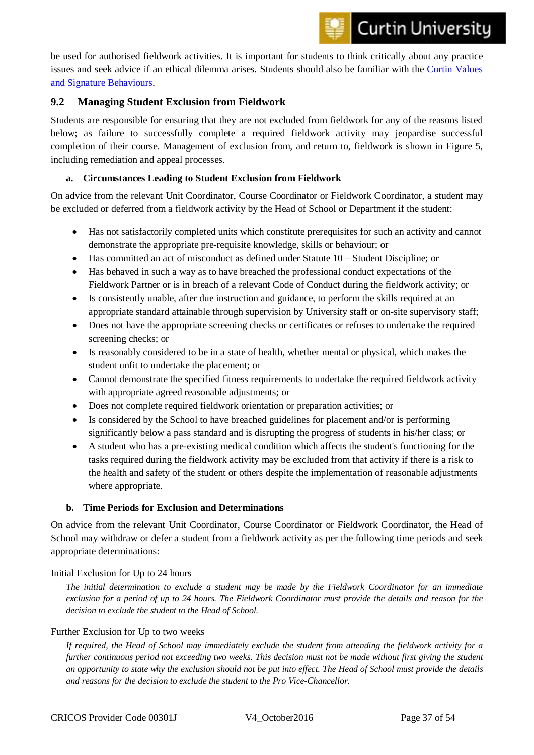be used for authorised fieldwork activities. It is important for students to think critically about any practice issues and seek advice if an ethical dilemma arises. Students should also be familiar with the [Curtin Values and Signature Behaviours](Curtin Values and Signature Behaviours).

## 9.2 Managing Student Exclusion from Fieldwork

Students are responsible for ensuring that they are not excluded from fieldwork for any of the reasons listed below; as failure to successfully complete a required fieldwork activity may jeopardise successful completion of their course. Management of exclusion from, and return to, fieldwork is shown in Figure 5, including remediation and appeal processes.

### a. Circumstances Leading to Student Exclusion from Fieldwork

On advice from the relevant Unit Coordinator, Course Coordinator or Fieldwork Coordinator, a student may be excluded or deferred from a fieldwork activity by the Head of School or Department if the student:

- Has not satisfactorily completed units which constitute prerequisites for such an activity and cannot demonstrate the appropriate pre-requisite knowledge, skills or behaviour; or
- Has committed an act of misconduct as defined under Statute 10 – Student Discipline; or
- Has behaved in such a way as to have breached the professional conduct expectations of the Fieldwork Partner or is in breach of a relevant Code of Conduct during the fieldwork activity; or
- Is consistently unable, after due instruction and guidance, to perform the skills required at an appropriate standard attainable through supervision by University staff or on-site supervisory staff;
- Does not have the appropriate screening checks or certificates or refuses to undertake the required screening checks; or
- Is reasonably considered to be in a state of health, whether mental or physical, which makes the student unfit to undertake the placement; or
- Cannot demonstrate the specified fitness requirements to undertake the required fieldwork activity with appropriate agreed reasonable adjustments; or
- Does not complete required fieldwork orientation or preparation activities; or
- Is considered by the School to have breached guidelines for placement and/or is performing significantly below a pass standard and is disrupting the progress of students in his/her class; or
- A student who has a pre-existing medical condition which affects the student's functioning for the tasks required during the fieldwork activity may be excluded from that activity if there is a risk to the health and safety of the student or others despite the implementation of reasonable adjustments where appropriate.

### b. Time Periods for Exclusion and Determinations

On advice from the relevant Unit Coordinator, Course Coordinator or Fieldwork Coordinator, the Head of School may withdraw or defer a student from a fieldwork activity as per the following time periods and seek appropriate determinations:

Initial Exclusion for Up to 24 hours

> *The initial determination to exclude a student may be made by the Fieldwork Coordinator for an immediate exclusion for a period of up to 24 hours. The Fieldwork Coordinator must provide the details and reason for the decision to exclude the student to the Head of School.*

Further Exclusion for Up to two weeks

> *If required, the Head of School may immediately exclude the student from attending the fieldwork activity for a further continuous period not exceeding two weeks. This decision must not be made without first giving the student an opportunity to state why the exclusion should not be put into effect. The Head of School must provide the details and reasons for the decision to exclude the student to the Pro Vice-Chancellor.*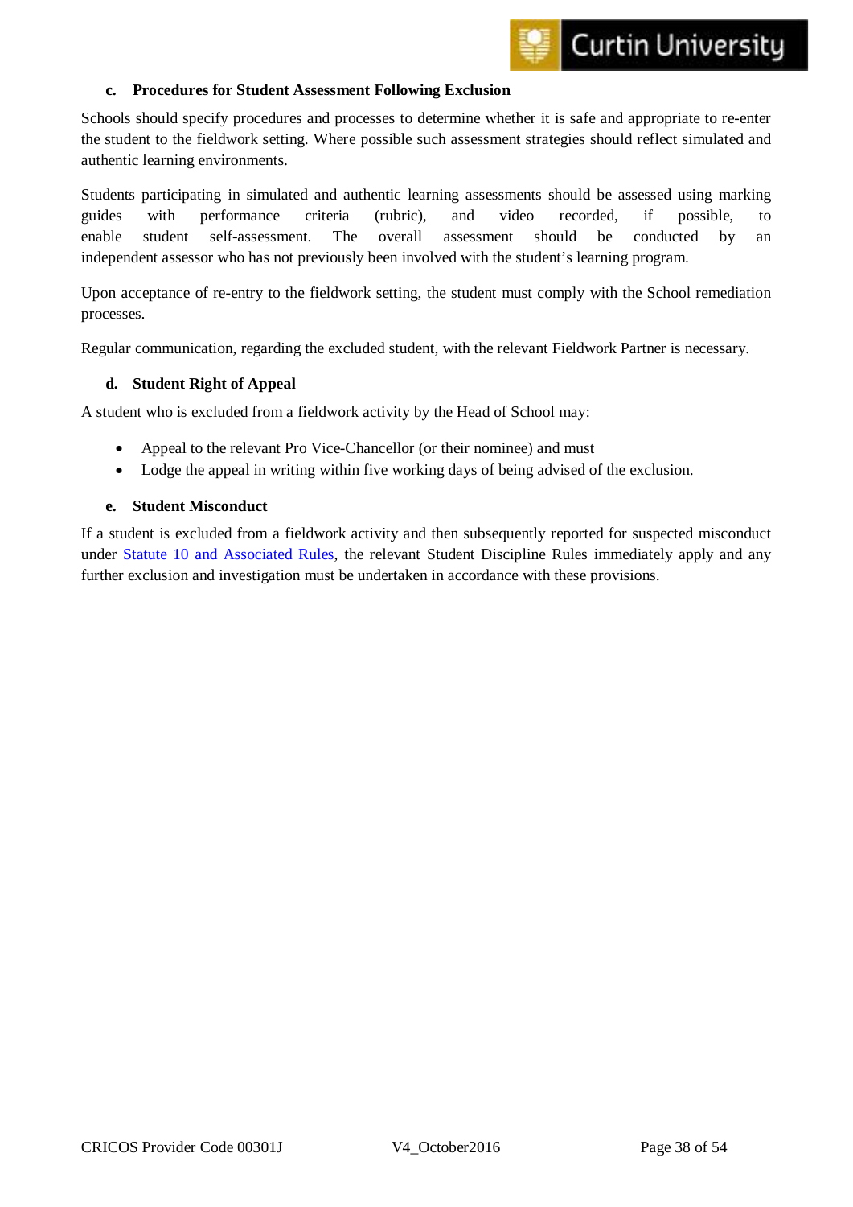#### c. Procedures for Student Assessment Following Exclusion

Schools should specify procedures and processes to determine whether it is safe and appropriate to re-enter the student to the fieldwork setting. Where possible such assessment strategies should reflect simulated and authentic learning environments.

Students participating in simulated and authentic learning assessments should be assessed using marking guides with performance criteria (rubric), and video recorded, if possible, to enable student self-assessment. The overall assessment should be conducted by an independent assessor who has not previously been involved with the student's learning program.

Upon acceptance of re-entry to the fieldwork setting, the student must comply with the School remediation processes.

Regular communication, regarding the excluded student, with the relevant Fieldwork Partner is necessary.

#### d. Student Right of Appeal

A student who is excluded from a fieldwork activity by the Head of School may:

- Appeal to the relevant Pro Vice-Chancellor (or their nominee) and must
- Lodge the appeal in writing within five working days of being advised of the exclusion.

#### e. Student Misconduct

If a student is excluded from a fieldwork activity and then subsequently reported for suspected misconduct under Statute 10 and Associated Rules, the relevant Student Discipline Rules immediately apply and any further exclusion and investigation must be undertaken in accordance with these provisions.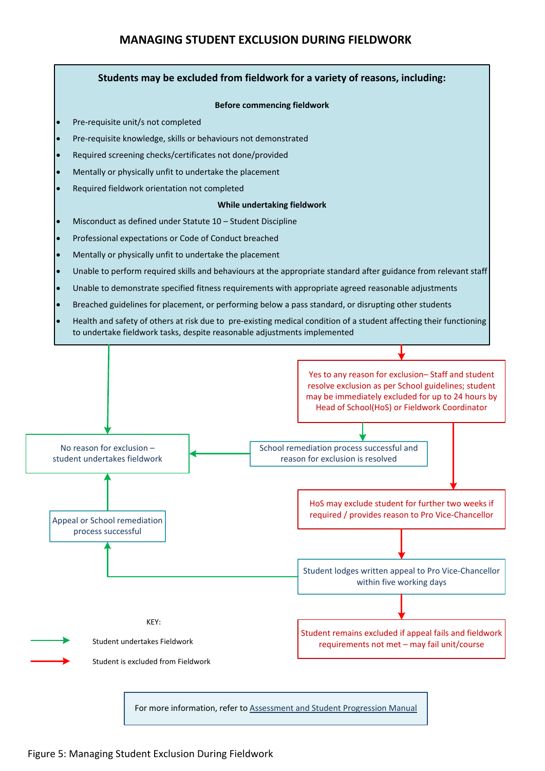# MANAGING STUDENT EXCLUSION DURING FIELDWORK

**Students may be excluded from fieldwork for a variety of reasons, including:**

**Before commencing fieldwork**

- Pre-requisite unit/s not completed
- Pre-requisite knowledge, skills or behaviours not demonstrated
- Required screening checks/certificates not done/provided
- Mentally or physically unfit to undertake the placement
- Required fieldwork orientation not completed

**While undertaking fieldwork**

- Misconduct as defined under Statute 10 – Student Discipline
- Professional expectations or Code of Conduct breached
- Mentally or physically unfit to undertake the placement
- Unable to perform required skills and behaviours at the appropriate standard after guidance from relevant staff
- Unable to demonstrate specified fitness requirements with appropriate agreed reasonable adjustments
- Breached guidelines for placement, or performing below a pass standard, or disrupting other students
- Health and safety of others at risk due to pre-existing medical condition of a student affecting their functioning to undertake fieldwork tasks, despite reasonable adjustments implemented

Yes to any reason for exclusion– Staff and student resolve exclusion as per School guidelines; student may be immediately excluded for up to 24 hours by Head of School(HoS) or Fieldwork Coordinator

School remediation process successful and reason for exclusion is resolved

No reason for exclusion – student undertakes fieldwork

HoS may exclude student for further two weeks if required / provides reason to Pro Vice-Chancellor

Student lodges written appeal to Pro Vice-Chancellor within five working days

Appeal or School remediation process successful

Student remains excluded if appeal fails and fieldwork requirements not met – may fail unit/course

KEY:

- Green arrow: Student undertakes Fieldwork
- Red arrow: Student is excluded from Fieldwork

For more information, refer to Assessment and Student Progression Manual

Figure 5: Managing Student Exclusion During Fieldwork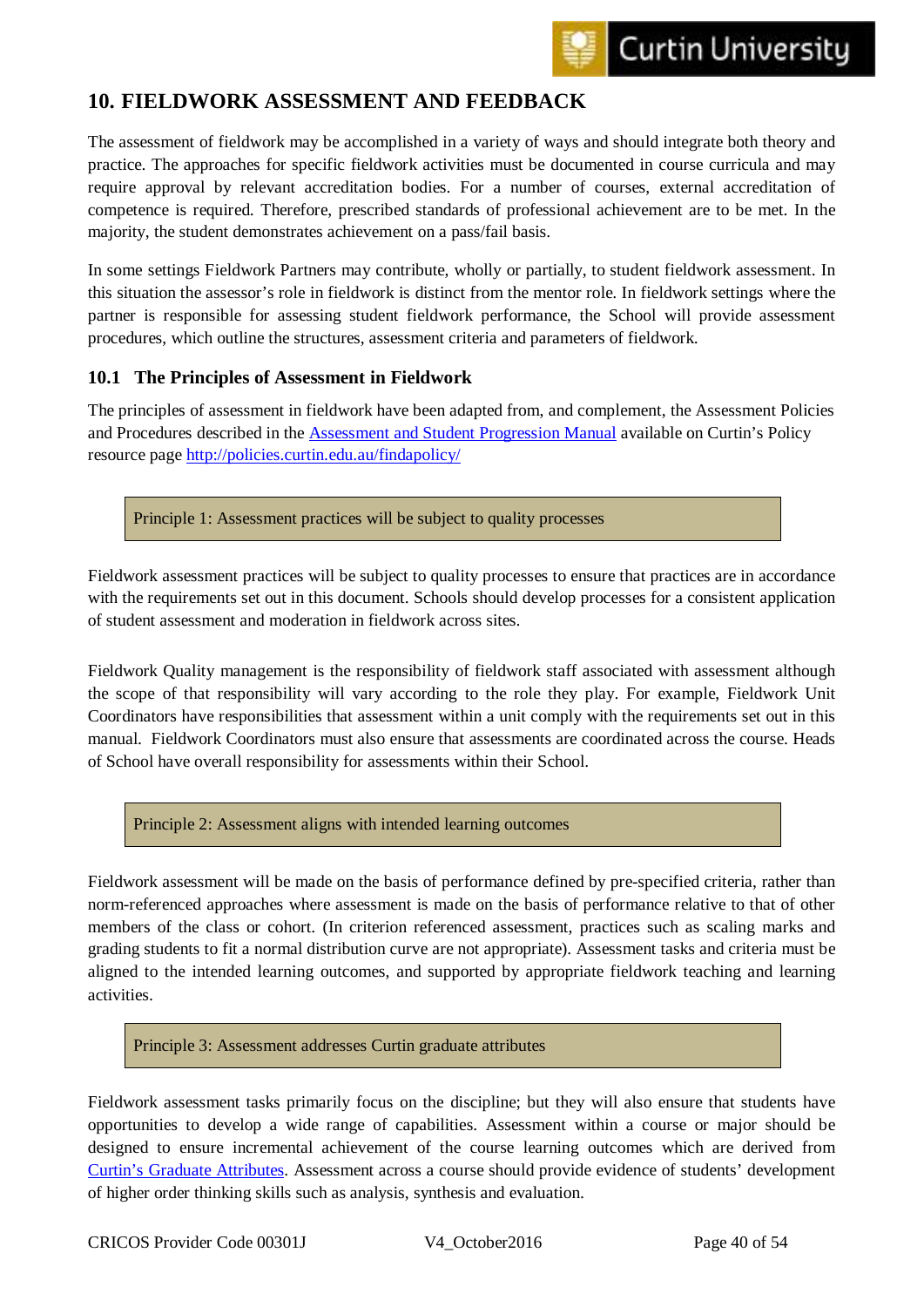## 10. FIELDWORK ASSESSMENT AND FEEDBACK

The assessment of fieldwork may be accomplished in a variety of ways and should integrate both theory and practice. The approaches for specific fieldwork activities must be documented in course curricula and may require approval by relevant accreditation bodies. For a number of courses, external accreditation of competence is required. Therefore, prescribed standards of professional achievement are to be met. In the majority, the student demonstrates achievement on a pass/fail basis.

In some settings Fieldwork Partners may contribute, wholly or partially, to student fieldwork assessment. In this situation the assessor's role in fieldwork is distinct from the mentor role. In fieldwork settings where the partner is responsible for assessing student fieldwork performance, the School will provide assessment procedures, which outline the structures, assessment criteria and parameters of fieldwork.

### 10.1 The Principles of Assessment in Fieldwork

The principles of assessment in fieldwork have been adapted from, and complement, the Assessment Policies and Procedures described in the [Assessment and Student Progression Manual](http://policies.curtin.edu.au/findapolicy/) available on Curtin's Policy resource page [http://policies.curtin.edu.au/findapolicy/](http://policies.curtin.edu.au/findapolicy/)

> Principle 1: Assessment practices will be subject to quality processes

Fieldwork assessment practices will be subject to quality processes to ensure that practices are in accordance with the requirements set out in this document. Schools should develop processes for a consistent application of student assessment and moderation in fieldwork across sites.

Fieldwork Quality management is the responsibility of fieldwork staff associated with assessment although the scope of that responsibility will vary according to the role they play. For example, Fieldwork Unit Coordinators have responsibilities that assessment within a unit comply with the requirements set out in this manual. Fieldwork Coordinators must also ensure that assessments are coordinated across the course. Heads of School have overall responsibility for assessments within their School.

> Principle 2: Assessment aligns with intended learning outcomes

Fieldwork assessment will be made on the basis of performance defined by pre-specified criteria, rather than norm-referenced approaches where assessment is made on the basis of performance relative to that of other members of the class or cohort. (In criterion referenced assessment, practices such as scaling marks and grading students to fit a normal distribution curve are not appropriate). Assessment tasks and criteria must be aligned to the intended learning outcomes, and supported by appropriate fieldwork teaching and learning activities.

> Principle 3: Assessment addresses Curtin graduate attributes

Fieldwork assessment tasks primarily focus on the discipline; but they will also ensure that students have opportunities to develop a wide range of capabilities. Assessment within a course or major should be designed to ensure incremental achievement of the course learning outcomes which are derived from Curtin's Graduate Attributes. Assessment across a course should provide evidence of students' development of higher order thinking skills such as analysis, synthesis and evaluation.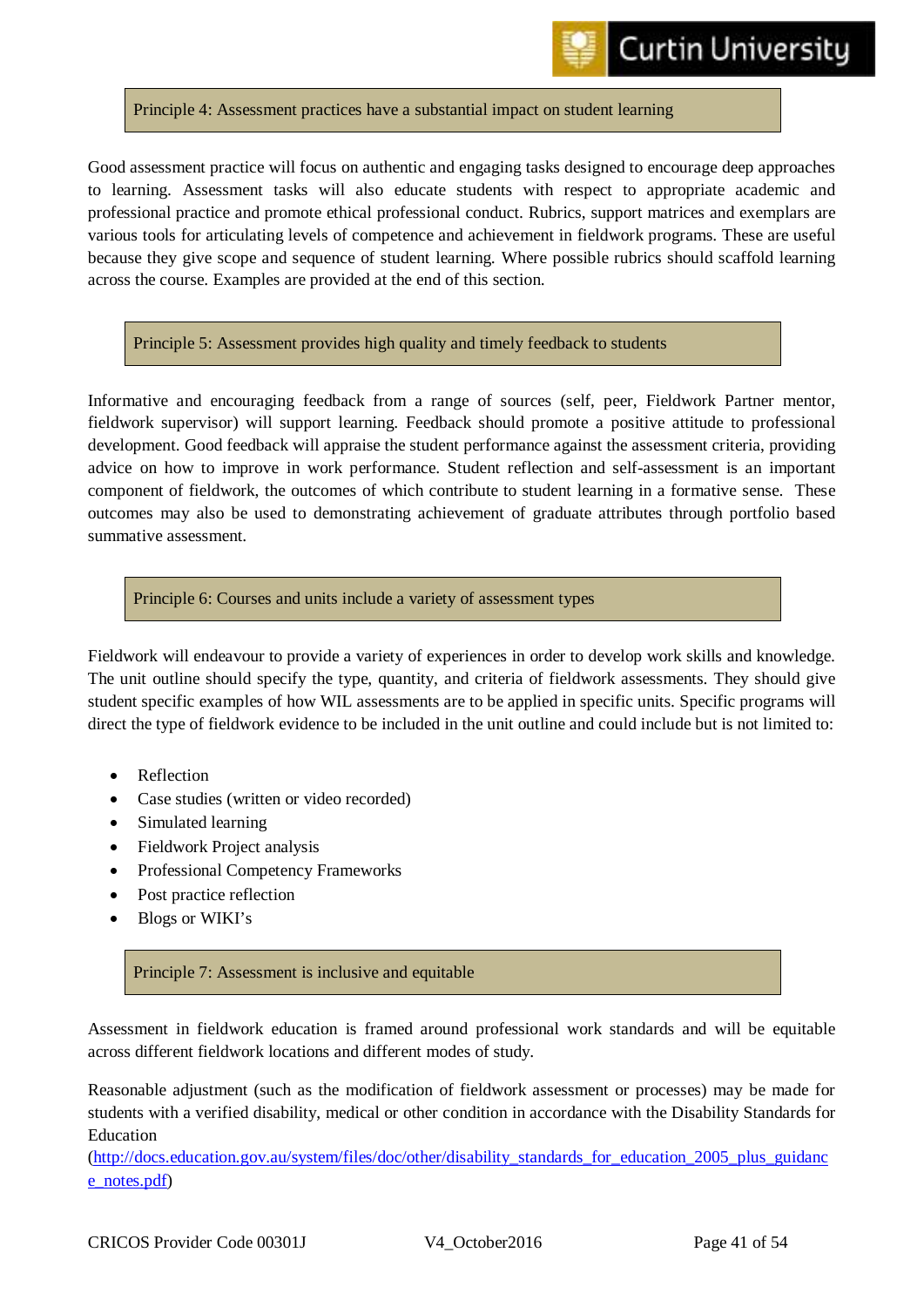### Principle 4: Assessment practices have a substantial impact on student learning

Good assessment practice will focus on authentic and engaging tasks designed to encourage deep approaches to learning. Assessment tasks will also educate students with respect to appropriate academic and professional practice and promote ethical professional conduct. Rubrics, support matrices and exemplars are various tools for articulating levels of competence and achievement in fieldwork programs. These are useful because they give scope and sequence of student learning. Where possible rubrics should scaffold learning across the course. Examples are provided at the end of this section.

### Principle 5: Assessment provides high quality and timely feedback to students

Informative and encouraging feedback from a range of sources (self, peer, Fieldwork Partner mentor, fieldwork supervisor) will support learning. Feedback should promote a positive attitude to professional development. Good feedback will appraise the student performance against the assessment criteria, providing advice on how to improve in work performance. Student reflection and self-assessment is an important component of fieldwork, the outcomes of which contribute to student learning in a formative sense. These outcomes may also be used to demonstrating achievement of graduate attributes through portfolio based summative assessment.

### Principle 6: Courses and units include a variety of assessment types

Fieldwork will endeavour to provide a variety of experiences in order to develop work skills and knowledge. The unit outline should specify the type, quantity, and criteria of fieldwork assessments. They should give student specific examples of how WIL assessments are to be applied in specific units. Specific programs will direct the type of fieldwork evidence to be included in the unit outline and could include but is not limited to:

- Reflection
- Case studies (written or video recorded)
- Simulated learning
- Fieldwork Project analysis
- Professional Competency Frameworks
- Post practice reflection
- Blogs or WIKI's

### Principle 7: Assessment is inclusive and equitable

Assessment in fieldwork education is framed around professional work standards and will be equitable across different fieldwork locations and different modes of study.

Reasonable adjustment (such as the modification of fieldwork assessment or processes) may be made for students with a verified disability, medical or other condition in accordance with the Disability Standards for Education (http://docs.education.gov.au/system/files/doc/other/disability_standards_for_education_2005_plus_guidance_notes.pdf)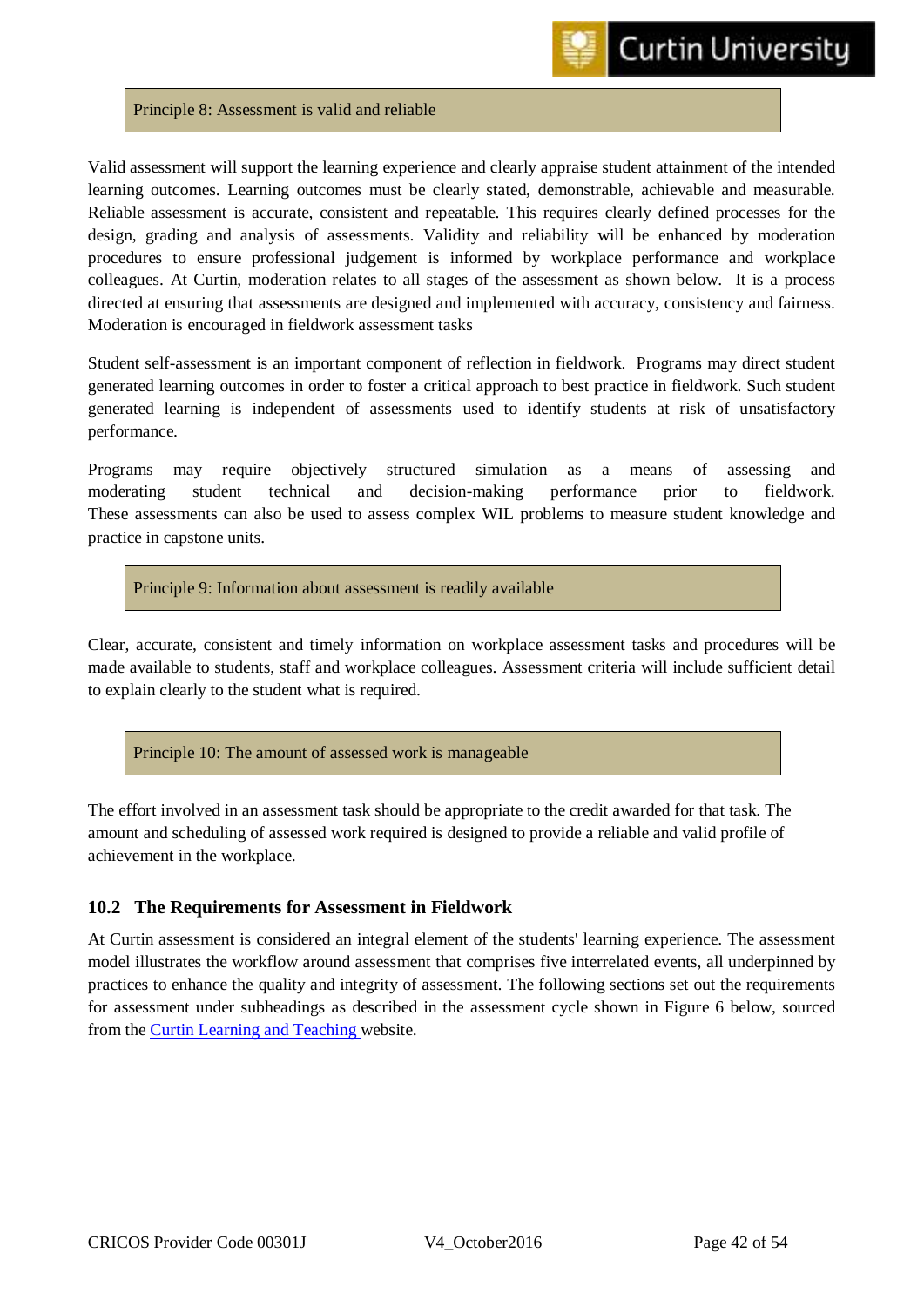**Principle 8: Assessment is valid and reliable**

Valid assessment will support the learning experience and clearly appraise student attainment of the intended learning outcomes. Learning outcomes must be clearly stated, demonstrable, achievable and measurable. Reliable assessment is accurate, consistent and repeatable. This requires clearly defined processes for the design, grading and analysis of assessments. Validity and reliability will be enhanced by moderation procedures to ensure professional judgement is informed by workplace performance and workplace colleagues. At Curtin, moderation relates to all stages of the assessment as shown below. It is a process directed at ensuring that assessments are designed and implemented with accuracy, consistency and fairness. Moderation is encouraged in fieldwork assessment tasks

Student self-assessment is an important component of reflection in fieldwork. Programs may direct student generated learning outcomes in order to foster a critical approach to best practice in fieldwork. Such student generated learning is independent of assessments used to identify students at risk of unsatisfactory performance.

Programs may require objectively structured simulation as a means of assessing and moderating student technical and decision-making performance prior to fieldwork. These assessments can also be used to assess complex WIL problems to measure student knowledge and practice in capstone units.

**Principle 9: Information about assessment is readily available**

Clear, accurate, consistent and timely information on workplace assessment tasks and procedures will be made available to students, staff and workplace colleagues. Assessment criteria will include sufficient detail to explain clearly to the student what is required.

**Principle 10: The amount of assessed work is manageable**

The effort involved in an assessment task should be appropriate to the credit awarded for that task. The amount and scheduling of assessed work required is designed to provide a reliable and valid profile of achievement in the workplace.

### 10.2 The Requirements for Assessment in Fieldwork

At Curtin assessment is considered an integral element of the students' learning experience. The assessment model illustrates the workflow around assessment that comprises five interrelated events, all underpinned by practices to enhance the quality and integrity of assessment. The following sections set out the requirements for assessment under subheadings as described in the assessment cycle shown in Figure 6 below, sourced from the Curtin Learning and Teaching website.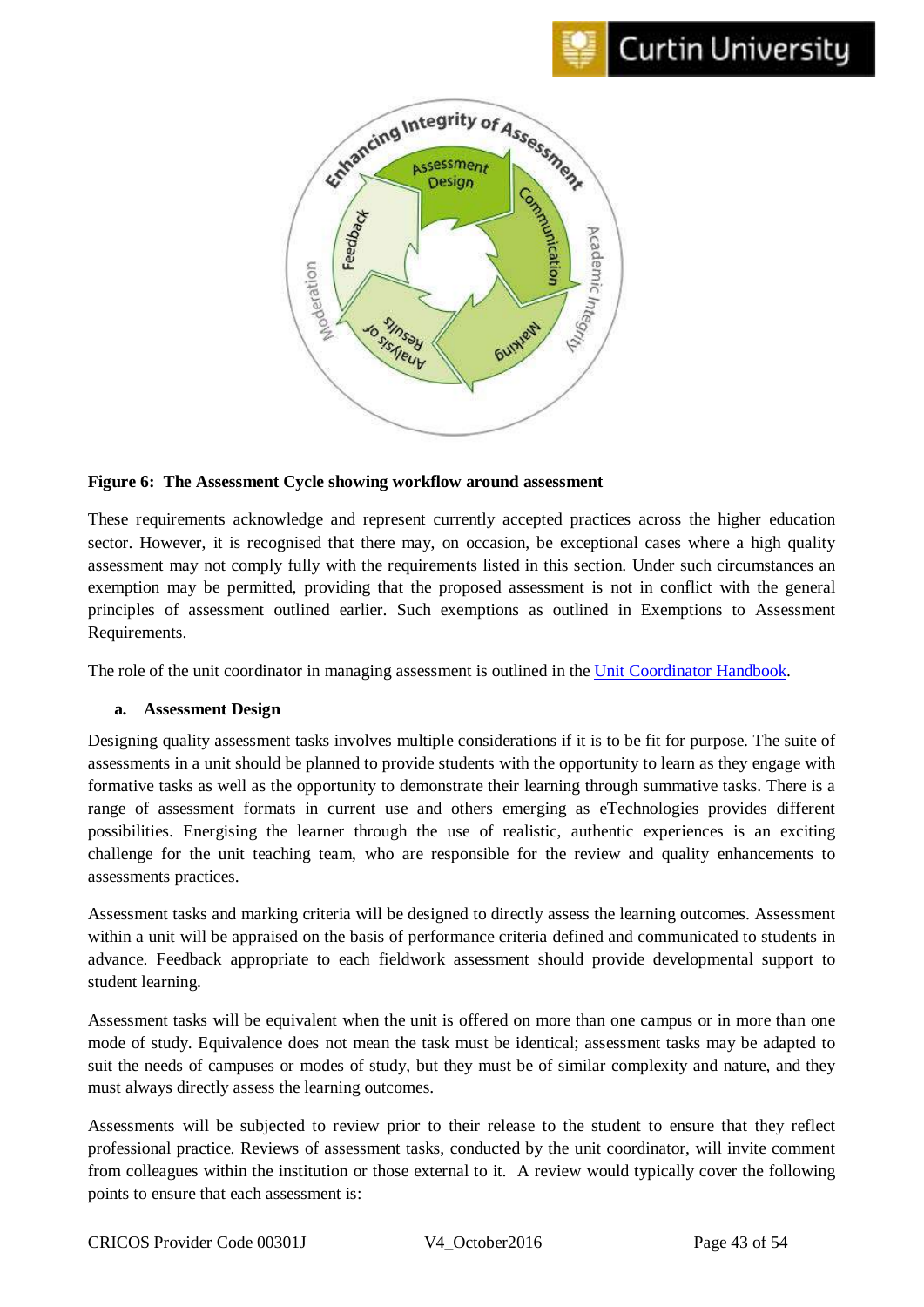**Figure 6: The Assessment Cycle showing workflow around assessment**

These requirements acknowledge and represent currently accepted practices across the higher education sector. However, it is recognised that there may, on occasion, be exceptional cases where a high quality assessment may not comply fully with the requirements listed in this section. Under such circumstances an exemption may be permitted, providing that the proposed assessment is not in conflict with the general principles of assessment outlined earlier. Such exemptions as outlined in Exemptions to Assessment Requirements.

The role of the unit coordinator in managing assessment is outlined in the Unit Coordinator Handbook.

**a. Assessment Design**

Designing quality assessment tasks involves multiple considerations if it is to be fit for purpose. The suite of assessments in a unit should be planned to provide students with the opportunity to learn as they engage with formative tasks as well as the opportunity to demonstrate their learning through summative tasks. There is a range of assessment formats in current use and others emerging as eTechnologies provides different possibilities. Energising the learner through the use of realistic, authentic experiences is an exciting challenge for the unit teaching team, who are responsible for the review and quality enhancements to assessments practices.

Assessment tasks and marking criteria will be designed to directly assess the learning outcomes. Assessment within a unit will be appraised on the basis of performance criteria defined and communicated to students in advance. Feedback appropriate to each fieldwork assessment should provide developmental support to student learning.

Assessment tasks will be equivalent when the unit is offered on more than one campus or in more than one mode of study. Equivalence does not mean the task must be identical; assessment tasks may be adapted to suit the needs of campuses or modes of study, but they must be of similar complexity and nature, and they must always directly assess the learning outcomes.

Assessments will be subjected to review prior to their release to the student to ensure that they reflect professional practice. Reviews of assessment tasks, conducted by the unit coordinator, will invite comment from colleagues within the institution or those external to it. A review would typically cover the following points to ensure that each assessment is: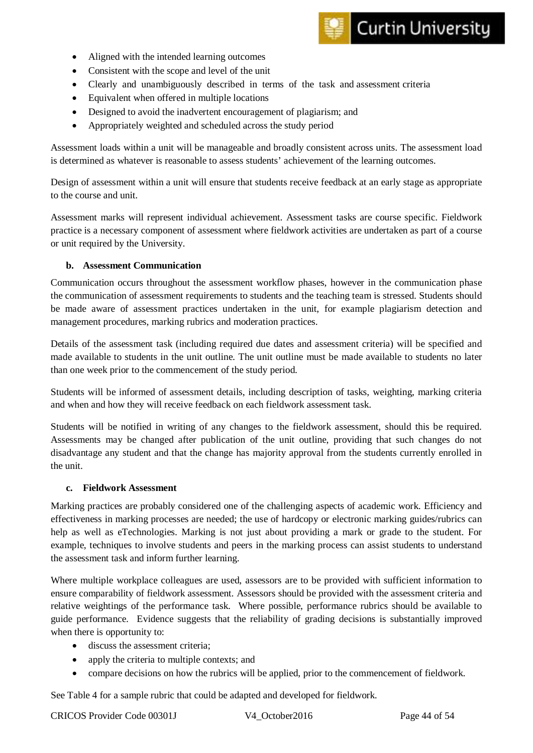- Aligned with the intended learning outcomes
- Consistent with the scope and level of the unit
- Clearly and unambiguously described in terms of the task and assessment criteria
- Equivalent when offered in multiple locations
- Designed to avoid the inadvertent encouragement of plagiarism; and
- Appropriately weighted and scheduled across the study period

Assessment loads within a unit will be manageable and broadly consistent across units. The assessment load is determined as whatever is reasonable to assess students' achievement of the learning outcomes.

Design of assessment within a unit will ensure that students receive feedback at an early stage as appropriate to the course and unit.

Assessment marks will represent individual achievement. Assessment tasks are course specific. Fieldwork practice is a necessary component of assessment where fieldwork activities are undertaken as part of a course or unit required by the University.

**b. Assessment Communication**

Communication occurs throughout the assessment workflow phases, however in the communication phase the communication of assessment requirements to students and the teaching team is stressed. Students should be made aware of assessment practices undertaken in the unit, for example plagiarism detection and management procedures, marking rubrics and moderation practices.

Details of the assessment task (including required due dates and assessment criteria) will be specified and made available to students in the unit outline. The unit outline must be made available to students no later than one week prior to the commencement of the study period.

Students will be informed of assessment details, including description of tasks, weighting, marking criteria and when and how they will receive feedback on each fieldwork assessment task.

Students will be notified in writing of any changes to the fieldwork assessment, should this be required. Assessments may be changed after publication of the unit outline, providing that such changes do not disadvantage any student and that the change has majority approval from the students currently enrolled in the unit.

**c. Fieldwork Assessment**

Marking practices are probably considered one of the challenging aspects of academic work. Efficiency and effectiveness in marking processes are needed; the use of hardcopy or electronic marking guides/rubrics can help as well as eTechnologies. Marking is not just about providing a mark or grade to the student. For example, techniques to involve students and peers in the marking process can assist students to understand the assessment task and inform further learning.

Where multiple workplace colleagues are used, assessors are to be provided with sufficient information to ensure comparability of fieldwork assessment. Assessors should be provided with the assessment criteria and relative weightings of the performance task. Where possible, performance rubrics should be available to guide performance. Evidence suggests that the reliability of grading decisions is substantially improved when there is opportunity to:

- discuss the assessment criteria;
- apply the criteria to multiple contexts; and
- compare decisions on how the rubrics will be applied, prior to the commencement of fieldwork.

See Table 4 for a sample rubric that could be adapted and developed for fieldwork.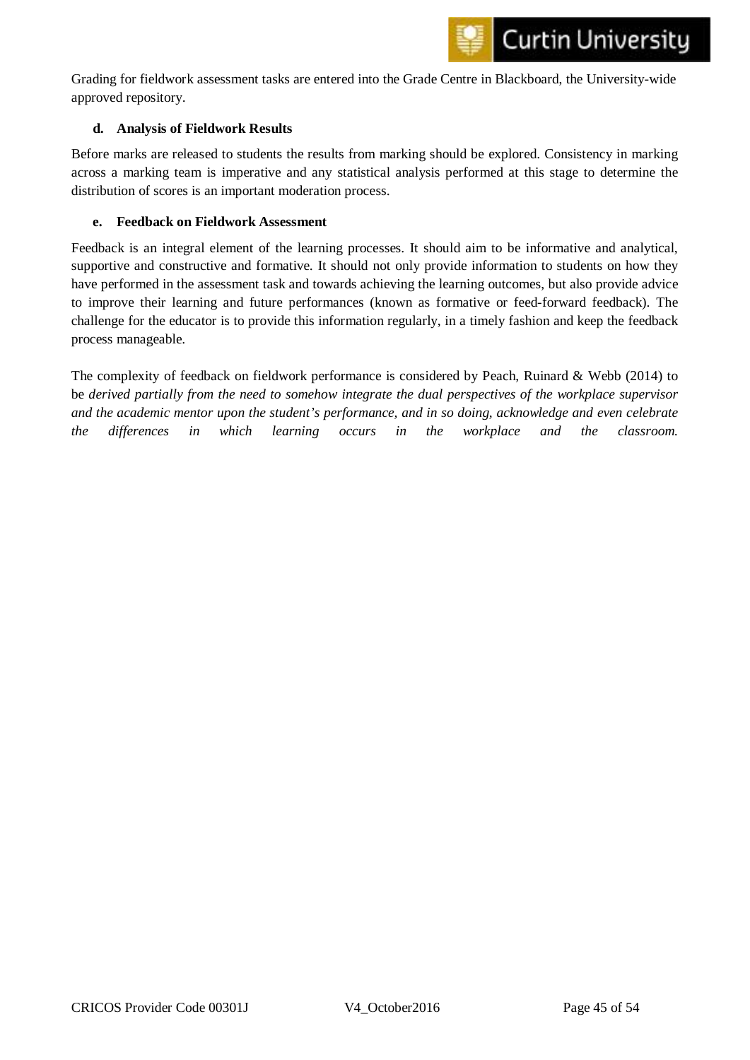Grading for fieldwork assessment tasks are entered into the Grade Centre in Blackboard, the University-wide approved repository.

#### d. Analysis of Fieldwork Results

Before marks are released to students the results from marking should be explored. Consistency in marking across a marking team is imperative and any statistical analysis performed at this stage to determine the distribution of scores is an important moderation process.

#### e. Feedback on Fieldwork Assessment

Feedback is an integral element of the learning processes. It should aim to be informative and analytical, supportive and constructive and formative. It should not only provide information to students on how they have performed in the assessment task and towards achieving the learning outcomes, but also provide advice to improve their learning and future performances (known as formative or feed-forward feedback). The challenge for the educator is to provide this information regularly, in a timely fashion and keep the feedback process manageable.

The complexity of feedback on fieldwork performance is considered by Peach, Ruinard & Webb (2014) to be *derived partially from the need to somehow integrate the dual perspectives of the workplace supervisor and the academic mentor upon the student's performance, and in so doing, acknowledge and even celebrate the differences in which learning occurs in the workplace and the classroom.*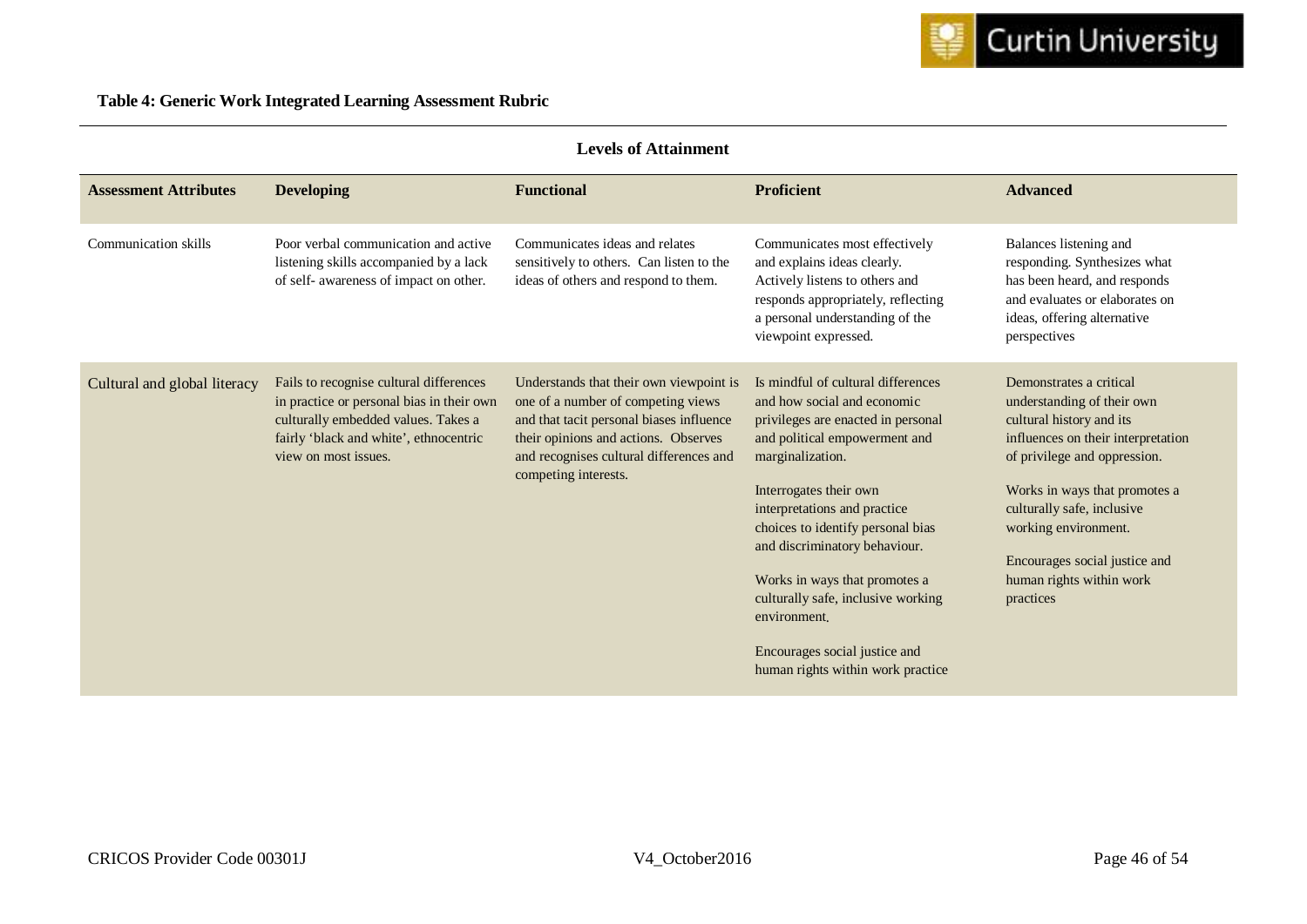**Table 4: Generic Work Integrated Learning Assessment Rubric**

| | Levels of Attainment | | | |
|---|---|---|---|---|
| **Assessment Attributes** | **Developing** | **Functional** | **Proficient** | **Advanced** |
| Communication skills | Poor verbal communication and active listening skills accompanied by a lack of self- awareness of impact on other. | Communicates ideas and relates sensitively to others. Can listen to the ideas of others and respond to them. | Communicates most effectively and explains ideas clearly. Actively listens to others and responds appropriately, reflecting a personal understanding of the viewpoint expressed. | Balances listening and responding. Synthesizes what has been heard, and responds and evaluates or elaborates on ideas, offering alternative perspectives |
| Cultural and global literacy | Fails to recognise cultural differences in practice or personal bias in their own culturally embedded values. Takes a fairly 'black and white', ethnocentric view on most issues. | Understands that their own viewpoint is one of a number of competing views and that tacit personal biases influence their opinions and actions. Observes and recognises cultural differences and competing interests. | Is mindful of cultural differences and how social and economic privileges are enacted in personal and political empowerment and marginalization.<br><br>Interrogates their own interpretations and practice choices to identify personal bias and discriminatory behaviour.<br><br>Works in ways that promotes a culturally safe, inclusive working environment.<br><br>Encourages social justice and human rights within work practice | Demonstrates a critical understanding of their own cultural history and its influences on their interpretation of privilege and oppression.<br><br>Works in ways that promotes a culturally safe, inclusive working environment.<br><br>Encourages social justice and human rights within work practices |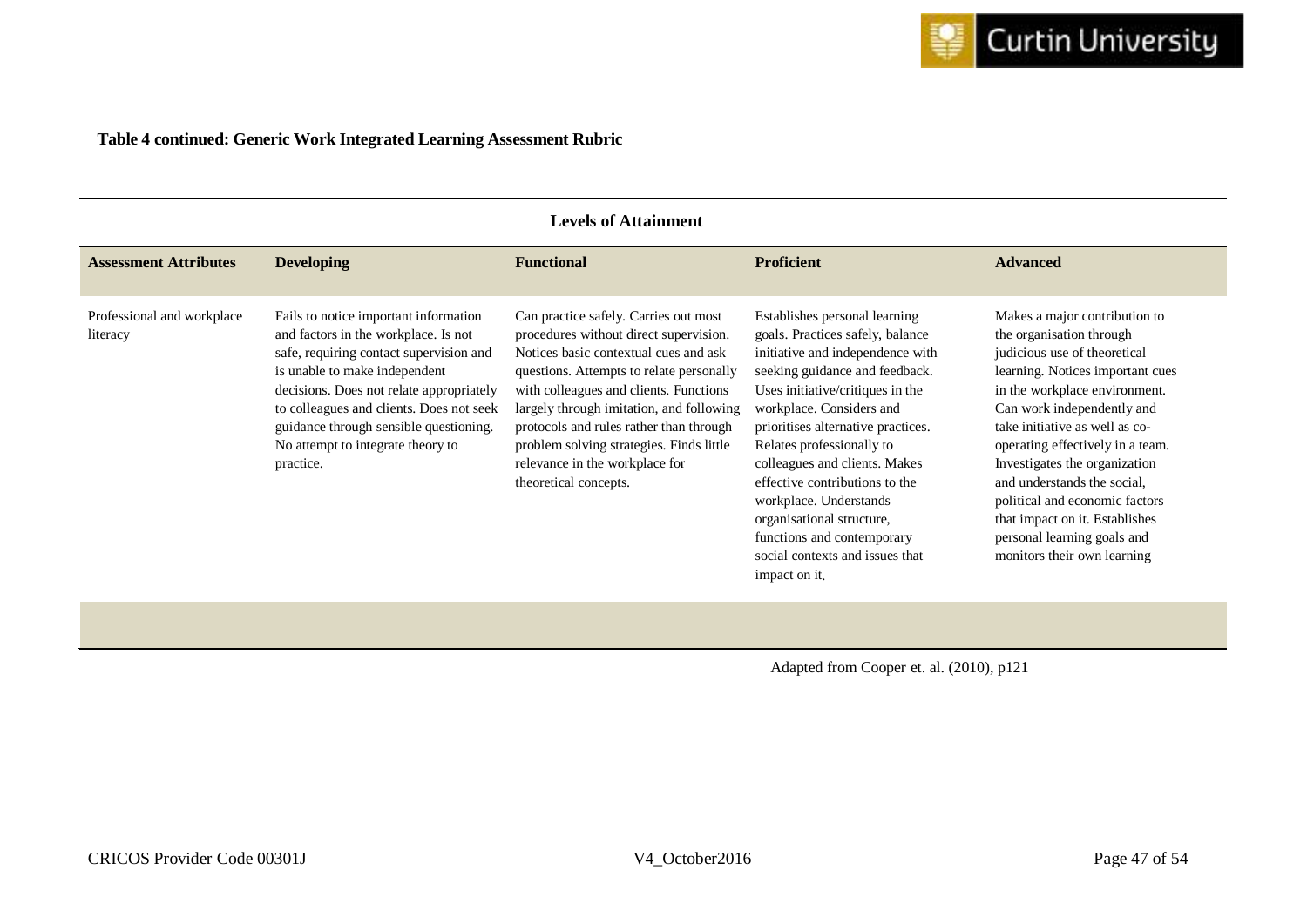**Table 4 continued: Generic Work Integrated Learning Assessment Rubric**

| | Levels of Attainment | | | |
|---|---|---|---|---|
| **Assessment Attributes** | **Developing** | **Functional** | **Proficient** | **Advanced** |
| Professional and workplace literacy | Fails to notice important information and factors in the workplace. Is not safe, requiring contact supervision and is unable to make independent decisions. Does not relate appropriately to colleagues and clients. Does not seek guidance through sensible questioning. No attempt to integrate theory to practice. | Can practice safely. Carries out most procedures without direct supervision. Notices basic contextual cues and ask questions. Attempts to relate personally with colleagues and clients. Functions largely through imitation, and following protocols and rules rather than through problem solving strategies. Finds little relevance in the workplace for theoretical concepts. | Establishes personal learning goals. Practices safely, balance initiative and independence with seeking guidance and feedback. Uses initiative/critiques in the workplace. Considers and prioritises alternative practices. Relates professionally to colleagues and clients. Makes effective contributions to the workplace. Understands organisational structure, functions and contemporary social contexts and issues that impact on it. | Makes a major contribution to the organisation through judicious use of theoretical learning. Notices important cues in the workplace environment. Can work independently and take initiative as well as co-operating effectively in a team. Investigates the organization and understands the social, political and economic factors that impact on it. Establishes personal learning goals and monitors their own learning |

Adapted from Cooper et. al. (2010), p121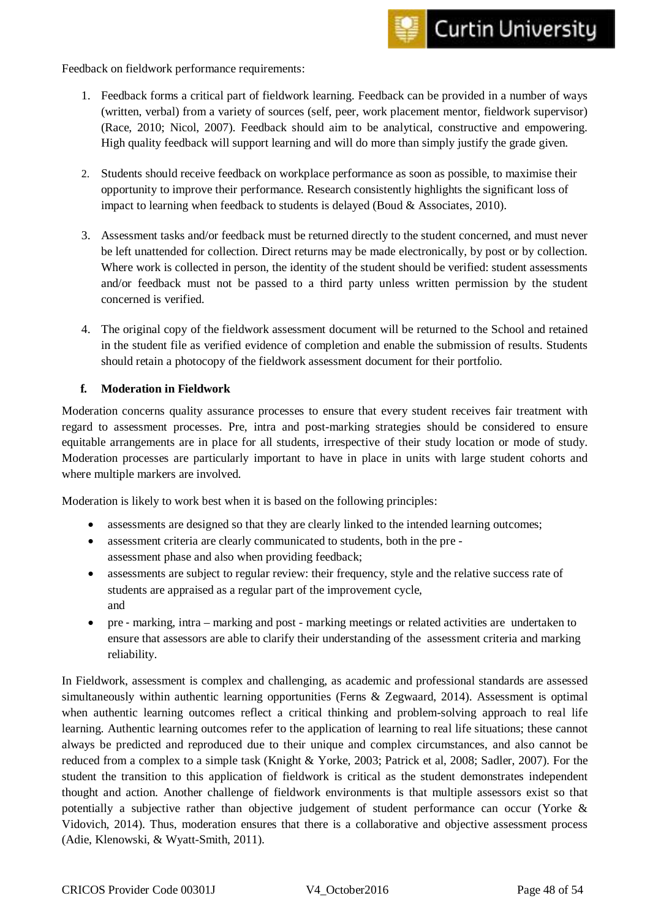Feedback on fieldwork performance requirements:

1. Feedback forms a critical part of fieldwork learning. Feedback can be provided in a number of ways (written, verbal) from a variety of sources (self, peer, work placement mentor, fieldwork supervisor) (Race, 2010; Nicol, 2007). Feedback should aim to be analytical, constructive and empowering. High quality feedback will support learning and will do more than simply justify the grade given.

2. Students should receive feedback on workplace performance as soon as possible, to maximise their opportunity to improve their performance. Research consistently highlights the significant loss of impact to learning when feedback to students is delayed (Boud & Associates, 2010).

3. Assessment tasks and/or feedback must be returned directly to the student concerned, and must never be left unattended for collection. Direct returns may be made electronically, by post or by collection. Where work is collected in person, the identity of the student should be verified: student assessments and/or feedback must not be passed to a third party unless written permission by the student concerned is verified.

4. The original copy of the fieldwork assessment document will be returned to the School and retained in the student file as verified evidence of completion and enable the submission of results. Students should retain a photocopy of the fieldwork assessment document for their portfolio.

**f. Moderation in Fieldwork**

Moderation concerns quality assurance processes to ensure that every student receives fair treatment with regard to assessment processes. Pre, intra and post-marking strategies should be considered to ensure equitable arrangements are in place for all students, irrespective of their study location or mode of study. Moderation processes are particularly important to have in place in units with large student cohorts and where multiple markers are involved.

Moderation is likely to work best when it is based on the following principles:

- assessments are designed so that they are clearly linked to the intended learning outcomes;
- assessment criteria are clearly communicated to students, both in the pre - assessment phase and also when providing feedback;
- assessments are subject to regular review: their frequency, style and the relative success rate of students are appraised as a regular part of the improvement cycle, and
- pre - marking, intra – marking and post - marking meetings or related activities are undertaken to ensure that assessors are able to clarify their understanding of the assessment criteria and marking reliability.

In Fieldwork, assessment is complex and challenging, as academic and professional standards are assessed simultaneously within authentic learning opportunities (Ferns & Zegwaard, 2014). Assessment is optimal when authentic learning outcomes reflect a critical thinking and problem-solving approach to real life learning. Authentic learning outcomes refer to the application of learning to real life situations; these cannot always be predicted and reproduced due to their unique and complex circumstances, and also cannot be reduced from a complex to a simple task (Knight & Yorke, 2003; Patrick et al, 2008; Sadler, 2007). For the student the transition to this application of fieldwork is critical as the student demonstrates independent thought and action. Another challenge of fieldwork environments is that multiple assessors exist so that potentially a subjective rather than objective judgement of student performance can occur (Yorke & Vidovich, 2014). Thus, moderation ensures that there is a collaborative and objective assessment process (Adie, Klenowski, & Wyatt-Smith, 2011).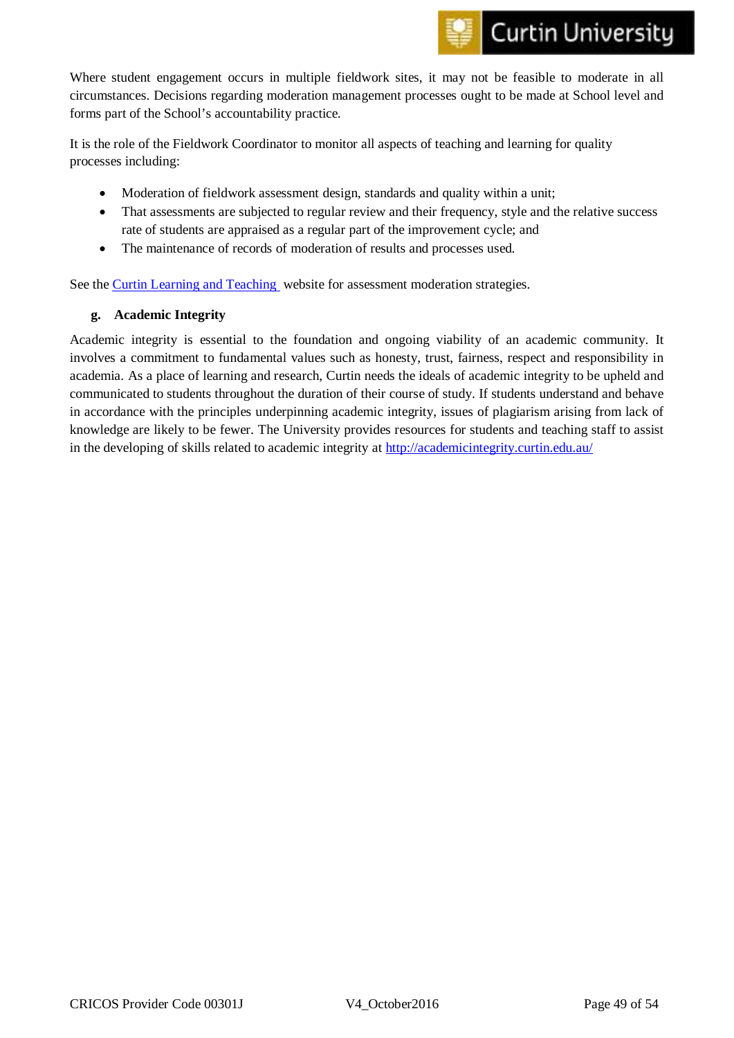Where student engagement occurs in multiple fieldwork sites, it may not be feasible to moderate in all circumstances. Decisions regarding moderation management processes ought to be made at School level and forms part of the School's accountability practice.

It is the role of the Fieldwork Coordinator to monitor all aspects of teaching and learning for quality processes including:

- Moderation of fieldwork assessment design, standards and quality within a unit;
- That assessments are subjected to regular review and their frequency, style and the relative success rate of students are appraised as a regular part of the improvement cycle; and
- The maintenance of records of moderation of results and processes used.

See the [Curtin Learning and Teaching](#) website for assessment moderation strategies.

### g. Academic Integrity

Academic integrity is essential to the foundation and ongoing viability of an academic community. It involves a commitment to fundamental values such as honesty, trust, fairness, respect and responsibility in academia. As a place of learning and research, Curtin needs the ideals of academic integrity to be upheld and communicated to students throughout the duration of their course of study. If students understand and behave in accordance with the principles underpinning academic integrity, issues of plagiarism arising from lack of knowledge are likely to be fewer. The University provides resources for students and teaching staff to assist in the developing of skills related to academic integrity at [http://academicintegrity.curtin.edu.au/](http://academicintegrity.curtin.edu.au/)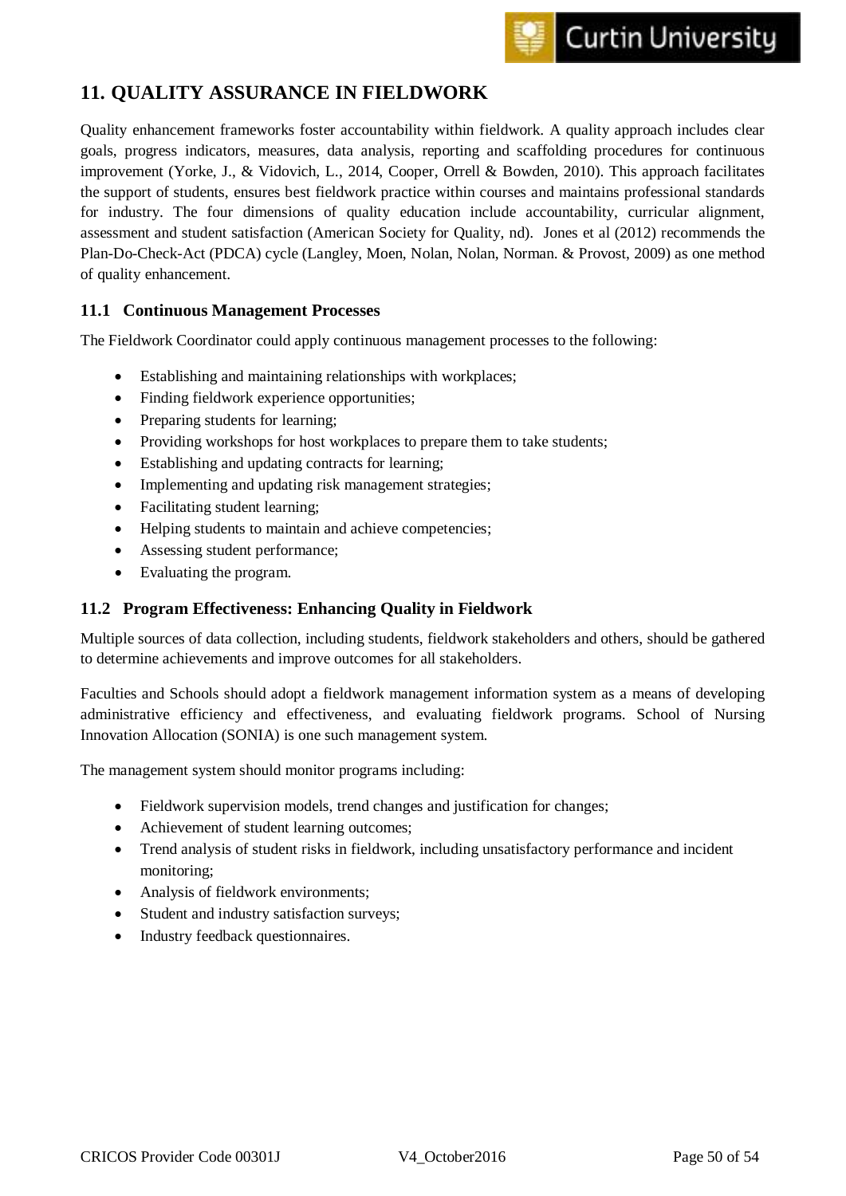# 11. QUALITY ASSURANCE IN FIELDWORK

Quality enhancement frameworks foster accountability within fieldwork. A quality approach includes clear goals, progress indicators, measures, data analysis, reporting and scaffolding procedures for continuous improvement (Yorke, J., & Vidovich, L., 2014, Cooper, Orrell & Bowden, 2010). This approach facilitates the support of students, ensures best fieldwork practice within courses and maintains professional standards for industry. The four dimensions of quality education include accountability, curricular alignment, assessment and student satisfaction (American Society for Quality, nd). Jones et al (2012) recommends the Plan-Do-Check-Act (PDCA) cycle (Langley, Moen, Nolan, Nolan, Norman. & Provost, 2009) as one method of quality enhancement.

## 11.1 Continuous Management Processes

The Fieldwork Coordinator could apply continuous management processes to the following:

- Establishing and maintaining relationships with workplaces;
- Finding fieldwork experience opportunities;
- Preparing students for learning;
- Providing workshops for host workplaces to prepare them to take students;
- Establishing and updating contracts for learning;
- Implementing and updating risk management strategies;
- Facilitating student learning;
- Helping students to maintain and achieve competencies;
- Assessing student performance;
- Evaluating the program.

## 11.2 Program Effectiveness: Enhancing Quality in Fieldwork

Multiple sources of data collection, including students, fieldwork stakeholders and others, should be gathered to determine achievements and improve outcomes for all stakeholders.

Faculties and Schools should adopt a fieldwork management information system as a means of developing administrative efficiency and effectiveness, and evaluating fieldwork programs. School of Nursing Innovation Allocation (SONIA) is one such management system.

The management system should monitor programs including:

- Fieldwork supervision models, trend changes and justification for changes;
- Achievement of student learning outcomes;
- Trend analysis of student risks in fieldwork, including unsatisfactory performance and incident monitoring;
- Analysis of fieldwork environments;
- Student and industry satisfaction surveys;
- Industry feedback questionnaires.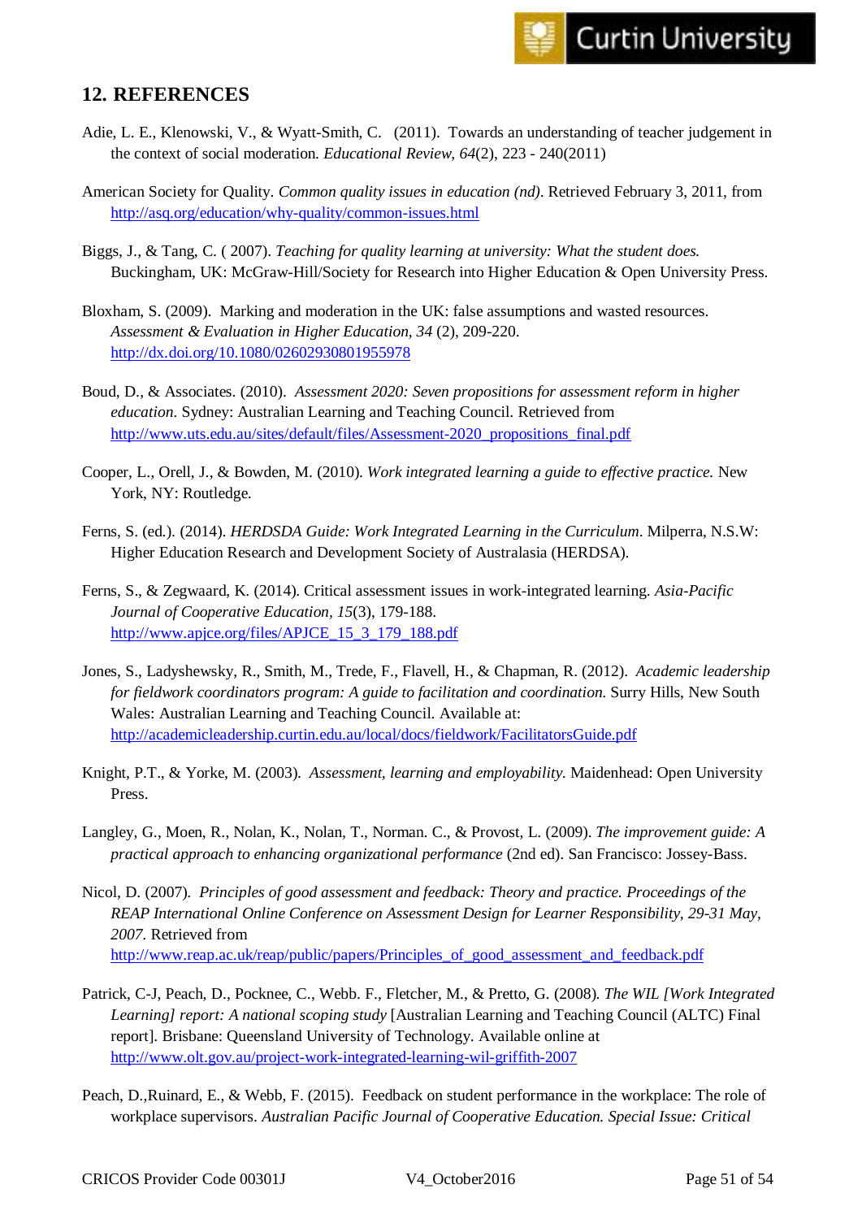## 12. REFERENCES

Adie, L. E., Klenowski, V., & Wyatt-Smith, C. (2011). Towards an understanding of teacher judgement in the context of social moderation. *Educational Review*, *64*(2), 223 - 240(2011)

American Society for Quality. *Common quality issues in education (nd)*. Retrieved February 3, 2011, from http://asq.org/education/why-quality/common-issues.html

Biggs, J., & Tang, C. ( 2007). *Teaching for quality learning at university: What the student does.* Buckingham, UK: McGraw-Hill/Society for Research into Higher Education & Open University Press.

Bloxham, S. (2009). Marking and moderation in the UK: false assumptions and wasted resources. *Assessment & Evaluation in Higher Education, 34* (2), 209-220. http://dx.doi.org/10.1080/02602930801955978

Boud, D., & Associates. (2010). *Assessment 2020: Seven propositions for assessment reform in higher education.* Sydney: Australian Learning and Teaching Council. Retrieved from http://www.uts.edu.au/sites/default/files/Assessment-2020_propositions_final.pdf

Cooper, L., Orell, J., & Bowden, M. (2010). *Work integrated learning a guide to effective practice.* New York, NY: Routledge.

Ferns, S. (ed.). (2014). *HERDSDA Guide: Work Integrated Learning in the Curriculum*. Milperra, N.S.W: Higher Education Research and Development Society of Australasia (HERDSA).

Ferns, S., & Zegwaard, K. (2014). Critical assessment issues in work-integrated learning. *Asia-Pacific Journal of Cooperative Education*, *15*(3), 179-188. http://www.apjce.org/files/APJCE_15_3_179_188.pdf

Jones, S., Ladyshewsky, R., Smith, M., Trede, F., Flavell, H., & Chapman, R. (2012). *Academic leadership for fieldwork coordinators program: A guide to facilitation and coordination.* Surry Hills, New South Wales: Australian Learning and Teaching Council. Available at: http://academicleadership.curtin.edu.au/local/docs/fieldwork/FacilitatorsGuide.pdf

Knight, P.T., & Yorke, M. (2003). *Assessment, learning and employability.* Maidenhead: Open University Press.

Langley, G., Moen, R., Nolan, K., Nolan, T., Norman. C., & Provost, L. (2009). *The improvement guide: A practical approach to enhancing organizational performance* (2nd ed). San Francisco: Jossey-Bass.

Nicol, D. (2007). *Principles of good assessment and feedback: Theory and practice. Proceedings of the REAP International Online Conference on Assessment Design for Learner Responsibility, 29-31 May, 2007.* Retrieved from http://www.reap.ac.uk/reap/public/papers/Principles_of_good_assessment_and_feedback.pdf

Patrick, C-J, Peach, D., Pocknee, C., Webb. F., Fletcher, M., & Pretto, G. (2008). *The WIL [Work Integrated Learning] report: A national scoping study* [Australian Learning and Teaching Council (ALTC) Final report]. Brisbane: Queensland University of Technology. Available online at http://www.olt.gov.au/project-work-integrated-learning-wil-griffith-2007

Peach, D.,Ruinard, E., & Webb, F. (2015). Feedback on student performance in the workplace: The role of workplace supervisors. *Australian Pacific Journal of Cooperative Education. Special Issue: Critical*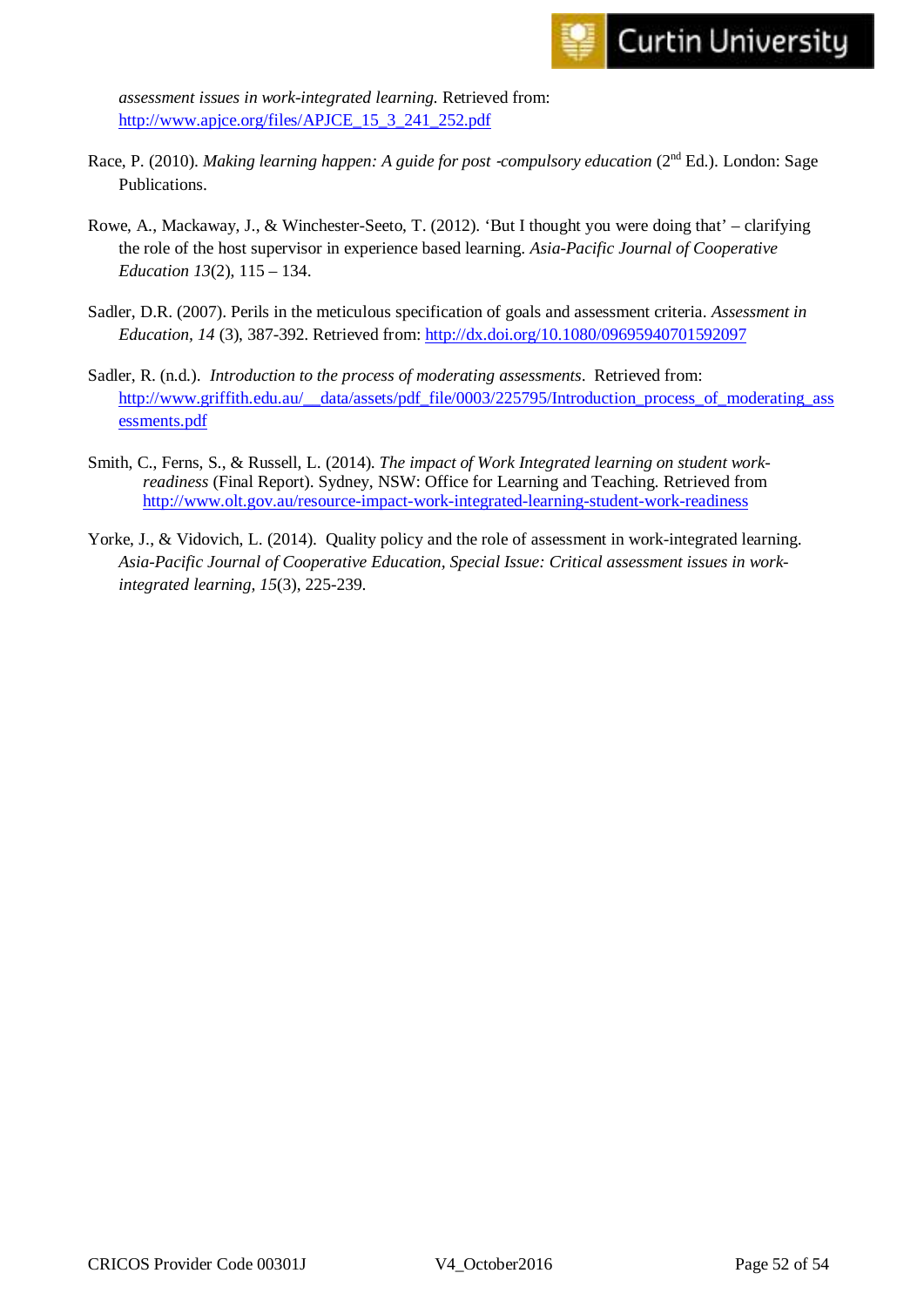*assessment issues in work-integrated learning.* Retrieved from: http://www.apjce.org/files/APJCE_15_3_241_252.pdf

Race, P. (2010). *Making learning happen: A guide for post -compulsory education* (2nd Ed.). London: Sage Publications.

Rowe, A., Mackaway, J., & Winchester-Seeto, T. (2012). 'But I thought you were doing that' – clarifying the role of the host supervisor in experience based learning. *Asia-Pacific Journal of Cooperative Education 13*(2), 115 – 134.

Sadler, D.R. (2007). Perils in the meticulous specification of goals and assessment criteria. *Assessment in Education, 14* (3), 387-392. Retrieved from: http://dx.doi.org/10.1080/09695940701592097

Sadler, R. (n.d.). *Introduction to the process of moderating assessments*. Retrieved from: http://www.griffith.edu.au/__data/assets/pdf_file/0003/225795/Introduction_process_of_moderating_assessments.pdf

Smith, C., Ferns, S., & Russell, L. (2014). *The impact of Work Integrated learning on student work-readiness* (Final Report). Sydney, NSW: Office for Learning and Teaching. Retrieved from http://www.olt.gov.au/resource-impact-work-integrated-learning-student-work-readiness

Yorke, J., & Vidovich, L. (2014). Quality policy and the role of assessment in work-integrated learning. *Asia-Pacific Journal of Cooperative Education, Special Issue: Critical assessment issues in work-integrated learning, 15*(3), 225-239.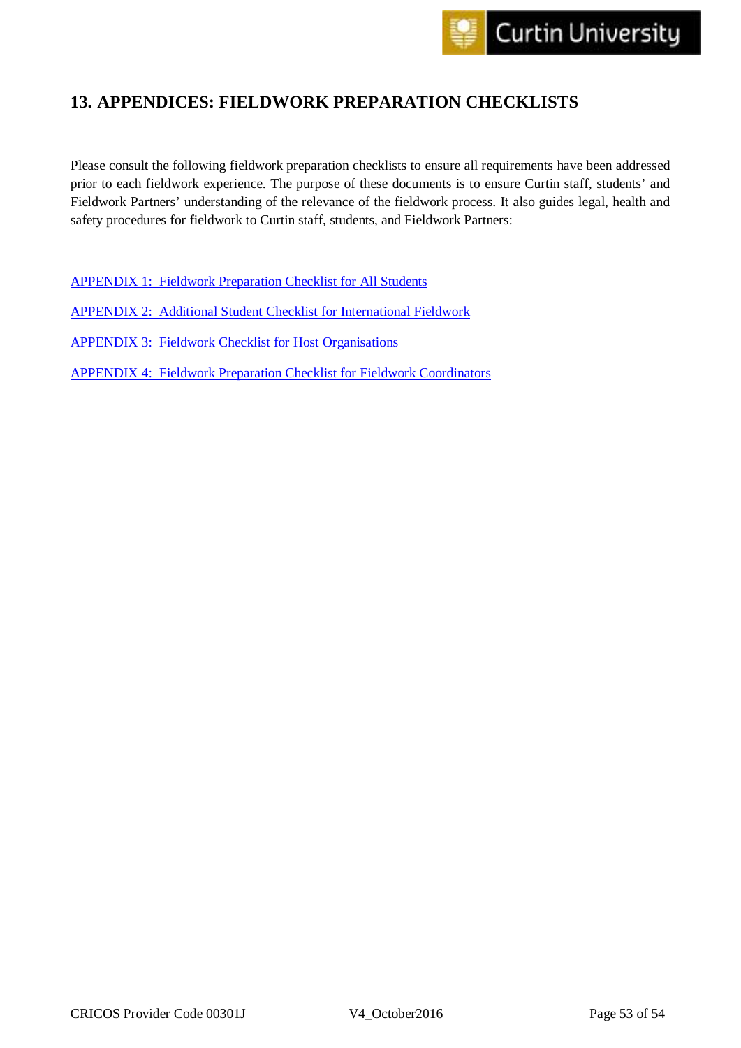## 13. APPENDICES: FIELDWORK PREPARATION CHECKLISTS

Please consult the following fieldwork preparation checklists to ensure all requirements have been addressed prior to each fieldwork experience. The purpose of these documents is to ensure Curtin staff, students' and Fieldwork Partners' understanding of the relevance of the fieldwork process. It also guides legal, health and safety procedures for fieldwork to Curtin staff, students, and Fieldwork Partners:

APPENDIX 1: Fieldwork Preparation Checklist for All Students

APPENDIX 2: Additional Student Checklist for International Fieldwork

APPENDIX 3: Fieldwork Checklist for Host Organisations

APPENDIX 4: Fieldwork Preparation Checklist for Fieldwork Coordinators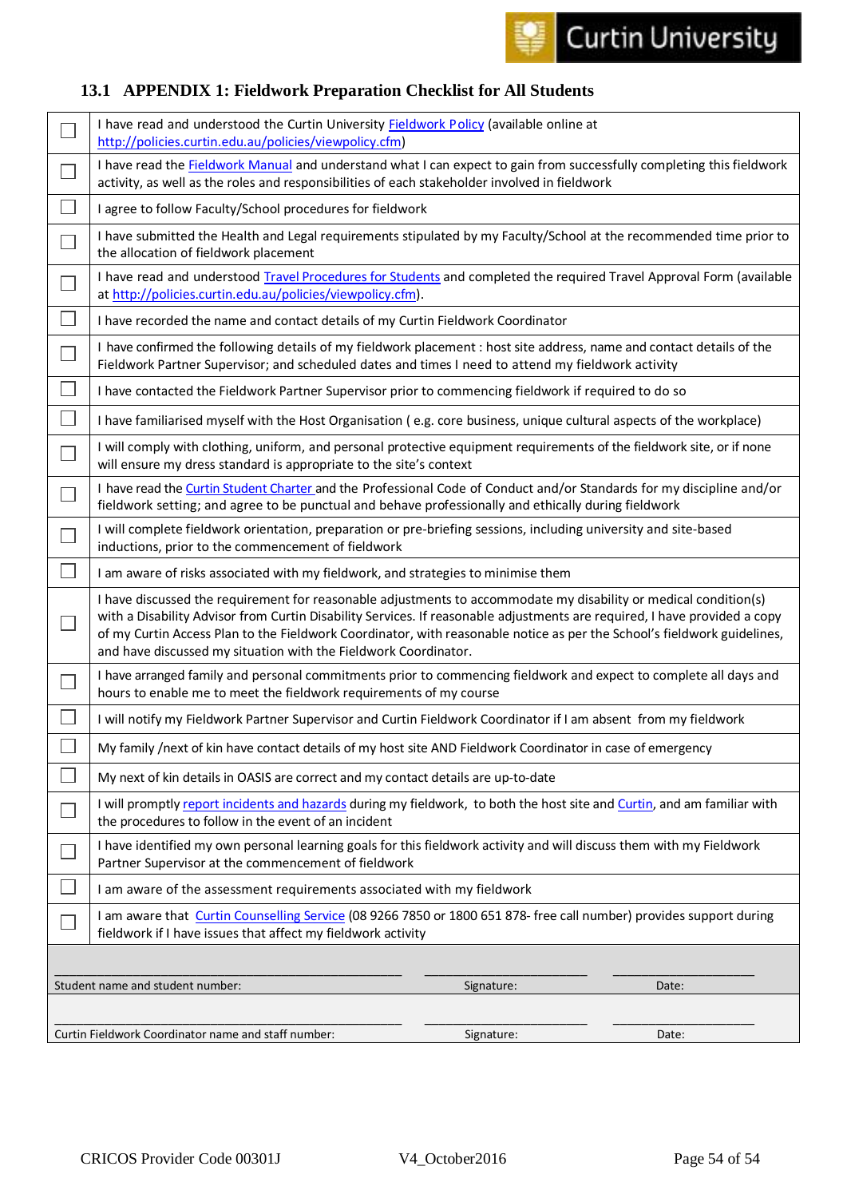## 13.1 APPENDIX 1: Fieldwork Preparation Checklist for All Students

| | |
|---|---|
| ☐ | I have read and understood the Curtin University Fieldwork Policy (available online at http://policies.curtin.edu.au/policies/viewpolicy.cfm) |
| ☐ | I have read the Fieldwork Manual and understand what I can expect to gain from successfully completing this fieldwork activity, as well as the roles and responsibilities of each stakeholder involved in fieldwork |
| ☐ | I agree to follow Faculty/School procedures for fieldwork |
| ☐ | I have submitted the Health and Legal requirements stipulated by my Faculty/School at the recommended time prior to the allocation of fieldwork placement |
| ☐ | I have read and understood Travel Procedures for Students and completed the required Travel Approval Form (available at http://policies.curtin.edu.au/policies/viewpolicy.cfm). |
| ☐ | I have recorded the name and contact details of my Curtin Fieldwork Coordinator |
| ☐ | I have confirmed the following details of my fieldwork placement : host site address, name and contact details of the Fieldwork Partner Supervisor; and scheduled dates and times I need to attend my fieldwork activity |
| ☐ | I have contacted the Fieldwork Partner Supervisor prior to commencing fieldwork if required to do so |
| ☐ | I have familiarised myself with the Host Organisation ( e.g. core business, unique cultural aspects of the workplace) |
| ☐ | I will comply with clothing, uniform, and personal protective equipment requirements of the fieldwork site, or if none will ensure my dress standard is appropriate to the site's context |
| ☐ | I have read the Curtin Student Charter and the Professional Code of Conduct and/or Standards for my discipline and/or fieldwork setting; and agree to be punctual and behave professionally and ethically during fieldwork |
| ☐ | I will complete fieldwork orientation, preparation or pre-briefing sessions, including university and site-based inductions, prior to the commencement of fieldwork |
| ☐ | I am aware of risks associated with my fieldwork, and strategies to minimise them |
| ☐ | I have discussed the requirement for reasonable adjustments to accommodate my disability or medical condition(s) with a Disability Advisor from Curtin Disability Services. If reasonable adjustments are required, I have provided a copy of my Curtin Access Plan to the Fieldwork Coordinator, with reasonable notice as per the School's fieldwork guidelines, and have discussed my situation with the Fieldwork Coordinator. |
| ☐ | I have arranged family and personal commitments prior to commencing fieldwork and expect to complete all days and hours to enable me to meet the fieldwork requirements of my course |
| ☐ | I will notify my Fieldwork Partner Supervisor and Curtin Fieldwork Coordinator if I am absent from my fieldwork |
| ☐ | My family /next of kin have contact details of my host site AND Fieldwork Coordinator in case of emergency |
| ☐ | My next of kin details in OASIS are correct and my contact details are up-to-date |
| ☐ | I will promptly report incidents and hazards during my fieldwork, to both the host site and Curtin, and am familiar with the procedures to follow in the event of an incident |
| ☐ | I have identified my own personal learning goals for this fieldwork activity and will discuss them with my Fieldwork Partner Supervisor at the commencement of fieldwork |
| ☐ | I am aware of the assessment requirements associated with my fieldwork |
| ☐ | I am aware that Curtin Counselling Service (08 9266 7850 or 1800 651 878- free call number) provides support during fieldwork if I have issues that affect my fieldwork activity |

| | | |
|---|---|---|
| ______________________________ | ______________________ | ______________________ |
| Student name and student number: | Signature: | Date: |
| ______________________________ | ______________________ | ______________________ |
| Curtin Fieldwork Coordinator name and staff number: | Signature: | Date: |

CRICOS Provider Code 00301J V4_October2016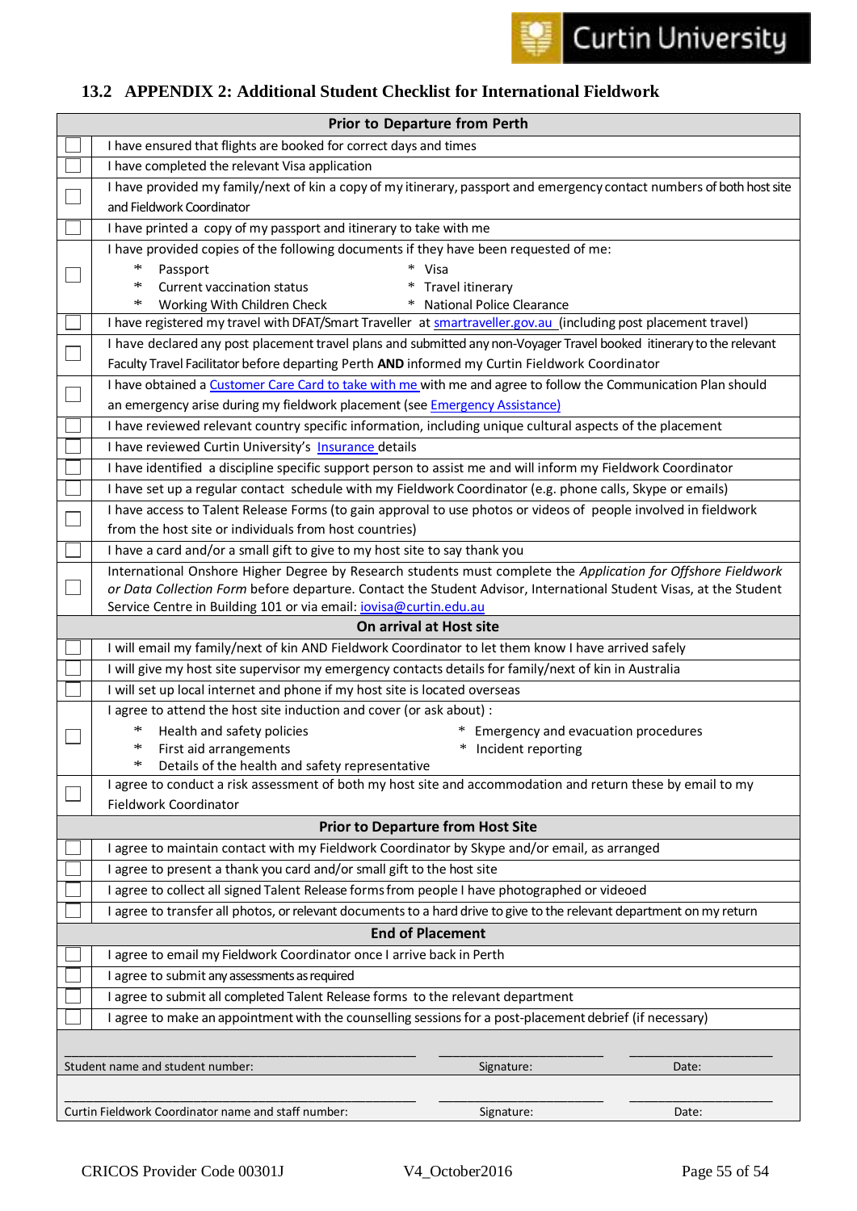## 13.2 APPENDIX 2: Additional Student Checklist for International Fieldwork

| | **Prior to Departure from Perth** |
|---|---|
| ☐ | I have ensured that flights are booked for correct days and times |
| ☐ | I have completed the relevant Visa application |
| ☐ | I have provided my family/next of kin a copy of my itinerary, passport and emergency contact numbers of both host site and Fieldwork Coordinator |
| ☐ | I have printed a copy of my passport and itinerary to take with me |
| ☐ | I have provided copies of the following documents if they have been requested of me: * Passport * Visa * Current vaccination status * Travel itinerary * Working With Children Check * National Police Clearance |
| ☐ | I have registered my travel with DFAT/Smart Traveller at smartraveller.gov.au (including post placement travel) |
| ☐ | I have declared any post placement travel plans and submitted any non-Voyager Travel booked itinerary to the relevant Faculty Travel Facilitator before departing Perth **AND** informed my Curtin Fieldwork Coordinator |
| ☐ | I have obtained a Customer Care Card to take with me with me and agree to follow the Communication Plan should an emergency arise during my fieldwork placement (see Emergency Assistance) |
| ☐ | I have reviewed relevant country specific information, including unique cultural aspects of the placement |
| ☐ | I have reviewed Curtin University's Insurance details |
| ☐ | I have identified a discipline specific support person to assist me and will inform my Fieldwork Coordinator |
| ☐ | I have set up a regular contact schedule with my Fieldwork Coordinator (e.g. phone calls, Skype or emails) |
| ☐ | I have access to Talent Release Forms (to gain approval to use photos or videos of people involved in fieldwork from the host site or individuals from host countries) |
| ☐ | I have a card and/or a small gift to give to my host site to say thank you |
| ☐ | International Onshore Higher Degree by Research students must complete the *Application for Offshore Fieldwork or Data Collection Form* before departure. Contact the Student Advisor, International Student Visas, at the Student Service Centre in Building 101 or via email: iovisa@curtin.edu.au |
| | **On arrival at Host site** |
| ☐ | I will email my family/next of kin AND Fieldwork Coordinator to let them know I have arrived safely |
| ☐ | I will give my host site supervisor my emergency contacts details for family/next of kin in Australia |
| ☐ | I will set up local internet and phone if my host site is located overseas |
| ☐ | I agree to attend the host site induction and cover (or ask about): * Health and safety policies * Emergency and evacuation procedures * First aid arrangements * Incident reporting * Details of the health and safety representative |
| ☐ | I agree to conduct a risk assessment of both my host site and accommodation and return these by email to my Fieldwork Coordinator |
| | **Prior to Departure from Host Site** |
| ☐ | I agree to maintain contact with my Fieldwork Coordinator by Skype and/or email, as arranged |
| ☐ | I agree to present a thank you card and/or small gift to the host site |
| ☐ | I agree to collect all signed Talent Release forms from people I have photographed or videoed |
| ☐ | I agree to transfer all photos, or relevant documents to a hard drive to give to the relevant department on my return |
| | **End of Placement** |
| ☐ | I agree to email my Fieldwork Coordinator once I arrive back in Perth |
| ☐ | I agree to submit any assessments as required |
| ☐ | I agree to submit all completed Talent Release forms to the relevant department |
| ☐ | I agree to make an appointment with the counselling sessions for a post-placement debrief (if necessary) |

| ______________________________ | ______________________ | ______________________ |
|---|---|---|
| Student name and student number: | Signature: | Date: |
| ______________________________ | ______________________ | ______________________ |
| Curtin Fieldwork Coordinator name and staff number: | Signature: | Date: |

CRICOS Provider Code 00301J V4_October2016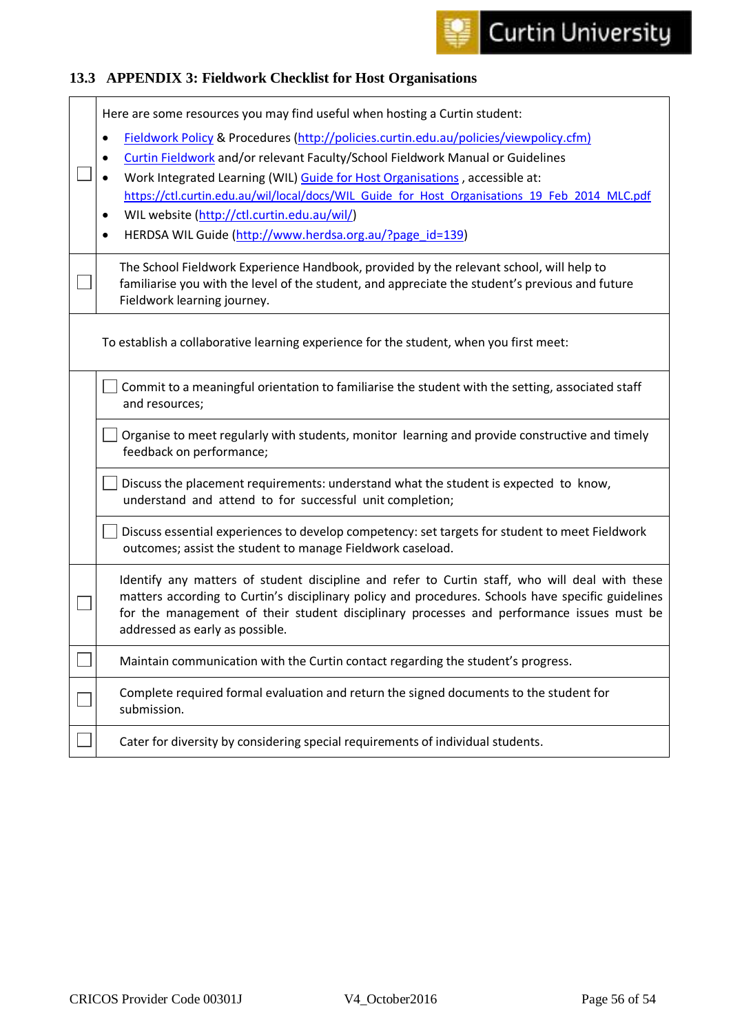### 13.3 APPENDIX 3: Fieldwork Checklist for Host Organisations

| | |
|---|---|
| ☐ | Here are some resources you may find useful when hosting a Curtin student:<br>• Fieldwork Policy & Procedures (http://policies.curtin.edu.au/policies/viewpolicy.cfm)<br>• Curtin Fieldwork and/or relevant Faculty/School Fieldwork Manual or Guidelines<br>• Work Integrated Learning (WIL) Guide for Host Organisations , accessible at: https://ctl.curtin.edu.au/wil/local/docs/WIL_Guide_for_Host_Organisations_19_Feb_2014_MLC.pdf<br>• WIL website (http://ctl.curtin.edu.au/wil/)<br>• HERDSA WIL Guide (http://www.herdsa.org.au/?page_id=139) |
| ☐ | The School Fieldwork Experience Handbook, provided by the relevant school, will help to familiarise you with the level of the student, and appreciate the student's previous and future Fieldwork learning journey. |
| | To establish a collaborative learning experience for the student, when you first meet: |
| | ☐ Commit to a meaningful orientation to familiarise the student with the setting, associated staff and resources; |
| | ☐ Organise to meet regularly with students, monitor learning and provide constructive and timely feedback on performance; |
| | ☐ Discuss the placement requirements: understand what the student is expected to know, understand and attend to for successful unit completion; |
| | ☐ Discuss essential experiences to develop competency: set targets for student to meet Fieldwork outcomes; assist the student to manage Fieldwork caseload. |
| ☐ | Identify any matters of student discipline and refer to Curtin staff, who will deal with these matters according to Curtin's disciplinary policy and procedures. Schools have specific guidelines for the management of their student disciplinary processes and performance issues must be addressed as early as possible. |
| ☐ | Maintain communication with the Curtin contact regarding the student's progress. |
| ☐ | Complete required formal evaluation and return the signed documents to the student for submission. |
| ☐ | Cater for diversity by considering special requirements of individual students. |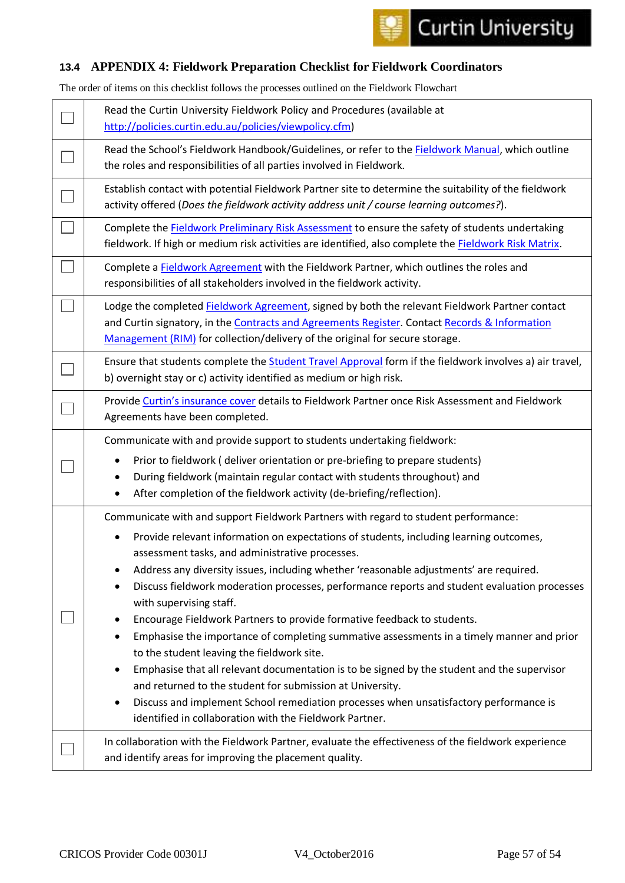## 13.4 APPENDIX 4: Fieldwork Preparation Checklist for Fieldwork Coordinators

The order of items on this checklist follows the processes outlined on the Fieldwork Flowchart

| | |
|---|---|
| ☐ | Read the Curtin University Fieldwork Policy and Procedures (available at http://policies.curtin.edu.au/policies/viewpolicy.cfm) |
| ☐ | Read the School's Fieldwork Handbook/Guidelines, or refer to the Fieldwork Manual, which outline the roles and responsibilities of all parties involved in Fieldwork. |
| ☐ | Establish contact with potential Fieldwork Partner site to determine the suitability of the fieldwork activity offered (*Does the fieldwork activity address unit / course learning outcomes?*). |
| ☐ | Complete the Fieldwork Preliminary Risk Assessment to ensure the safety of students undertaking fieldwork. If high or medium risk activities are identified, also complete the Fieldwork Risk Matrix. |
| ☐ | Complete a Fieldwork Agreement with the Fieldwork Partner, which outlines the roles and responsibilities of all stakeholders involved in the fieldwork activity. |
| ☐ | Lodge the completed Fieldwork Agreement, signed by both the relevant Fieldwork Partner contact and Curtin signatory, in the Contracts and Agreements Register. Contact Records & Information Management (RIM) for collection/delivery of the original for secure storage. |
| ☐ | Ensure that students complete the Student Travel Approval form if the fieldwork involves a) air travel, b) overnight stay or c) activity identified as medium or high risk. |
| ☐ | Provide Curtin's insurance cover details to Fieldwork Partner once Risk Assessment and Fieldwork Agreements have been completed. |
| ☐ | Communicate with and provide support to students undertaking fieldwork:<br>• Prior to fieldwork ( deliver orientation or pre-briefing to prepare students)<br>• During fieldwork (maintain regular contact with students throughout) and<br>• After completion of the fieldwork activity (de-briefing/reflection). |
| ☐ | Communicate with and support Fieldwork Partners with regard to student performance:<br>• Provide relevant information on expectations of students, including learning outcomes, assessment tasks, and administrative processes.<br>• Address any diversity issues, including whether 'reasonable adjustments' are required.<br>• Discuss fieldwork moderation processes, performance reports and student evaluation processes with supervising staff.<br>• Encourage Fieldwork Partners to provide formative feedback to students.<br>• Emphasise the importance of completing summative assessments in a timely manner and prior to the student leaving the fieldwork site.<br>• Emphasise that all relevant documentation is to be signed by the student and the supervisor and returned to the student for submission at University.<br>• Discuss and implement School remediation processes when unsatisfactory performance is identified in collaboration with the Fieldwork Partner. |
| ☐ | In collaboration with the Fieldwork Partner, evaluate the effectiveness of the fieldwork experience and identify areas for improving the placement quality. |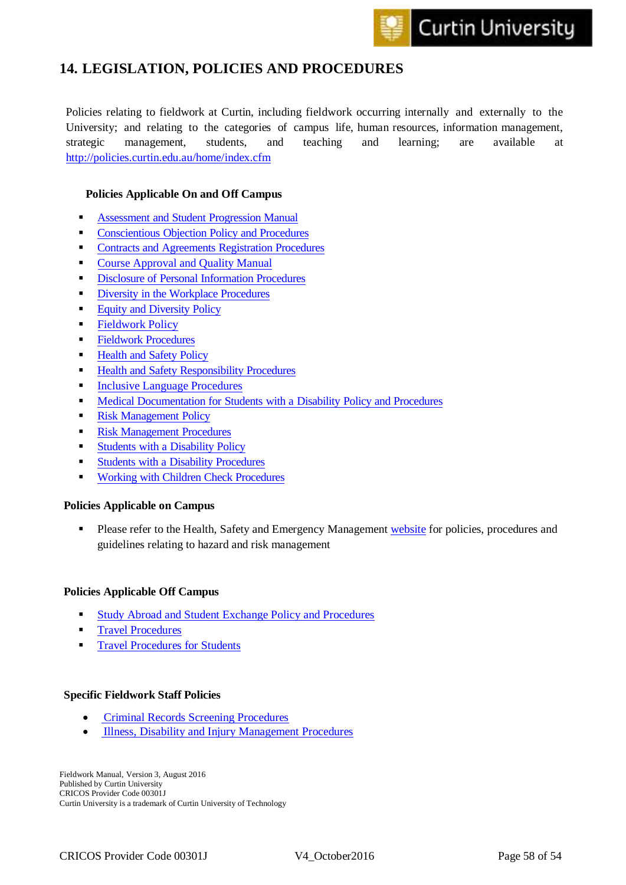## 14. LEGISLATION, POLICIES AND PROCEDURES

Policies relating to fieldwork at Curtin, including fieldwork occurring internally and externally to the University; and relating to the categories of campus life, human resources, information management, strategic management, students, and teaching and learning; are available at http://policies.curtin.edu.au/home/index.cfm

### Policies Applicable On and Off Campus

- Assessment and Student Progression Manual
- Conscientious Objection Policy and Procedures
- Contracts and Agreements Registration Procedures
- Course Approval and Quality Manual
- Disclosure of Personal Information Procedures
- Diversity in the Workplace Procedures
- Equity and Diversity Policy
- Fieldwork Policy
- Fieldwork Procedures
- Health and Safety Policy
- Health and Safety Responsibility Procedures
- Inclusive Language Procedures
- Medical Documentation for Students with a Disability Policy and Procedures
- Risk Management Policy
- Risk Management Procedures
- Students with a Disability Policy
- Students with a Disability Procedures
- Working with Children Check Procedures

### Policies Applicable on Campus

- Please refer to the Health, Safety and Emergency Management website for policies, procedures and guidelines relating to hazard and risk management

### Policies Applicable Off Campus

- Study Abroad and Student Exchange Policy and Procedures
- Travel Procedures
- Travel Procedures for Students

### Specific Fieldwork Staff Policies

- Criminal Records Screening Procedures
- Illness, Disability and Injury Management Procedures

Fieldwork Manual, Version 3, August 2016
Published by Curtin University
CRICOS Provider Code 00301J
Curtin University is a trademark of Curtin University of Technology